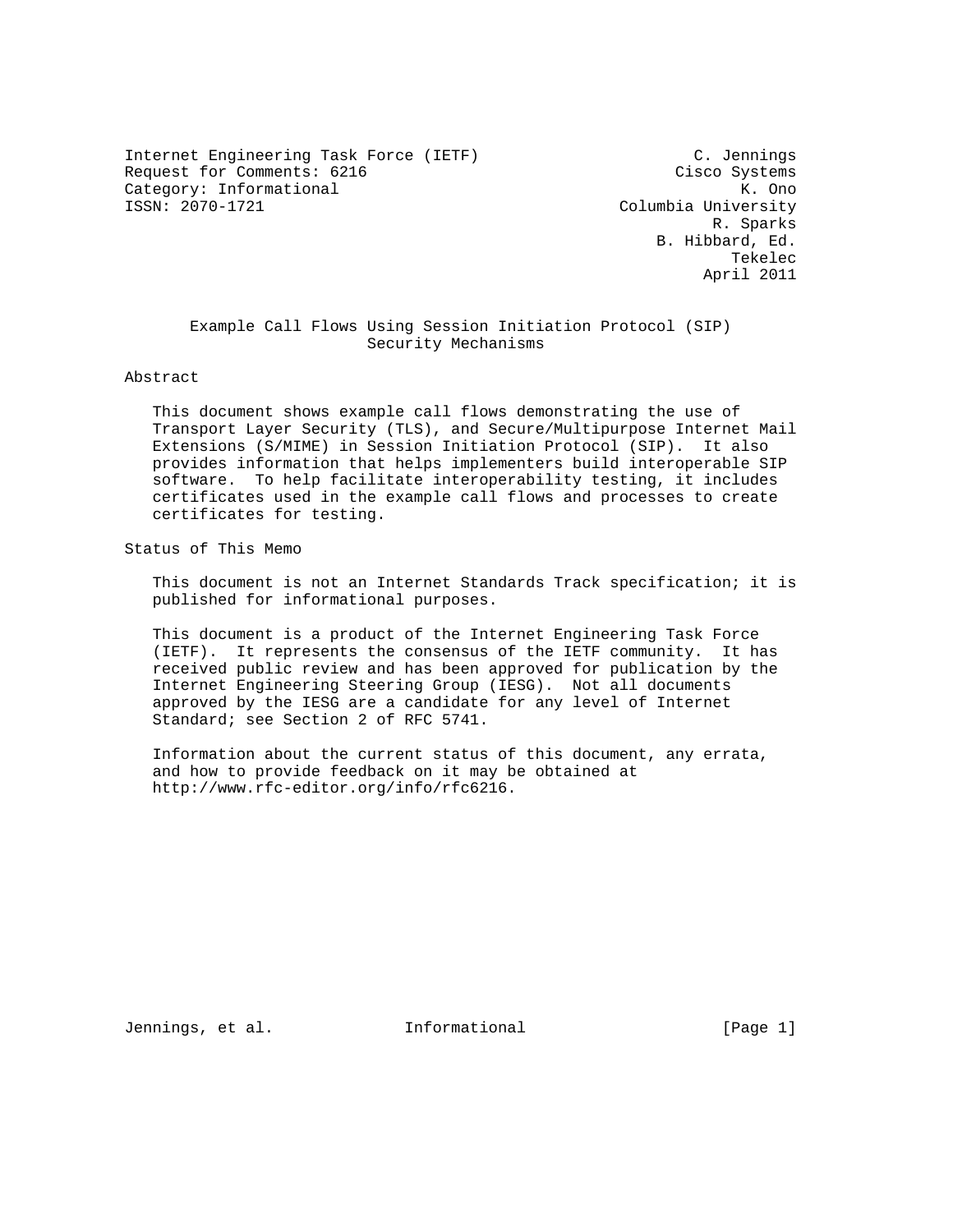Internet Engineering Task Force (IETF)  
Request for Comments: 6216  
Category: Informational  
ISSN: 2070-1721

C. Jennings  
Cisco Systems  
K. Ono  
Columbia University  
R. Sparks  
B. Hibbard, Ed.  
Tekelec  
April 2011

# Example Call Flows Using Session Initiation Protocol (SIP) Security Mechanisms

## Abstract

This document shows example call flows demonstrating the use of Transport Layer Security (TLS), and Secure/Multipurpose Internet Mail Extensions (S/MIME) in Session Initiation Protocol (SIP). It also provides information that helps implementers build interoperable SIP software. To help facilitate interoperability testing, it includes certificates used in the example call flows and processes to create certificates for testing.

## Status of This Memo

This document is not an Internet Standards Track specification; it is published for informational purposes.

This document is a product of the Internet Engineering Task Force (IETF). It represents the consensus of the IETF community. It has received public review and has been approved for publication by the Internet Engineering Steering Group (IESG). Not all documents approved by the IESG are a candidate for any level of Internet Standard; see Section 2 of RFC 5741.

Information about the current status of this document, any errata, and how to provide feedback on it may be obtained at http://www.rfc-editor.org/info/rfc6216.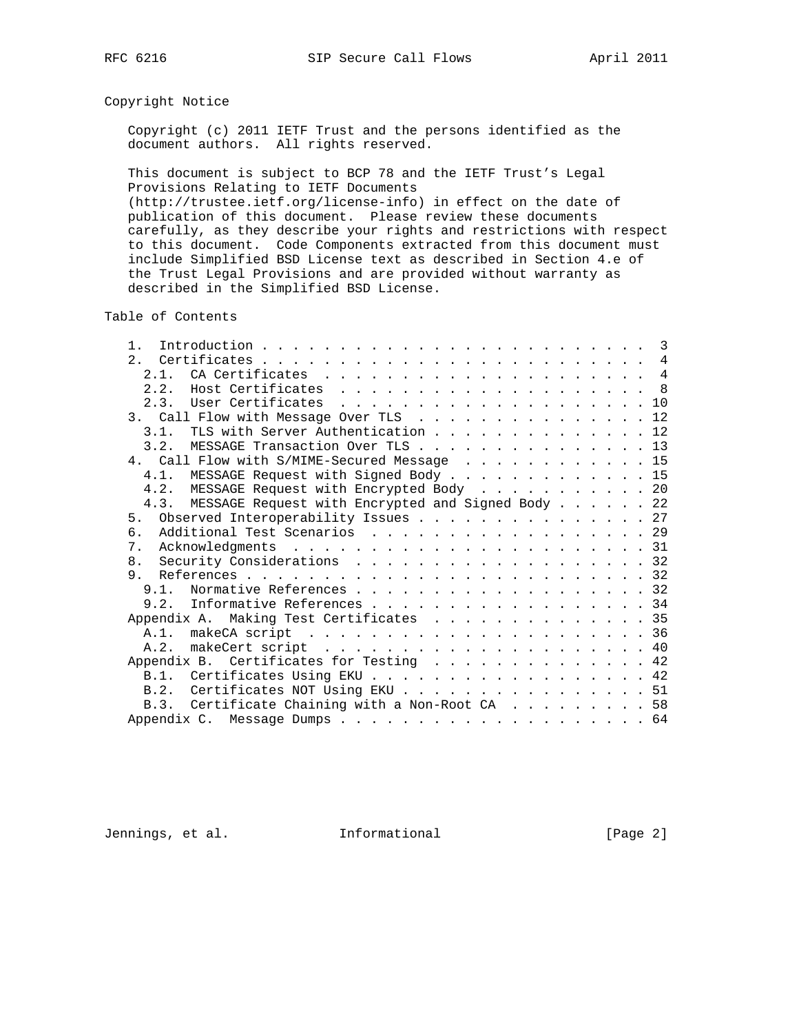## Copyright Notice

Copyright (c) 2011 IETF Trust and the persons identified as the document authors. All rights reserved.

This document is subject to BCP 78 and the IETF Trust's Legal Provisions Relating to IETF Documents (http://trustee.ietf.org/license-info) in effect on the date of publication of this document. Please review these documents carefully, as they describe your rights and restrictions with respect to this document. Code Components extracted from this document must include Simplified BSD License text as described in Section 4.e of the Trust Legal Provisions and are provided without warranty as described in the Simplified BSD License.

## Table of Contents

```
   1.  Introduction . . . . . . . . . . . . . . . . . . . . . . . . .  3
   2.  Certificates . . . . . . . . . . . . . . . . . . . . . . . . .  4
     2.1.  CA Certificates  . . . . . . . . . . . . . . . . . . . . .  4
     2.2.  Host Certificates  . . . . . . . . . . . . . . . . . . . .  8
     2.3.  User Certificates  . . . . . . . . . . . . . . . . . . . . 10
   3.  Call Flow with Message Over TLS  . . . . . . . . . . . . . . . 12
     3.1.  TLS with Server Authentication . . . . . . . . . . . . . . 12
     3.2.  MESSAGE Transaction Over TLS . . . . . . . . . . . . . . . 13
   4.  Call Flow with S/MIME-Secured Message  . . . . . . . . . . . . 15
     4.1.  MESSAGE Request with Signed Body . . . . . . . . . . . . . 15
     4.2.  MESSAGE Request with Encrypted Body  . . . . . . . . . . . 20
     4.3.  MESSAGE Request with Encrypted and Signed Body . . . . . . 22
   5.  Observed Interoperability Issues . . . . . . . . . . . . . . . 27
   6.  Additional Test Scenarios  . . . . . . . . . . . . . . . . . . 29
   7.  Acknowledgments  . . . . . . . . . . . . . . . . . . . . . . . 31
   8.  Security Considerations  . . . . . . . . . . . . . . . . . . . 32
   9.  References . . . . . . . . . . . . . . . . . . . . . . . . . . 32
     9.1.  Normative References . . . . . . . . . . . . . . . . . . . 32
     9.2.  Informative References . . . . . . . . . . . . . . . . . . 34
   Appendix A.  Making Test Certificates  . . . . . . . . . . . . . . 35
     A.1.  makeCA script  . . . . . . . . . . . . . . . . . . . . . . 36
     A.2.  makeCert script  . . . . . . . . . . . . . . . . . . . . . 40
   Appendix B.  Certificates for Testing  . . . . . . . . . . . . . . 42
     B.1.  Certificates Using EKU . . . . . . . . . . . . . . . . . . 42
     B.2.  Certificates NOT Using EKU . . . . . . . . . . . . . . . . 51
     B.3.  Certificate Chaining with a Non-Root CA  . . . . . . . . . 58
   Appendix C.  Message Dumps . . . . . . . . . . . . . . . . . . . . 64
```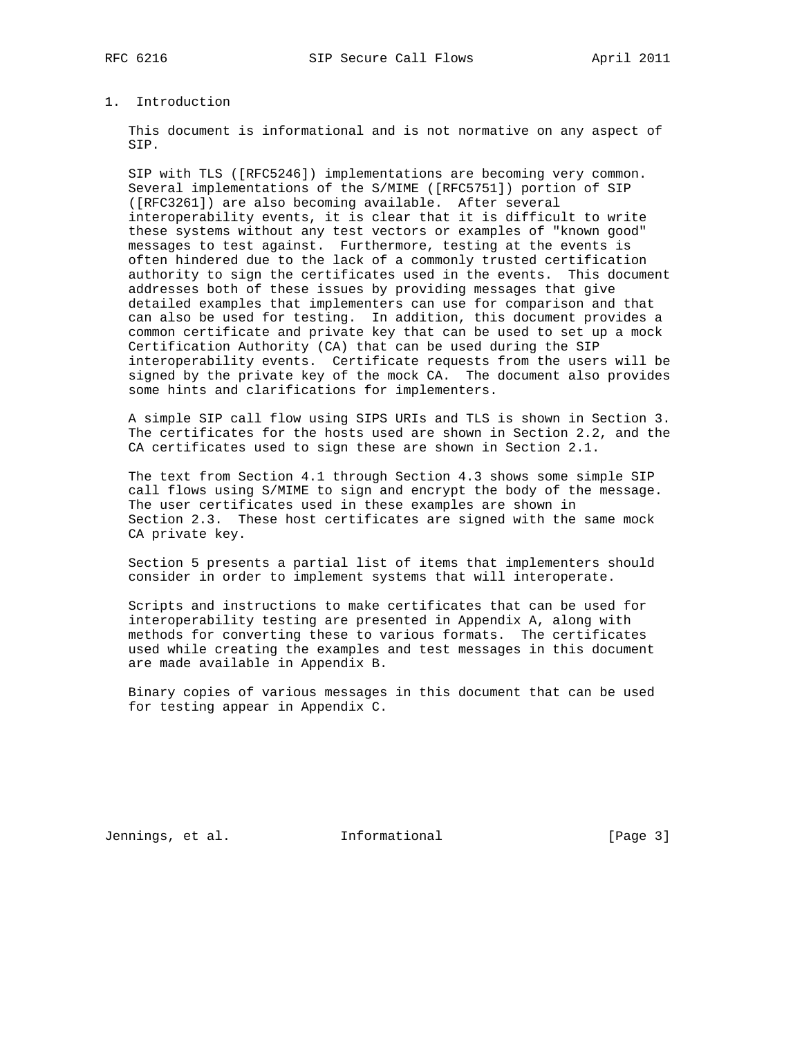# 1. Introduction

This document is informational and is not normative on any aspect of SIP.

SIP with TLS ([RFC5246]) implementations are becoming very common. Several implementations of the S/MIME ([RFC5751]) portion of SIP ([RFC3261]) are also becoming available. After several interoperability events, it is clear that it is difficult to write these systems without any test vectors or examples of "known good" messages to test against. Furthermore, testing at the events is often hindered due to the lack of a commonly trusted certification authority to sign the certificates used in the events. This document addresses both of these issues by providing messages that give detailed examples that implementers can use for comparison and that can also be used for testing. In addition, this document provides a common certificate and private key that can be used to set up a mock Certification Authority (CA) that can be used during the SIP interoperability events. Certificate requests from the users will be signed by the private key of the mock CA. The document also provides some hints and clarifications for implementers.

A simple SIP call flow using SIPS URIs and TLS is shown in Section 3. The certificates for the hosts used are shown in Section 2.2, and the CA certificates used to sign these are shown in Section 2.1.

The text from Section 4.1 through Section 4.3 shows some simple SIP call flows using S/MIME to sign and encrypt the body of the message. The user certificates used in these examples are shown in Section 2.3. These host certificates are signed with the same mock CA private key.

Section 5 presents a partial list of items that implementers should consider in order to implement systems that will interoperate.

Scripts and instructions to make certificates that can be used for interoperability testing are presented in Appendix A, along with methods for converting these to various formats. The certificates used while creating the examples and test messages in this document are made available in Appendix B.

Binary copies of various messages in this document that can be used for testing appear in Appendix C.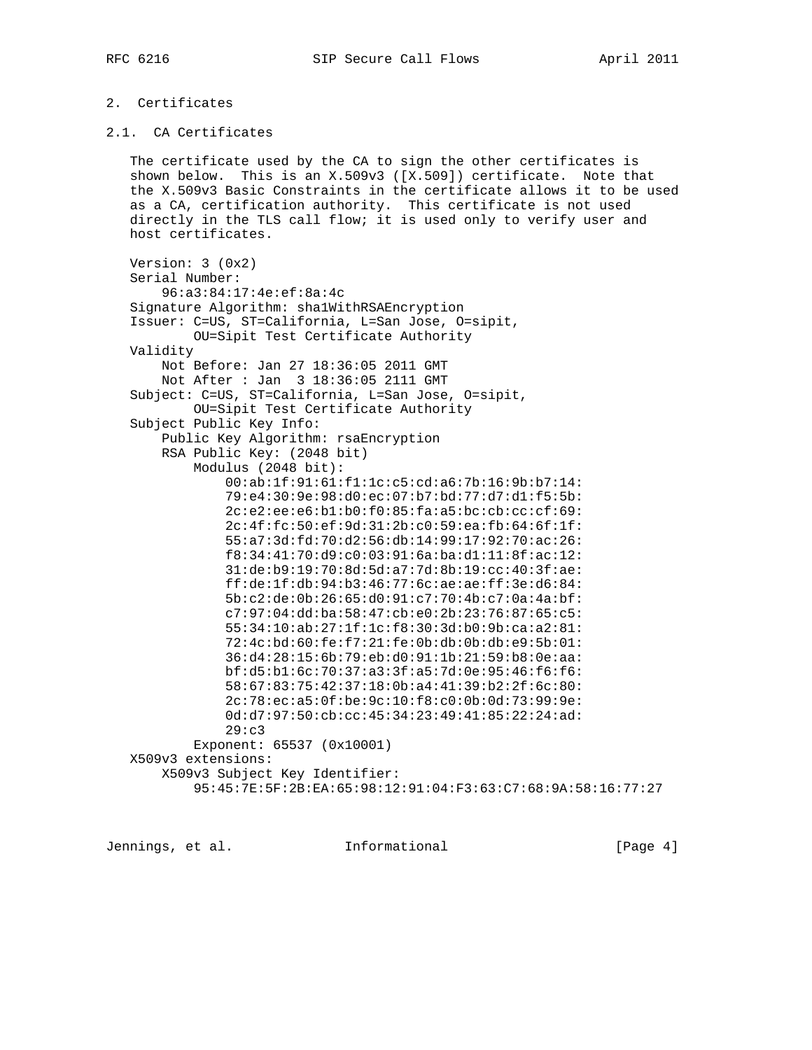## 2. Certificates

### 2.1. CA Certificates

The certificate used by the CA to sign the other certificates is shown below. This is an X.509v3 ([X.509]) certificate. Note that the X.509v3 Basic Constraints in the certificate allows it to be used as a CA, certification authority. This certificate is not used directly in the TLS call flow; it is used only to verify user and host certificates.

```
Version: 3 (0x2)
Serial Number:
    96:a3:84:17:4e:ef:8a:4c
Signature Algorithm: sha1WithRSAEncryption
Issuer: C=US, ST=California, L=San Jose, O=sipit,
        OU=Sipit Test Certificate Authority
Validity
    Not Before: Jan 27 18:36:05 2011 GMT
    Not After : Jan  3 18:36:05 2111 GMT
Subject: C=US, ST=California, L=San Jose, O=sipit,
        OU=Sipit Test Certificate Authority
Subject Public Key Info:
    Public Key Algorithm: rsaEncryption
    RSA Public Key: (2048 bit)
        Modulus (2048 bit):
            00:ab:1f:91:61:f1:1c:c5:cd:a6:7b:16:9b:b7:14:
            79:e4:30:9e:98:d0:ec:07:b7:bd:77:d7:d1:f5:5b:
            2c:e2:ee:e6:b1:b0:f0:85:fa:a5:bc:cb:cc:cf:69:
            2c:4f:fc:50:ef:9d:31:2b:c0:59:ea:fb:64:6f:1f:
            55:a7:3d:fd:70:d2:56:db:14:99:17:92:70:ac:26:
            f8:34:41:70:d9:c0:03:91:6a:ba:d1:11:8f:ac:12:
            31:de:b9:19:70:8d:5d:a7:7d:8b:19:cc:40:3f:ae:
            ff:de:1f:db:94:b3:46:77:6c:ae:ae:ff:3e:d6:84:
            5b:c2:de:0b:26:65:d0:91:c7:70:4b:c7:0a:4a:bf:
            c7:97:04:dd:ba:58:47:cb:e0:2b:23:76:87:65:c5:
            55:34:10:ab:27:1f:1c:f8:30:3d:b0:9b:ca:a2:81:
            72:4c:bd:60:fe:f7:21:fe:0b:db:0b:db:e9:5b:01:
            36:d4:28:15:6b:79:eb:d0:91:1b:21:59:b8:0e:aa:
            bf:d5:b1:6c:70:37:a3:3f:a5:7d:0e:95:46:f6:f6:
            58:67:83:75:42:37:18:0b:a4:41:39:b2:2f:6c:80:
            2c:78:ec:a5:0f:be:9c:10:f8:c0:0b:0d:73:99:9e:
            0d:d7:97:50:cb:cc:45:34:23:49:41:85:22:24:ad:
            29:c3
        Exponent: 65537 (0x10001)
X509v3 extensions:
    X509v3 Subject Key Identifier:
        95:45:7E:5F:2B:EA:65:98:12:91:04:F3:63:C7:68:9A:58:16:77:27
```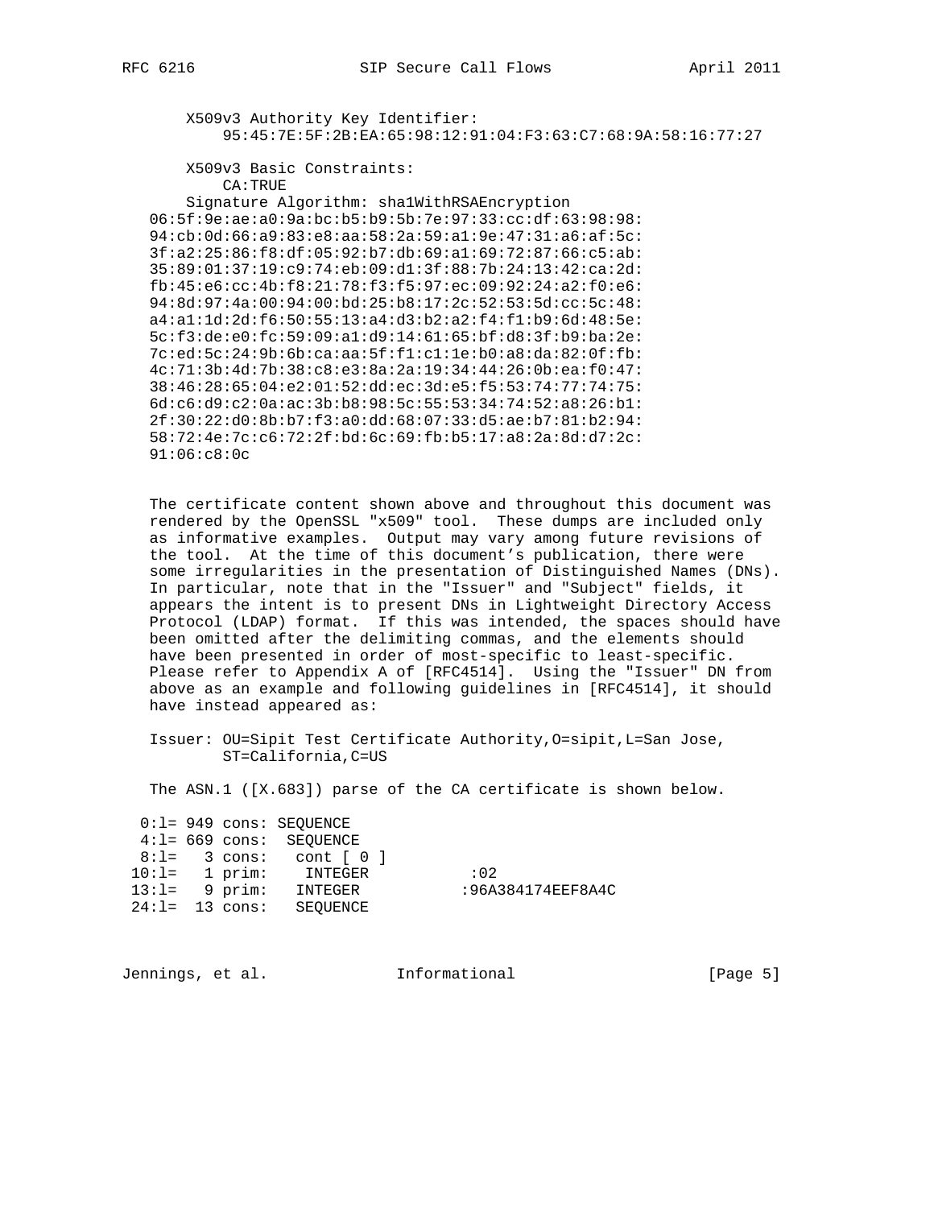```
      X509v3 Authority Key Identifier:
          95:45:7E:5F:2B:EA:65:98:12:91:04:F3:63:C7:68:9A:58:16:77:27

      X509v3 Basic Constraints:
          CA:TRUE
      Signature Algorithm: sha1WithRSAEncryption
   06:5f:9e:ae:a0:9a:bc:b5:b9:5b:7e:97:33:cc:df:63:98:98:
   94:cb:0d:66:a9:83:e8:aa:58:2a:59:a1:9e:47:31:a6:af:5c:
   3f:a2:25:86:f8:df:05:92:b7:db:69:a1:69:72:87:66:c5:ab:
   35:89:01:37:19:c9:74:eb:09:d1:3f:88:7b:24:13:42:ca:2d:
   fb:45:e6:cc:4b:f8:21:78:f3:f5:97:ec:09:92:24:a2:f0:e6:
   94:8d:97:4a:00:94:00:bd:25:b8:17:2c:52:53:5d:cc:5c:48:
   a4:a1:1d:2d:f6:50:55:13:a4:d3:b2:a2:f4:f1:b9:6d:48:5e:
   5c:f3:de:e0:fc:59:09:a1:d9:14:61:65:bf:d8:3f:b9:ba:2e:
   7c:ed:5c:24:9b:6b:ca:aa:5f:f1:c1:1e:b0:a8:da:82:0f:fb:
   4c:71:3b:4d:7b:38:c8:e3:8a:2a:19:34:44:26:0b:ea:f0:47:
   38:46:28:65:04:e2:01:52:dd:ec:3d:e5:f5:53:74:77:74:75:
   6d:c6:d9:c2:0a:ac:3b:b8:98:5c:55:53:34:74:52:a8:26:b1:
   2f:30:22:d0:8b:b7:f3:a0:dd:68:07:33:d5:ae:b7:81:b2:94:
   58:72:4e:7c:c6:72:2f:bd:6c:69:fb:b5:17:a8:2a:8d:d7:2c:
   91:06:c8:0c
```

The certificate content shown above and throughout this document was rendered by the OpenSSL "x509" tool. These dumps are included only as informative examples. Output may vary among future revisions of the tool. At the time of this document's publication, there were some irregularities in the presentation of Distinguished Names (DNs). In particular, note that in the "Issuer" and "Subject" fields, it appears the intent is to present DNs in Lightweight Directory Access Protocol (LDAP) format. If this was intended, the spaces should have been omitted after the delimiting commas, and the elements should have been presented in order of most-specific to least-specific. Please refer to Appendix A of [RFC4514]. Using the "Issuer" DN from above as an example and following guidelines in [RFC4514], it should have instead appeared as:

```
Issuer: OU=Sipit Test Certificate Authority,O=sipit,L=San Jose,
        ST=California,C=US
```

The ASN.1 ([X.683]) parse of the CA certificate is shown below.

```
  0:l= 949 cons: SEQUENCE
  4:l= 669 cons:  SEQUENCE
  8:l=   3 cons:   cont [ 0 ]
 10:l=   1 prim:    INTEGER           :02
 13:l=   9 prim:   INTEGER           :96A384174EEF8A4C
 24:l=  13 cons:   SEQUENCE
```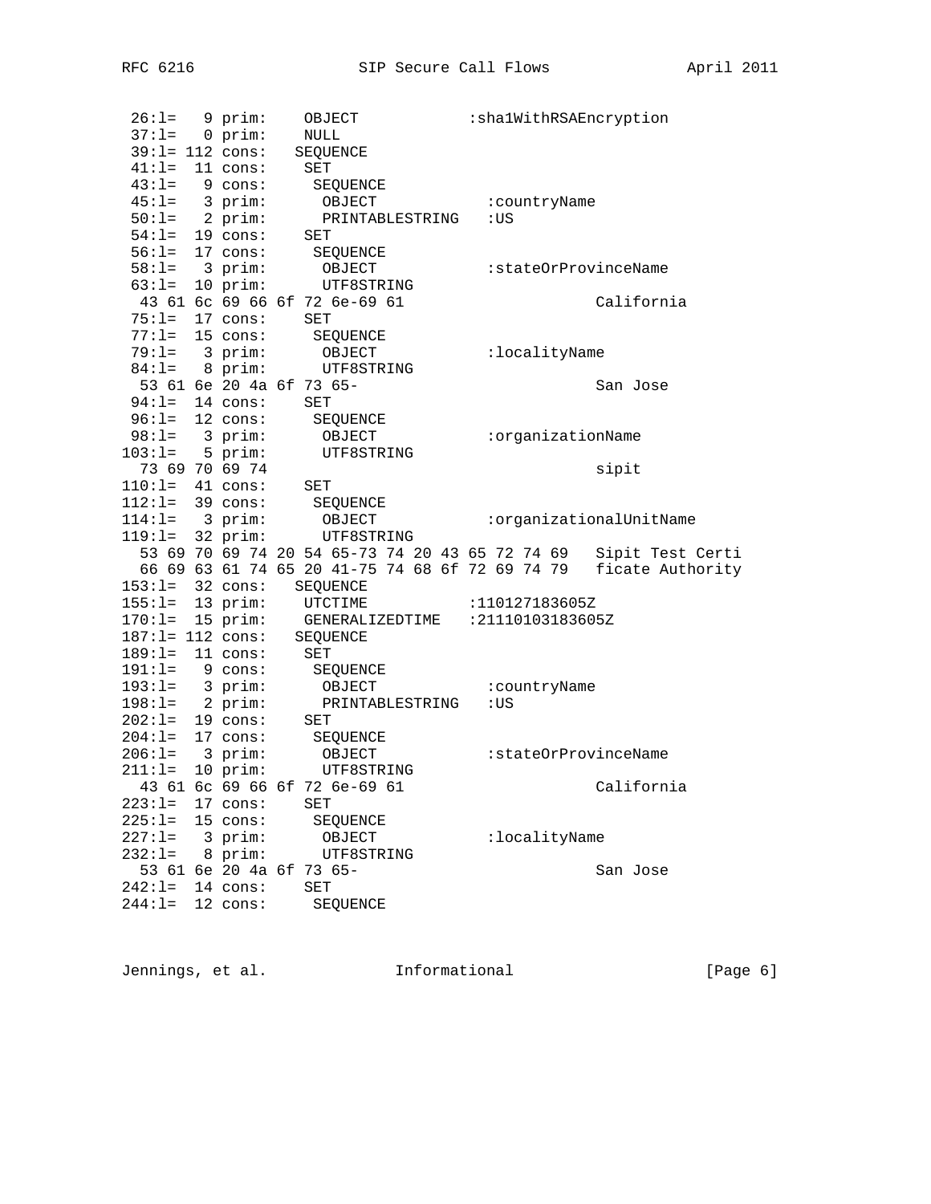```
 26:l=   9 prim:     OBJECT             :sha1WithRSAEncryption
 37:l=   0 prim:     NULL
 39:l= 112 cons:    SEQUENCE
 41:l=  11 cons:     SET
 43:l=   9 cons:      SEQUENCE
 45:l=   3 prim:       OBJECT             :countryName
 50:l=   2 prim:       PRINTABLESTRING    :US
 54:l=  19 cons:     SET
 56:l=  17 cons:      SEQUENCE
 58:l=   3 prim:       OBJECT             :stateOrProvinceName
 63:l=  10 prim:       UTF8STRING
  43 61 6c 69 66 6f 72 6e-69 61                      California
 75:l=  17 cons:     SET
 77:l=  15 cons:      SEQUENCE
 79:l=   3 prim:       OBJECT             :localityName
 84:l=   8 prim:       UTF8STRING
  53 61 6e 20 4a 6f 73 65-                           San Jose
 94:l=  14 cons:     SET
 96:l=  12 cons:      SEQUENCE
 98:l=   3 prim:       OBJECT             :organizationName
103:l=   5 prim:       UTF8STRING
  73 69 70 69 74                                     sipit
110:l=  41 cons:     SET
112:l=  39 cons:      SEQUENCE
114:l=   3 prim:       OBJECT             :organizationalUnitName
119:l=  32 prim:       UTF8STRING
  53 69 70 69 74 20 54 65-73 74 20 43 65 72 74 69   Sipit Test Certi
  66 69 63 61 74 65 20 41-75 74 68 6f 72 69 74 79   ficate Authority
153:l=  32 cons:    SEQUENCE
155:l=  13 prim:     UTCTIME            :110127183605Z
170:l=  15 prim:     GENERALIZEDTIME    :21110103183605Z
187:l= 112 cons:    SEQUENCE
189:l=  11 cons:     SET
191:l=   9 cons:      SEQUENCE
193:l=   3 prim:       OBJECT             :countryName
198:l=   2 prim:       PRINTABLESTRING    :US
202:l=  19 cons:     SET
204:l=  17 cons:      SEQUENCE
206:l=   3 prim:       OBJECT             :stateOrProvinceName
211:l=  10 prim:       UTF8STRING
  43 61 6c 69 66 6f 72 6e-69 61                      California
223:l=  17 cons:     SET
225:l=  15 cons:      SEQUENCE
227:l=   3 prim:       OBJECT             :localityName
232:l=   8 prim:       UTF8STRING
  53 61 6e 20 4a 6f 73 65-                           San Jose
242:l=  14 cons:     SET
244:l=  12 cons:      SEQUENCE
```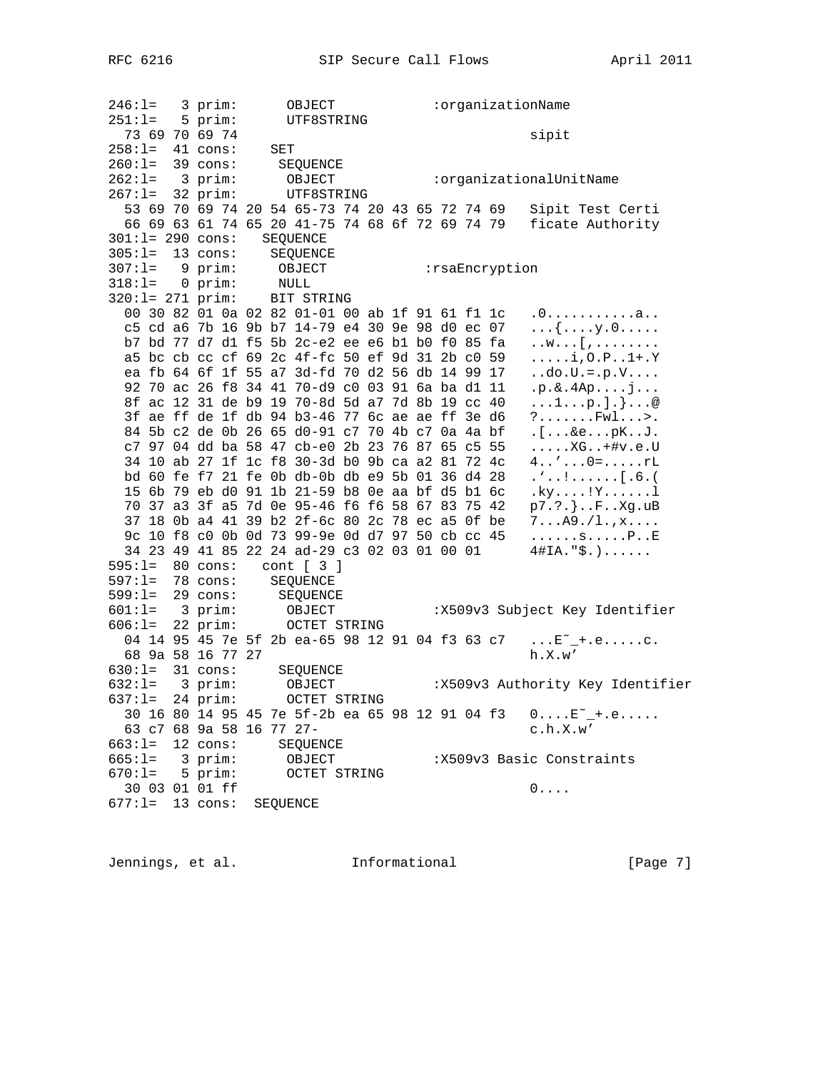```
246:l=   3 prim:       OBJECT            :organizationName
251:l=   5 prim:       UTF8STRING
  73 69 70 69 74                                       sipit
258:l=  41 cons:     SET
260:l=  39 cons:      SEQUENCE
262:l=   3 prim:       OBJECT            :organizationalUnitName
267:l=  32 prim:       UTF8STRING
  53 69 70 69 74 20 54 65-73 74 20 43 65 72 74 69   Sipit Test Certi
  66 69 63 61 74 65 20 41-75 74 68 6f 72 69 74 79   ficate Authority
301:l= 290 cons:   SEQUENCE
305:l=  13 cons:     SEQUENCE
307:l=   9 prim:      OBJECT            :rsaEncryption
318:l=   0 prim:      NULL
320:l= 271 prim:     BIT STRING
  00 30 82 01 0a 02 82 01-01 00 ab 1f 91 61 f1 1c   .0...........a..
  c5 cd a6 7b 16 9b b7 14-79 e4 30 9e 98 d0 ec 07   ...{....y.0.....
  b7 bd 77 d7 d1 f5 5b 2c-e2 ee e6 b1 b0 f0 85 fa   ..w...[,........
  a5 bc cb cc cf 69 2c 4f-fc 50 ef 9d 31 2b c0 59   .....i,O.P..1+.Y
  ea fb 64 6f 1f 55 a7 3d-fd 70 d2 56 db 14 99 17   ..do.U.=.p.V....
  92 70 ac 26 f8 34 41 70-d9 c0 03 91 6a ba d1 11   .p.&.4Ap....j...
  8f ac 12 31 de b9 19 70-8d 5d a7 7d 8b 19 cc 40   ...1...p.].}...@
  3f ae ff de 1f db 94 b3-46 77 6c ae ae ff 3e d6   ?.......Fwl...>.
  84 5b c2 de 0b 26 65 d0-91 c7 70 4b c7 0a 4a bf   .[...&e...pK..J.
  c7 97 04 dd ba 58 47 cb-e0 2b 23 76 87 65 c5 55   .....XG..+#v.e.U
  34 10 ab 27 1f 1c f8 30-3d b0 9b ca a2 81 72 4c   4..'...0=.....rL
  bd 60 fe f7 21 fe 0b db-0b db e9 5b 01 36 d4 28   .`..!......[.6.(
  15 6b 79 eb d0 91 1b 21-59 b8 0e aa bf d5 b1 6c   .ky....!Y......l
  70 37 a3 3f a5 7d 0e 95-46 f6 f6 58 67 83 75 42   p7.?.}..F..Xg.uB
  37 18 0b a4 41 39 b2 2f-6c 80 2c 78 ec a5 0f be   7...A9./l.,x....
  9c 10 f8 c0 0b 0d 73 99-9e 0d d7 97 50 cb cc 45   ......s.....P..E
  34 23 49 41 85 22 24 ad-29 c3 02 03 01 00 01      4#IA."$.)......
595:l=  80 cons:   cont [ 3 ]
597:l=  78 cons:     SEQUENCE
599:l=  29 cons:      SEQUENCE
601:l=   3 prim:       OBJECT            :X509v3 Subject Key Identifier
606:l=  22 prim:       OCTET STRING
  04 14 95 45 7e 5f 2b ea-65 98 12 91 04 f3 63 c7   ...E~_+.e.....c.
  68 9a 58 16 77 27                                 h.X.w'
630:l=  31 cons:      SEQUENCE
632:l=   3 prim:       OBJECT            :X509v3 Authority Key Identifier
637:l=  24 prim:       OCTET STRING
  30 16 80 14 95 45 7e 5f-2b ea 65 98 12 91 04 f3   0....E~_+.e.....
  63 c7 68 9a 58 16 77 27-                          c.h.X.w'
663:l=  12 cons:      SEQUENCE
665:l=   3 prim:       OBJECT            :X509v3 Basic Constraints
670:l=   5 prim:       OCTET STRING
  30 03 01 01 ff                                    0....
677:l=  13 cons:  SEQUENCE
```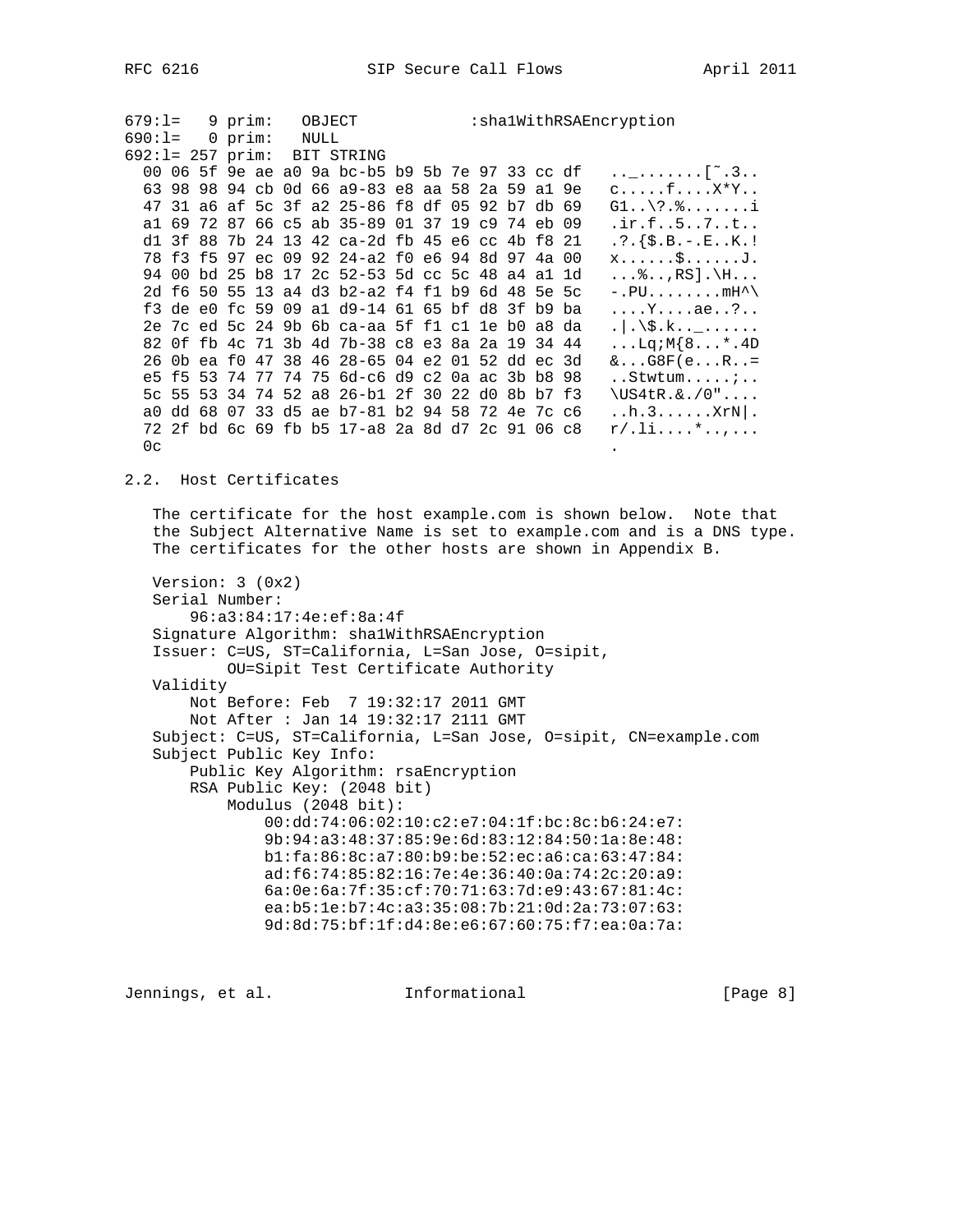```
679:l=   9 prim:   OBJECT            :sha1WithRSAEncryption
690:l=   0 prim:   NULL
692:l= 257 prim:  BIT STRING
  00 06 5f 9e ae a0 9a bc-b5 b9 5b 7e 97 33 cc df   .._.......[~.3..
  63 98 98 94 cb 0d 66 a9-83 e8 aa 58 2a 59 a1 9e   c.....f....X*Y..
  47 31 a6 af 5c 3f a2 25-86 f8 df 05 92 b7 db 69   G1..\?.%.......i
  a1 69 72 87 66 c5 ab 35-89 01 37 19 c9 74 eb 09   .ir.f..5..7..t..
  d1 3f 88 7b 24 13 42 ca-2d fb 45 e6 cc 4b f8 21   .?.{$.B.-.E..K.!
  78 f3 f5 97 ec 09 92 24-a2 f0 e6 94 8d 97 4a 00   x......$......J.
  94 00 bd 25 b8 17 2c 52-53 5d cc 5c 48 a4 a1 1d   ...%..,RS].\H...
  2d f6 50 55 13 a4 d3 b2-a2 f4 f1 b9 6d 48 5e 5c   -.PU........mH^\
  f3 de e0 fc 59 09 a1 d9-14 61 65 bf d8 3f b9 ba   ....Y....ae..?..
  2e 7c ed 5c 24 9b 6b ca-aa 5f f1 c1 1e b0 a8 da   .|.\$.k.._......
  82 0f fb 4c 71 3b 4d 7b-38 c8 e3 8a 2a 19 34 44   ...Lq;M{8...*.4D
  26 0b ea f0 47 38 46 28-65 04 e2 01 52 dd ec 3d   &...G8F(e...R..=
  e5 f5 53 74 77 74 75 6d-c6 d9 c2 0a ac 3b b8 98   ..Stwtum.....;..
  5c 55 53 34 74 52 a8 26-b1 2f 30 22 d0 8b b7 f3   \US4tR.&./0"....
  a0 dd 68 07 33 d5 ae b7-81 b2 94 58 72 4e 7c c6   ..h.3......XrN|.
  72 2f bd 6c 69 fb b5 17-a8 2a 8d d7 2c 91 06 c8   r/.li....*..,...
  0c                                                .
```

## 2.2. Host Certificates

The certificate for the host example.com is shown below. Note that the Subject Alternative Name is set to example.com and is a DNS type. The certificates for the other hosts are shown in Appendix B.

```
Version: 3 (0x2)
Serial Number:
    96:a3:84:17:4e:ef:8a:4f
Signature Algorithm: sha1WithRSAEncryption
Issuer: C=US, ST=California, L=San Jose, O=sipit,
        OU=Sipit Test Certificate Authority
Validity
    Not Before: Feb  7 19:32:17 2011 GMT
    Not After : Jan 14 19:32:17 2111 GMT
Subject: C=US, ST=California, L=San Jose, O=sipit, CN=example.com
Subject Public Key Info:
    Public Key Algorithm: rsaEncryption
    RSA Public Key: (2048 bit)
        Modulus (2048 bit):
            00:dd:74:06:02:10:c2:e7:04:1f:bc:8c:b6:24:e7:
            9b:94:a3:48:37:85:9e:6d:83:12:84:50:1a:8e:48:
            b1:fa:86:8c:a7:80:b9:be:52:ec:a6:ca:63:47:84:
            ad:f6:74:85:82:16:7e:4e:36:40:0a:74:2c:20:a9:
            6a:0e:6a:7f:35:cf:70:71:63:7d:e9:43:67:81:4c:
            ea:b5:1e:b7:4c:a3:35:08:7b:21:0d:2a:73:07:63:
            9d:8d:75:bf:1f:d4:8e:e6:67:60:75:f7:ea:0a:7a:
```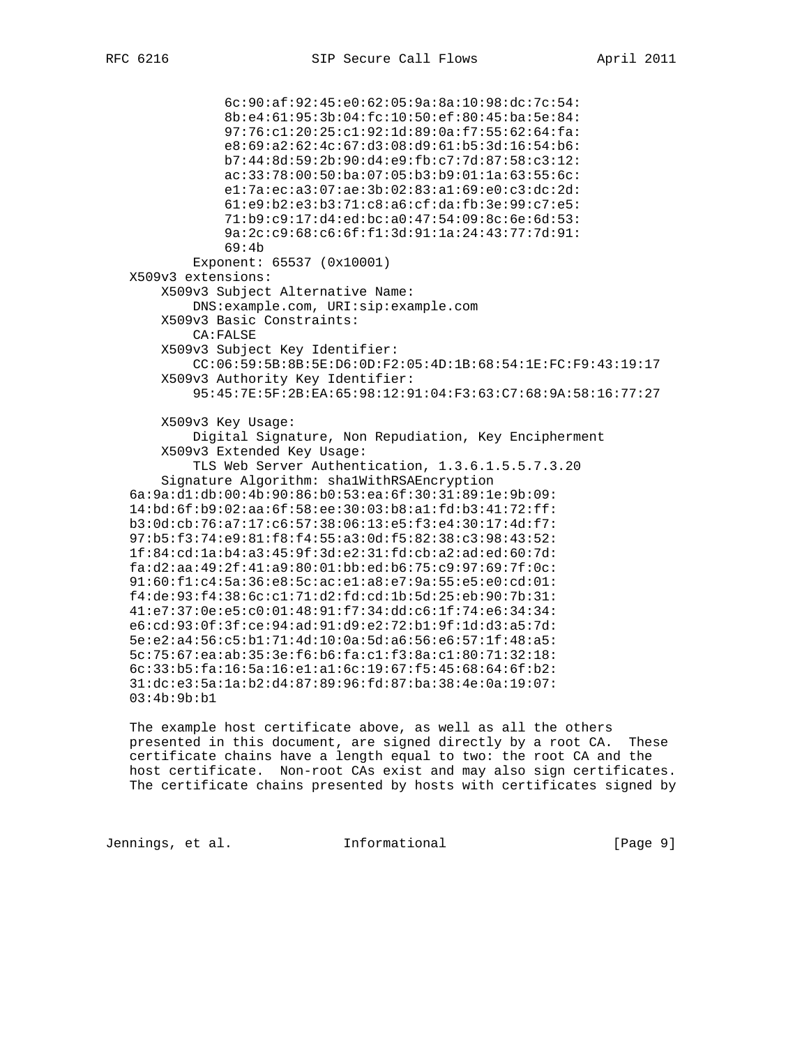```
              6c:90:af:92:45:e0:62:05:9a:8a:10:98:dc:7c:54:
              8b:e4:61:95:3b:04:fc:10:50:ef:80:45:ba:5e:84:
              97:76:c1:20:25:c1:92:1d:89:0a:f7:55:62:64:fa:
              e8:69:a2:62:4c:67:d3:08:d9:61:b5:3d:16:54:b6:
              b7:44:8d:59:2b:90:d4:e9:fb:c7:7d:87:58:c3:12:
              ac:33:78:00:50:ba:07:05:b3:b9:01:1a:63:55:6c:
              e1:7a:ec:a3:07:ae:3b:02:83:a1:69:e0:c3:dc:2d:
              61:e9:b2:e3:b3:71:c8:a6:cf:da:fb:3e:99:c7:e5:
              71:b9:c9:17:d4:ed:bc:a0:47:54:09:8c:6e:6d:53:
              9a:2c:c9:68:c6:6f:f1:3d:91:1a:24:43:77:7d:91:
              69:4b
          Exponent: 65537 (0x10001)
   X509v3 extensions:
       X509v3 Subject Alternative Name:
           DNS:example.com, URI:sip:example.com
       X509v3 Basic Constraints:
           CA:FALSE
       X509v3 Subject Key Identifier:
           CC:06:59:5B:8B:5E:D6:0D:F2:05:4D:1B:68:54:1E:FC:F9:43:19:17
       X509v3 Authority Key Identifier:
           95:45:7E:5F:2B:EA:65:98:12:91:04:F3:63:C7:68:9A:58:16:77:27

       X509v3 Key Usage:
           Digital Signature, Non Repudiation, Key Encipherment
       X509v3 Extended Key Usage:
           TLS Web Server Authentication, 1.3.6.1.5.5.7.3.20
       Signature Algorithm: sha1WithRSAEncryption
   6a:9a:d1:db:00:4b:90:86:b0:53:ea:6f:30:31:89:1e:9b:09:
   14:bd:6f:b9:02:aa:6f:58:ee:30:03:b8:a1:fd:b3:41:72:ff:
   b3:0d:cb:76:a7:17:c6:57:38:06:13:e5:f3:e4:30:17:4d:f7:
   97:b5:f3:74:e9:81:f8:f4:55:a3:0d:f5:82:38:c3:98:43:52:
   1f:84:cd:1a:b4:a3:45:9f:3d:e2:31:fd:cb:a2:ad:ed:60:7d:
   fa:d2:aa:49:2f:41:a9:80:01:bb:ed:b6:75:c9:97:69:7f:0c:
   91:60:f1:c4:5a:36:e8:5c:ac:e1:a8:e7:9a:55:e5:e0:cd:01:
   f4:de:93:f4:38:6c:c1:71:d2:fd:cd:1b:5d:25:eb:90:7b:31:
   41:e7:37:0e:e5:c0:01:48:91:f7:34:dd:c6:1f:74:e6:34:34:
   e6:cd:93:0f:3f:ce:94:ad:91:d9:e2:72:b1:9f:1d:d3:a5:7d:
   5e:e2:a4:56:c5:b1:71:4d:10:0a:5d:a6:56:e6:57:1f:48:a5:
   5c:75:67:ea:ab:35:3e:f6:b6:fa:c1:f3:8a:c1:80:71:32:18:
   6c:33:b5:fa:16:5a:16:e1:a1:6c:19:67:f5:45:68:64:6f:b2:
   31:dc:e3:5a:1a:b2:d4:87:89:96:fd:87:ba:38:4e:0a:19:07:
   03:4b:9b:b1
```

The example host certificate above, as well as all the others presented in this document, are signed directly by a root CA. These certificate chains have a length equal to two: the root CA and the host certificate. Non-root CAs exist and may also sign certificates. The certificate chains presented by hosts with certificates signed by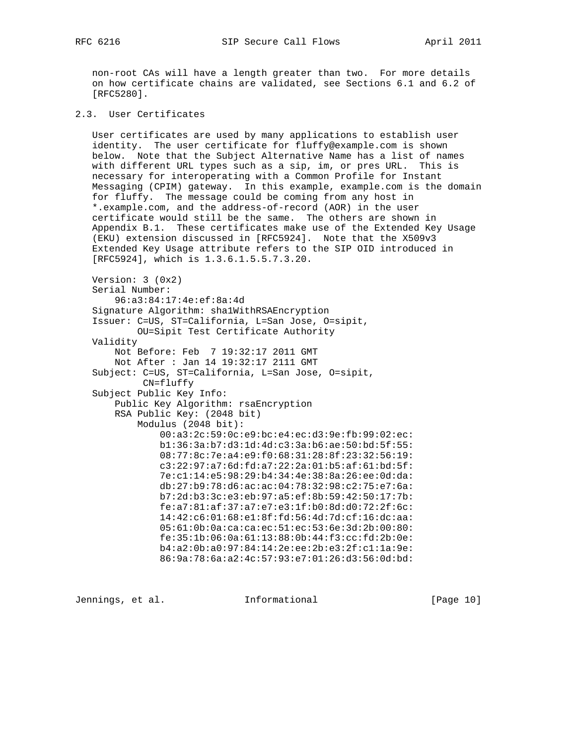non-root CAs will have a length greater than two. For more details on how certificate chains are validated, see Sections 6.1 and 6.2 of [RFC5280].

## 2.3. User Certificates

User certificates are used by many applications to establish user identity. The user certificate for fluffy@example.com is shown below. Note that the Subject Alternative Name has a list of names with different URL types such as a sip, im, or pres URL. This is necessary for interoperating with a Common Profile for Instant Messaging (CPIM) gateway. In this example, example.com is the domain for fluffy. The message could be coming from any host in *.example.com, and the address-of-record (AOR) in the user certificate would still be the same. The others are shown in Appendix B.1. These certificates make use of the Extended Key Usage (EKU) extension discussed in [RFC5924]. Note that the X509v3 Extended Key Usage attribute refers to the SIP OID introduced in [RFC5924], which is 1.3.6.1.5.5.7.3.20.

```
Version: 3 (0x2)
Serial Number:
    96:a3:84:17:4e:ef:8a:4d
Signature Algorithm: sha1WithRSAEncryption
Issuer: C=US, ST=California, L=San Jose, O=sipit,
        OU=Sipit Test Certificate Authority
Validity
    Not Before: Feb  7 19:32:17 2011 GMT
    Not After : Jan 14 19:32:17 2111 GMT
Subject: C=US, ST=California, L=San Jose, O=sipit,
         CN=fluffy
Subject Public Key Info:
    Public Key Algorithm: rsaEncryption
    RSA Public Key: (2048 bit)
        Modulus (2048 bit):
            00:a3:2c:59:0c:e9:bc:e4:ec:d3:9e:fb:99:02:ec:
            b1:36:3a:b7:d3:1d:4d:c3:3a:b6:ae:50:bd:5f:55:
            08:77:8c:7e:a4:e9:f0:68:31:28:8f:23:32:56:19:
            c3:22:97:a7:6d:fd:a7:22:2a:01:b5:af:61:bd:5f:
            7e:c1:14:e5:98:29:b4:34:4e:38:8a:26:ee:0d:da:
            db:27:b9:78:d6:ac:ac:04:78:32:98:c2:75:e7:6a:
            b7:2d:b3:3c:e3:eb:97:a5:ef:8b:59:42:50:17:7b:
            fe:a7:81:af:37:a7:e7:e3:1f:b0:8d:d0:72:2f:6c:
            14:42:c6:01:68:e1:8f:fd:56:4d:7d:cf:16:dc:aa:
            05:61:0b:0a:ca:ca:ec:51:ec:53:6e:3d:2b:00:80:
            fe:35:1b:06:0a:61:13:88:0b:44:f3:cc:fd:2b:0e:
            b4:a2:0b:a0:97:84:14:2e:ee:2b:e3:2f:c1:1a:9e:
            86:9a:78:6a:a2:4c:57:93:e7:01:26:d3:56:0d:bd:
```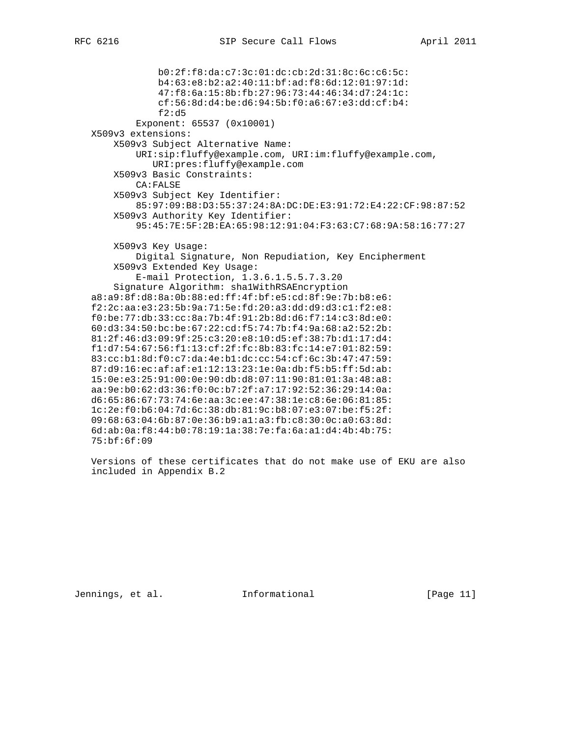```
            b0:2f:f8:da:c7:3c:01:dc:cb:2d:31:8c:6c:c6:5c:
            b4:63:e8:b2:a2:40:11:bf:ad:f8:6d:12:01:97:1d:
            47:f8:6a:15:8b:fb:27:96:73:44:46:34:d7:24:1c:
            cf:56:8d:d4:be:d6:94:5b:f0:a6:67:e3:dd:cf:b4:
            f2:d5
        Exponent: 65537 (0x10001)
X509v3 extensions:
    X509v3 Subject Alternative Name:
        URI:sip:fluffy@example.com, URI:im:fluffy@example.com,
           URI:pres:fluffy@example.com
    X509v3 Basic Constraints:
        CA:FALSE
    X509v3 Subject Key Identifier:
        85:97:09:B8:D3:55:37:24:8A:DC:DE:E3:91:72:E4:22:CF:98:87:52
    X509v3 Authority Key Identifier:
        95:45:7E:5F:2B:EA:65:98:12:91:04:F3:63:C7:68:9A:58:16:77:27

    X509v3 Key Usage:
        Digital Signature, Non Repudiation, Key Encipherment
    X509v3 Extended Key Usage:
        E-mail Protection, 1.3.6.1.5.5.7.3.20
    Signature Algorithm: sha1WithRSAEncryption
a8:a9:8f:d8:8a:0b:88:ed:ff:4f:bf:e5:cd:8f:9e:7b:b8:e6:
f2:2c:aa:e3:23:5b:9a:71:5e:fd:20:a3:dd:d9:d3:c1:f2:e8:
f0:be:77:db:33:cc:8a:7b:4f:91:2b:8d:d6:f7:14:c3:8d:e0:
60:d3:34:50:bc:be:67:22:cd:f5:74:7b:f4:9a:68:a2:52:2b:
81:2f:46:d3:09:9f:25:c3:20:e8:10:d5:ef:38:7b:d1:17:d4:
f1:d7:54:67:56:f1:13:cf:2f:fc:8b:83:fc:14:e7:01:82:59:
83:cc:b1:8d:f0:c7:da:4e:b1:dc:cc:54:cf:6c:3b:47:47:59:
87:d9:16:ec:af:af:e1:12:13:23:1e:0a:db:f5:b5:ff:5d:ab:
15:0e:e3:25:91:00:0e:90:db:d8:07:11:90:81:01:3a:48:a8:
aa:9e:b0:62:d3:36:f0:0c:b7:2f:a7:17:92:52:36:29:14:0a:
d6:65:86:67:73:74:6e:aa:3c:ee:47:38:1e:c8:6e:06:81:85:
1c:2e:f0:b6:04:7d:6c:38:db:81:9c:b8:07:e3:07:be:f5:2f:
09:68:63:04:6b:87:0e:36:b9:a1:a3:fb:c8:30:0c:a0:63:8d:
6d:ab:0a:f8:44:b0:78:19:1a:38:7e:fa:6a:a1:d4:4b:4b:75:
75:bf:6f:09
```

Versions of these certificates that do not make use of EKU are also included in Appendix B.2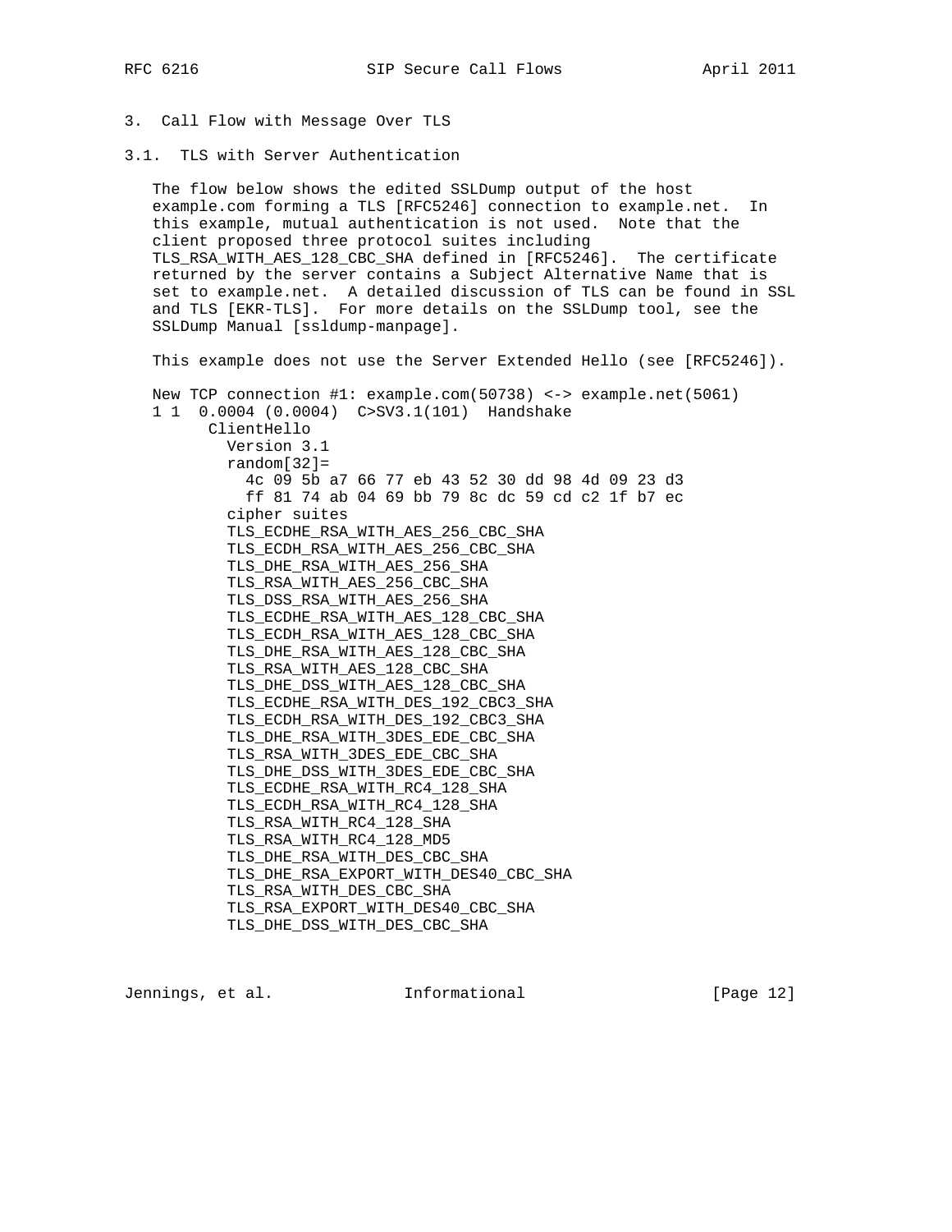## 3. Call Flow with Message Over TLS

### 3.1. TLS with Server Authentication

The flow below shows the edited SSLDump output of the host example.com forming a TLS [RFC5246] connection to example.net. In this example, mutual authentication is not used. Note that the client proposed three protocol suites including TLS_RSA_WITH_AES_128_CBC_SHA defined in [RFC5246]. The certificate returned by the server contains a Subject Alternative Name that is set to example.net. A detailed discussion of TLS can be found in SSL and TLS [EKR-TLS]. For more details on the SSLDump tool, see the SSLDump Manual [ssldump-manpage].

This example does not use the Server Extended Hello (see [RFC5246]).

```
New TCP connection #1: example.com(50738) <-> example.net(5061)
1 1  0.0004 (0.0004)  C>SV3.1(101)  Handshake
      ClientHello
        Version 3.1
        random[32]=
          4c 09 5b a7 66 77 eb 43 52 30 dd 98 4d 09 23 d3
          ff 81 74 ab 04 69 bb 79 8c dc 59 cd c2 1f b7 ec
        cipher suites
        TLS_ECDHE_RSA_WITH_AES_256_CBC_SHA
        TLS_ECDH_RSA_WITH_AES_256_CBC_SHA
        TLS_DHE_RSA_WITH_AES_256_SHA
        TLS_RSA_WITH_AES_256_CBC_SHA
        TLS_DSS_RSA_WITH_AES_256_SHA
        TLS_ECDHE_RSA_WITH_AES_128_CBC_SHA
        TLS_ECDH_RSA_WITH_AES_128_CBC_SHA
        TLS_DHE_RSA_WITH_AES_128_CBC_SHA
        TLS_RSA_WITH_AES_128_CBC_SHA
        TLS_DHE_DSS_WITH_AES_128_CBC_SHA
        TLS_ECDHE_RSA_WITH_DES_192_CBC3_SHA
        TLS_ECDH_RSA_WITH_DES_192_CBC3_SHA
        TLS_DHE_RSA_WITH_3DES_EDE_CBC_SHA
        TLS_RSA_WITH_3DES_EDE_CBC_SHA
        TLS_DHE_DSS_WITH_3DES_EDE_CBC_SHA
        TLS_ECDHE_RSA_WITH_RC4_128_SHA
        TLS_ECDH_RSA_WITH_RC4_128_SHA
        TLS_RSA_WITH_RC4_128_SHA
        TLS_RSA_WITH_RC4_128_MD5
        TLS_DHE_RSA_WITH_DES_CBC_SHA
        TLS_DHE_RSA_EXPORT_WITH_DES40_CBC_SHA
        TLS_RSA_WITH_DES_CBC_SHA
        TLS_RSA_EXPORT_WITH_DES40_CBC_SHA
        TLS_DHE_DSS_WITH_DES_CBC_SHA
```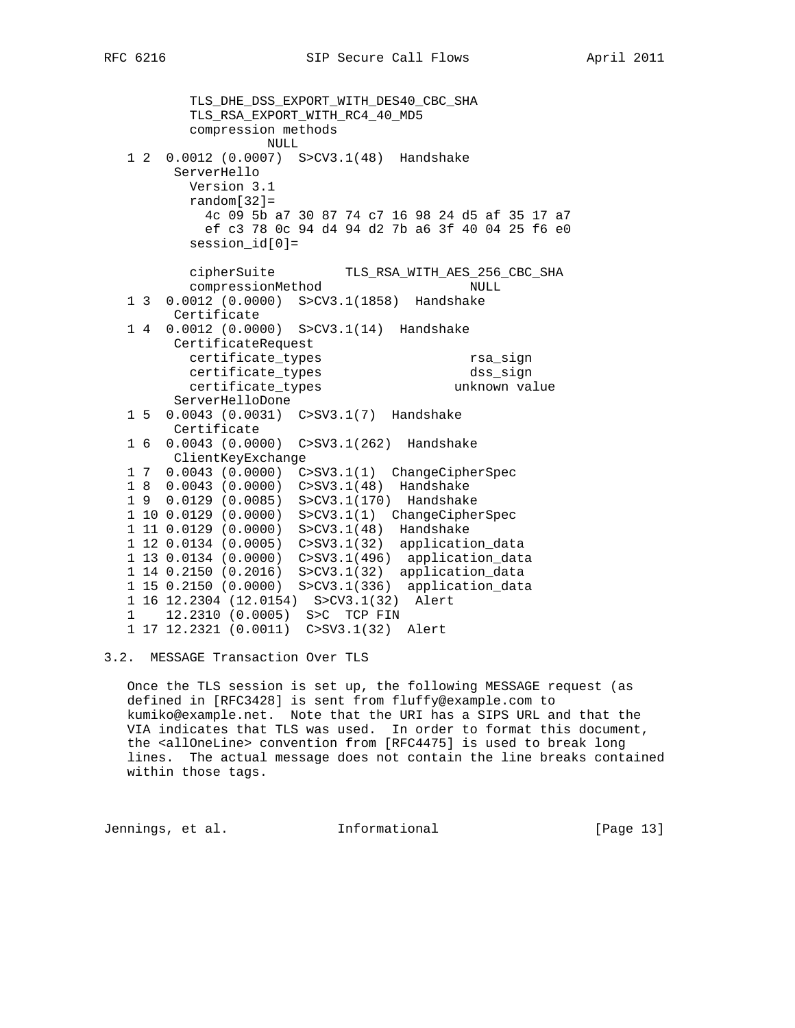```
          TLS_DHE_DSS_EXPORT_WITH_DES40_CBC_SHA
          TLS_RSA_EXPORT_WITH_RC4_40_MD5
          compression methods
                    NULL
   1 2  0.0012 (0.0007)  S>CV3.1(48)  Handshake
        ServerHello
          Version 3.1
          random[32]=
            4c 09 5b a7 30 87 74 c7 16 98 24 d5 af 35 17 a7
            ef c3 78 0c 94 d4 94 d2 7b a6 3f 40 04 25 f6 e0
          session_id[0]=

          cipherSuite         TLS_RSA_WITH_AES_256_CBC_SHA
          compressionMethod                   NULL
   1 3  0.0012 (0.0000)  S>CV3.1(1858)  Handshake
        Certificate
   1 4  0.0012 (0.0000)  S>CV3.1(14)  Handshake
        CertificateRequest
          certificate_types                   rsa_sign
          certificate_types                   dss_sign
          certificate_types                unknown value
        ServerHelloDone
   1 5  0.0043 (0.0031)  C>SV3.1(7)  Handshake
        Certificate
   1 6  0.0043 (0.0000)  C>SV3.1(262)  Handshake
        ClientKeyExchange
   1 7  0.0043 (0.0000)  C>SV3.1(1)  ChangeCipherSpec
   1 8  0.0043 (0.0000)  C>SV3.1(48)  Handshake
   1 9  0.0129 (0.0085)  S>CV3.1(170)  Handshake
   1 10 0.0129 (0.0000)  S>CV3.1(1)  ChangeCipherSpec
   1 11 0.0129 (0.0000)  S>CV3.1(48)  Handshake
   1 12 0.0134 (0.0005)  C>SV3.1(32)  application_data
   1 13 0.0134 (0.0000)  C>SV3.1(496)  application_data
   1 14 0.2150 (0.2016)  S>CV3.1(32)  application_data
   1 15 0.2150 (0.0000)  S>CV3.1(336)  application_data
   1 16 12.2304 (12.0154)  S>CV3.1(32)  Alert
   1    12.2310 (0.0005)  S>C  TCP FIN
   1 17 12.2321 (0.0011)  C>SV3.1(32)  Alert
```

## 3.2. MESSAGE Transaction Over TLS

Once the TLS session is set up, the following MESSAGE request (as defined in [RFC3428] is sent from fluffy@example.com to kumiko@example.net. Note that the URI has a SIPS URL and that the VIA indicates that TLS was used. In order to format this document, the <allOneLine> convention from [RFC4475] is used to break long lines. The actual message does not contain the line breaks contained within those tags.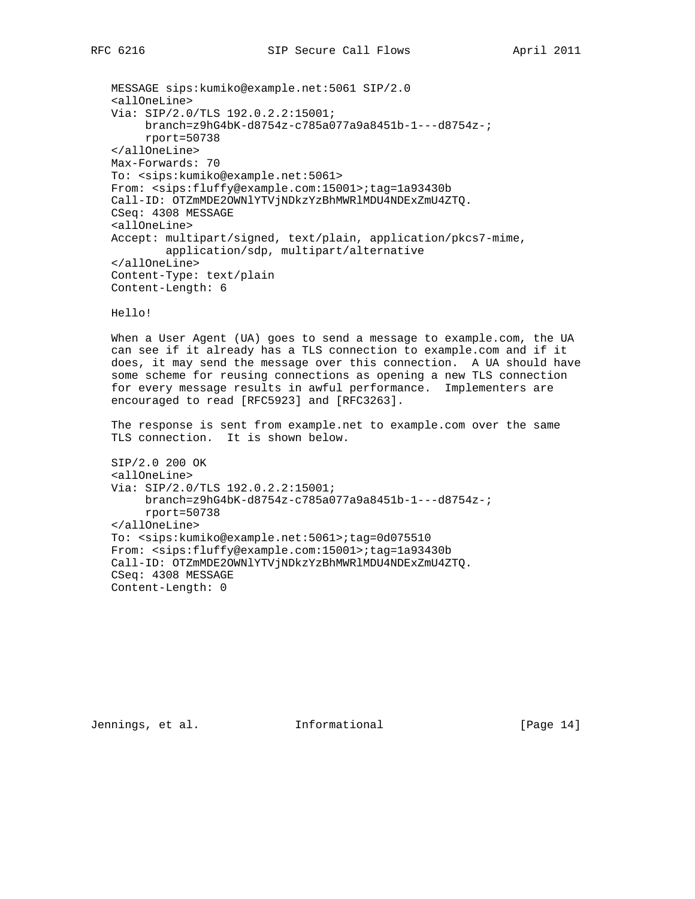```
MESSAGE sips:kumiko@example.net:5061 SIP/2.0
<allOneLine>
Via: SIP/2.0/TLS 192.0.2.2:15001;
     branch=z9hG4bK-d8754z-c785a077a9a8451b-1---d8754z-;
     rport=50738
</allOneLine>
Max-Forwards: 70
To: <sips:kumiko@example.net:5061>
From: <sips:fluffy@example.com:15001>;tag=1a93430b
Call-ID: OTZmMDE2OWNlYTVjNDkzYzBhMWRlMDU4NDExZmU4ZTQ.
CSeq: 4308 MESSAGE
<allOneLine>
Accept: multipart/signed, text/plain, application/pkcs7-mime,
        application/sdp, multipart/alternative
</allOneLine>
Content-Type: text/plain
Content-Length: 6

Hello!
```

When a User Agent (UA) goes to send a message to example.com, the UA can see if it already has a TLS connection to example.com and if it does, it may send the message over this connection. A UA should have some scheme for reusing connections as opening a new TLS connection for every message results in awful performance. Implementers are encouraged to read [RFC5923] and [RFC3263].

The response is sent from example.net to example.com over the same TLS connection. It is shown below.

```
SIP/2.0 200 OK
<allOneLine>
Via: SIP/2.0/TLS 192.0.2.2:15001;
     branch=z9hG4bK-d8754z-c785a077a9a8451b-1---d8754z-;
     rport=50738
</allOneLine>
To: <sips:kumiko@example.net:5061>;tag=0d075510
From: <sips:fluffy@example.com:15001>;tag=1a93430b
Call-ID: OTZmMDE2OWNlYTVjNDkzYzBhMWRlMDU4NDExZmU4ZTQ.
CSeq: 4308 MESSAGE
Content-Length: 0
```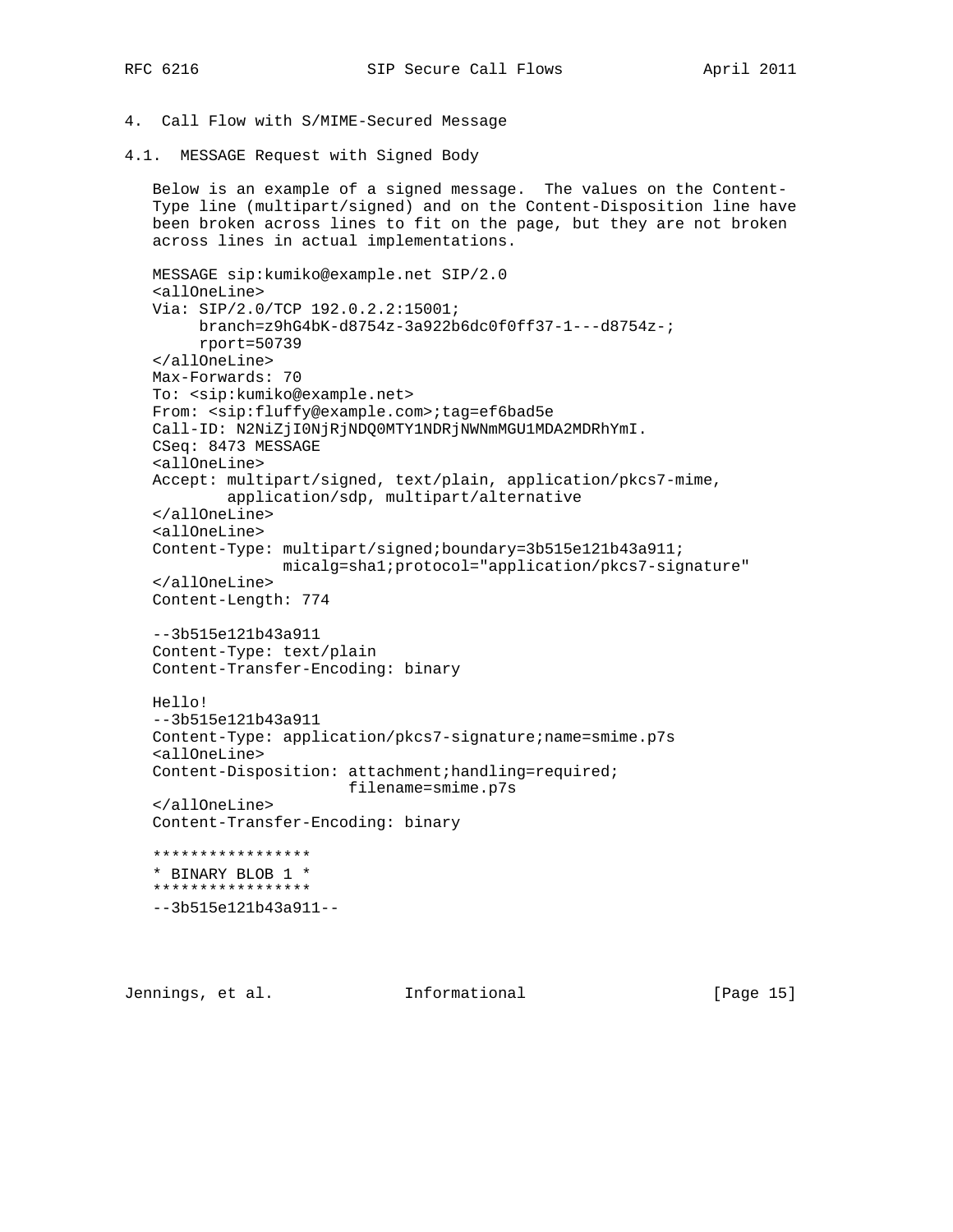## 4. Call Flow with S/MIME-Secured Message

### 4.1. MESSAGE Request with Signed Body

Below is an example of a signed message. The values on the Content-Type line (multipart/signed) and on the Content-Disposition line have been broken across lines to fit on the page, but they are not broken across lines in actual implementations.

```
MESSAGE sip:kumiko@example.net SIP/2.0
<allOneLine>
Via: SIP/2.0/TCP 192.0.2.2:15001;
     branch=z9hG4bK-d8754z-3a922b6dc0f0ff37-1---d8754z-;
     rport=50739
</allOneLine>
Max-Forwards: 70
To: <sip:kumiko@example.net>
From: <sip:fluffy@example.com>;tag=ef6bad5e
Call-ID: N2NiZjI0NjRjNDQ0MTY1NDRjNWNmMGU1MDA2MDRhYmI.
CSeq: 8473 MESSAGE
<allOneLine>
Accept: multipart/signed, text/plain, application/pkcs7-mime,
        application/sdp, multipart/alternative
</allOneLine>
<allOneLine>
Content-Type: multipart/signed;boundary=3b515e121b43a911;
              micalg=sha1;protocol="application/pkcs7-signature"
</allOneLine>
Content-Length: 774

--3b515e121b43a911
Content-Type: text/plain
Content-Transfer-Encoding: binary

Hello!
--3b515e121b43a911
Content-Type: application/pkcs7-signature;name=smime.p7s
<allOneLine>
Content-Disposition: attachment;handling=required;
                     filename=smime.p7s
</allOneLine>
Content-Transfer-Encoding: binary

*****************
* BINARY BLOB 1 *
*****************
--3b515e121b43a911--
```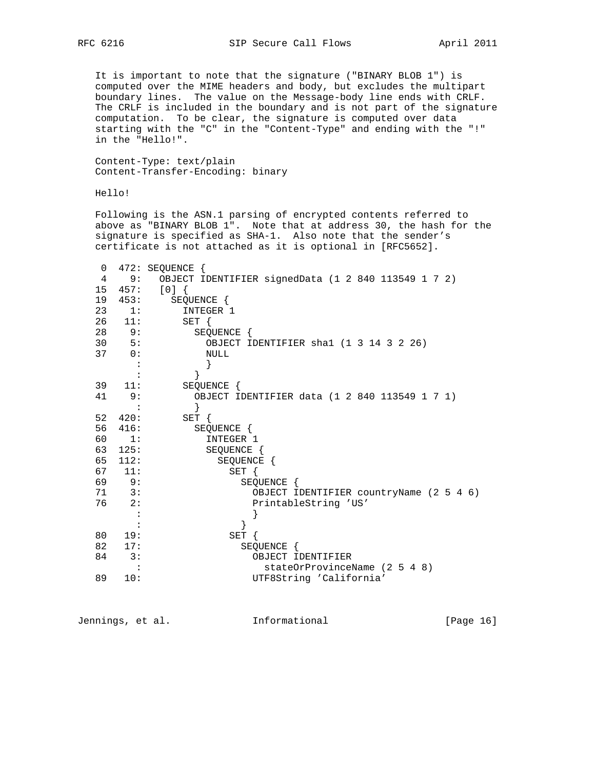It is important to note that the signature ("BINARY BLOB 1") is computed over the MIME headers and body, but excludes the multipart boundary lines. The value on the Message-body line ends with CRLF. The CRLF is included in the boundary and is not part of the signature computation. To be clear, the signature is computed over data starting with the "C" in the "Content-Type" and ending with the "!" in the "Hello!".

```
Content-Type: text/plain
Content-Transfer-Encoding: binary

Hello!
```

Following is the ASN.1 parsing of encrypted contents referred to above as "BINARY BLOB 1". Note that at address 30, the hash for the signature is specified as SHA-1. Also note that the sender's certificate is not attached as it is optional in [RFC5652].

```
  0  472: SEQUENCE {
  4    9:   OBJECT IDENTIFIER signedData (1 2 840 113549 1 7 2)
 15  457:   [0] {
 19  453:     SEQUENCE {
 23    1:       INTEGER 1
 26   11:       SET {
 28    9:         SEQUENCE {
 30    5:           OBJECT IDENTIFIER sha1 (1 3 14 3 2 26)
 37    0:           NULL
        :           }
        :         }
 39   11:       SEQUENCE {
 41    9:         OBJECT IDENTIFIER data (1 2 840 113549 1 7 1)
        :         }
 52  420:       SET {
 56  416:         SEQUENCE {
 60    1:           INTEGER 1
 63  125:           SEQUENCE {
 65  112:             SEQUENCE {
 67   11:               SET {
 69    9:                 SEQUENCE {
 71    3:                   OBJECT IDENTIFIER countryName (2 5 4 6)
 76    2:                   PrintableString 'US'
        :                   }
        :                 }
 80   19:               SET {
 82   17:                 SEQUENCE {
 84    3:                   OBJECT IDENTIFIER
        :                     stateOrProvinceName (2 5 4 8)
 89   10:                   UTF8String 'California'
```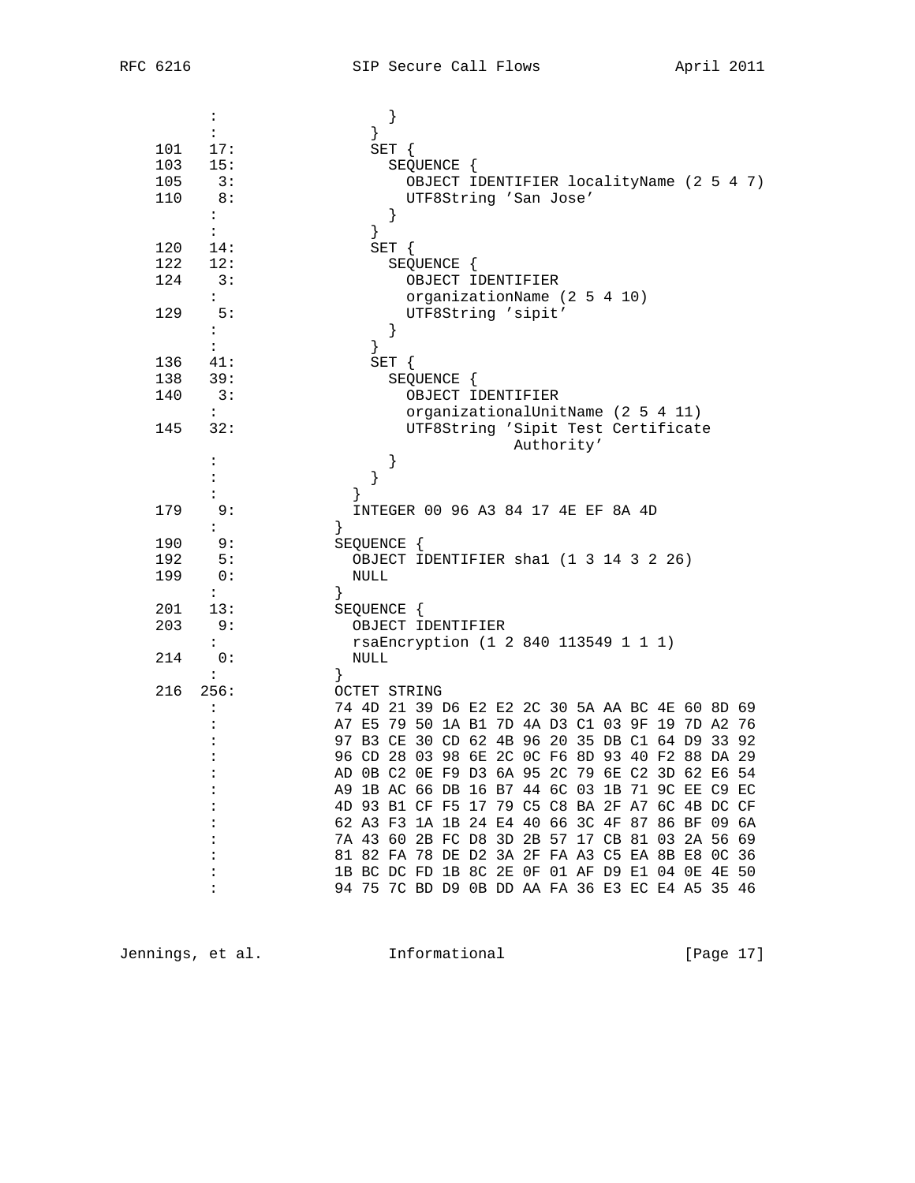```
          :                    }
          :                  }
    101   17:                SET {
    103   15:                  SEQUENCE {
    105    3:                    OBJECT IDENTIFIER localityName (2 5 4 7)
    110    8:                    UTF8String 'San Jose'
          :                    }
          :                  }
    120   14:                SET {
    122   12:                  SEQUENCE {
    124    3:                    OBJECT IDENTIFIER
          :                    organizationName (2 5 4 10)
    129    5:                    UTF8String 'sipit'
          :                    }
          :                  }
    136   41:                SET {
    138   39:                  SEQUENCE {
    140    3:                    OBJECT IDENTIFIER
          :                    organizationalUnitName (2 5 4 11)
    145   32:                    UTF8String 'Sipit Test Certificate
                                            Authority'
          :                    }
          :                  }
          :                }
    179    9:              INTEGER 00 96 A3 84 17 4E EF 8A 4D
          :              }
    190    9:            SEQUENCE {
    192    5:              OBJECT IDENTIFIER sha1 (1 3 14 3 2 26)
    199    0:              NULL
          :              }
    201   13:            SEQUENCE {
    203    9:              OBJECT IDENTIFIER
          :              rsaEncryption (1 2 840 113549 1 1 1)
    214    0:              NULL
          :              }
    216  256:            OCTET STRING
          :              74 4D 21 39 D6 E2 E2 2C 30 5A AA BC 4E 60 8D 69
          :              A7 E5 79 50 1A B1 7D 4A D3 C1 03 9F 19 7D A2 76
          :              97 B3 CE 30 CD 62 4B 96 20 35 DB C1 64 D9 33 92
          :              96 CD 28 03 98 6E 2C 0C F6 8D 93 40 F2 88 DA 29
          :              AD 0B C2 0E F9 D3 6A 95 2C 79 6E C2 3D 62 E6 54
          :              A9 1B AC 66 DB 16 B7 44 6C 03 1B 71 9C EE C9 EC
          :              4D 93 B1 CF F5 17 79 C5 C8 BA 2F A7 6C 4B DC CF
          :              62 A3 F3 1A 1B 24 E4 40 66 3C 4F 87 86 BF 09 6A
          :              7A 43 60 2B FC D8 3D 2B 57 17 CB 81 03 2A 56 69
          :              81 82 FA 78 DE D2 3A 2F FA A3 C5 EA 8B E8 0C 36
          :              1B BC DC FD 1B 8C 2E 0F 01 AF D9 E1 04 0E 4E 50
          :              94 75 7C BD D9 0B DD AA FA 36 E3 EC E4 A5 35 46
```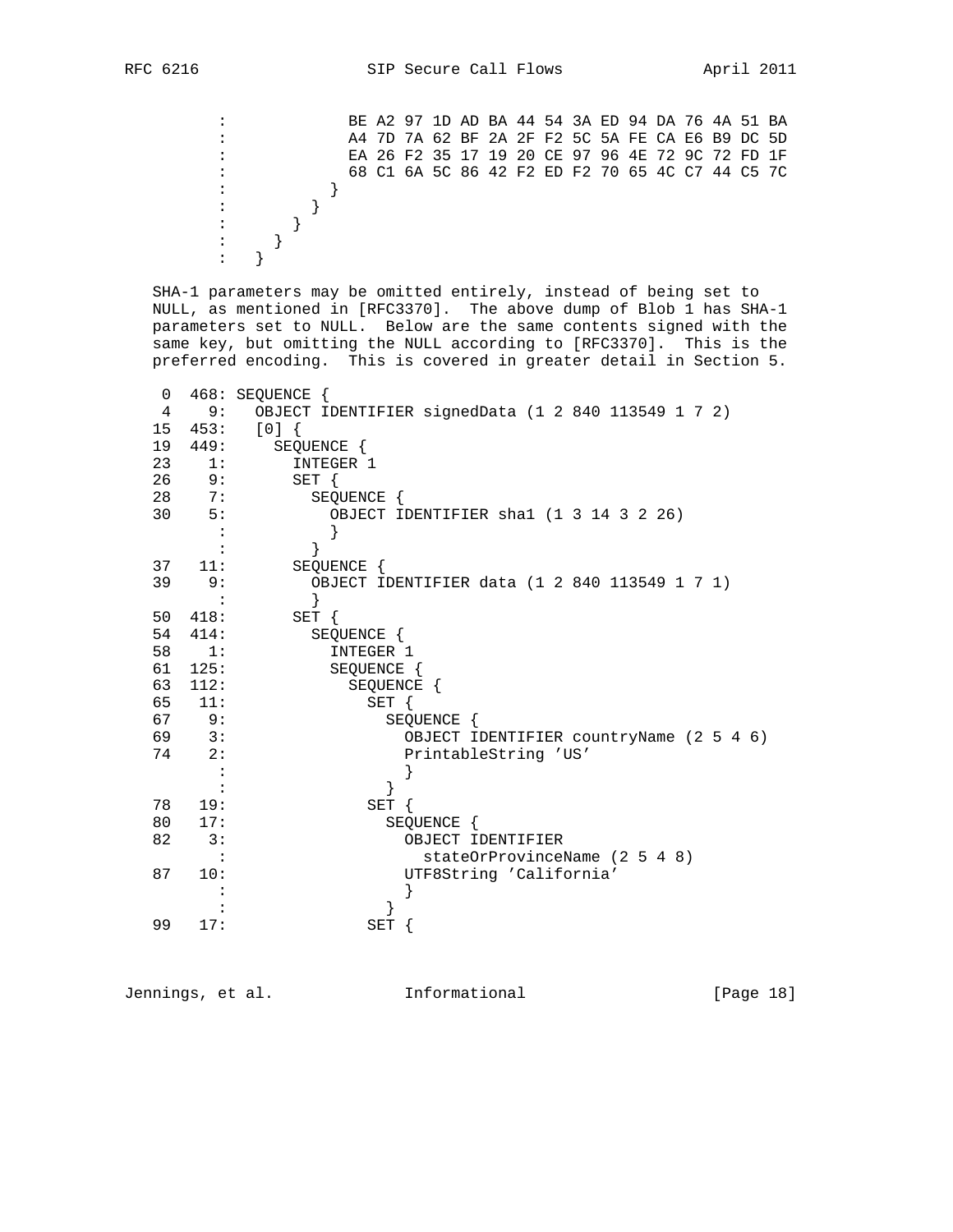```
        :             BE A2 97 1D AD BA 44 54 3A ED 94 DA 76 4A 51 BA
        :             A4 7D 7A 62 BF 2A 2F F2 5C 5A FE CA E6 B9 DC 5D
        :             EA 26 F2 35 17 19 20 CE 97 96 4E 72 9C 72 FD 1F
        :             68 C1 6A 5C 86 42 F2 ED F2 70 65 4C C7 44 C5 7C
        :           }
        :         }
        :       }
        :     }
        :   }
```

SHA-1 parameters may be omitted entirely, instead of being set to NULL, as mentioned in [RFC3370]. The above dump of Blob 1 has SHA-1 parameters set to NULL. Below are the same contents signed with the same key, but omitting the NULL according to [RFC3370]. This is the preferred encoding. This is covered in greater detail in Section 5.

```
   0  468: SEQUENCE {
   4    9:   OBJECT IDENTIFIER signedData (1 2 840 113549 1 7 2)
  15  453:   [0] {
  19  449:     SEQUENCE {
  23    1:       INTEGER 1
  26    9:       SET {
  28    7:         SEQUENCE {
  30    5:           OBJECT IDENTIFIER sha1 (1 3 14 3 2 26)
        :           }
        :         }
  37   11:       SEQUENCE {
  39    9:         OBJECT IDENTIFIER data (1 2 840 113549 1 7 1)
        :         }
  50  418:       SET {
  54  414:         SEQUENCE {
  58    1:           INTEGER 1
  61  125:           SEQUENCE {
  63  112:             SEQUENCE {
  65   11:               SET {
  67    9:                 SEQUENCE {
  69    3:                   OBJECT IDENTIFIER countryName (2 5 4 6)
  74    2:                   PrintableString 'US'
        :                   }
        :                 }
  78   19:               SET {
  80   17:                 SEQUENCE {
  82    3:                   OBJECT IDENTIFIER
        :                     stateOrProvinceName (2 5 4 8)
  87   10:                   UTF8String 'California'
        :                   }
        :                 }
  99   17:               SET {
```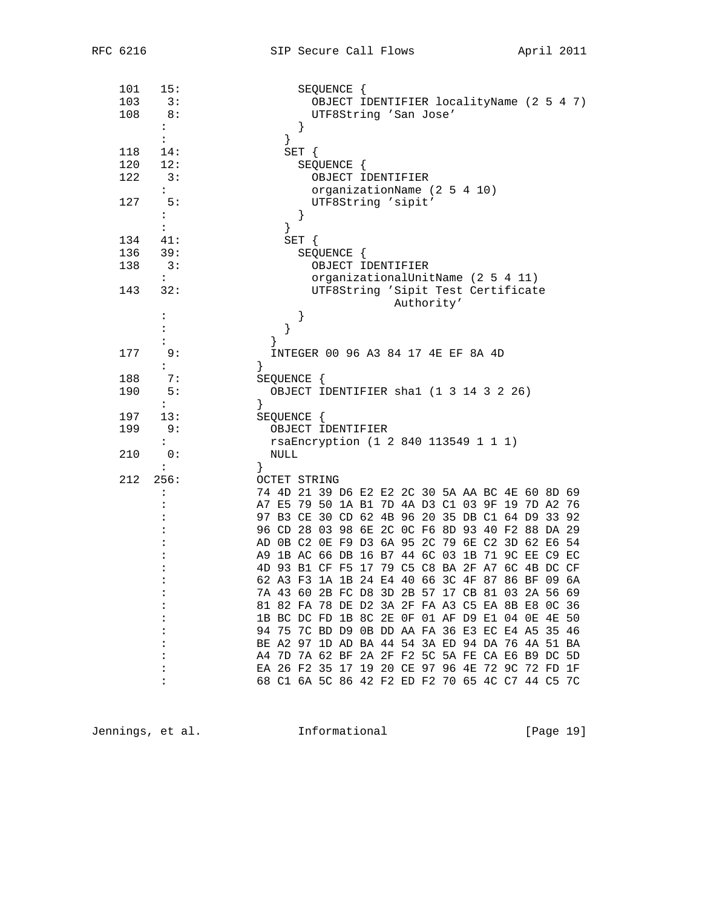```
 101   15:                SEQUENCE {
 103    3:                  OBJECT IDENTIFIER localityName (2 5 4 7)
 108    8:                  UTF8String 'San Jose'
       :                  }
       :                }
 118   14:              SET {
 120   12:                SEQUENCE {
 122    3:                  OBJECT IDENTIFIER
       :                  organizationName (2 5 4 10)
 127    5:                  UTF8String 'sipit'
       :                  }
       :                }
 134   41:              SET {
 136   39:                SEQUENCE {
 138    3:                  OBJECT IDENTIFIER
       :                  organizationalUnitName (2 5 4 11)
 143   32:                  UTF8String 'Sipit Test Certificate
                                        Authority'
       :                  }
       :                }
       :              }
 177    9:            INTEGER 00 96 A3 84 17 4E EF 8A 4D
       :            }
 188    7:          SEQUENCE {
 190    5:            OBJECT IDENTIFIER sha1 (1 3 14 3 2 26)
       :            }
 197   13:          SEQUENCE {
 199    9:            OBJECT IDENTIFIER
       :            rsaEncryption (1 2 840 113549 1 1 1)
 210    0:            NULL
       :            }
 212  256:          OCTET STRING
       :            74 4D 21 39 D6 E2 E2 2C 30 5A AA BC 4E 60 8D 69
       :            A7 E5 79 50 1A B1 7D 4A D3 C1 03 9F 19 7D A2 76
       :            97 B3 CE 30 CD 62 4B 96 20 35 DB C1 64 D9 33 92
       :            96 CD 28 03 98 6E 2C 0C F6 8D 93 40 F2 88 DA 29
       :            AD 0B C2 0E F9 D3 6A 95 2C 79 6E C2 3D 62 E6 54
       :            A9 1B AC 66 DB 16 B7 44 6C 03 1B 71 9C EE C9 EC
       :            4D 93 B1 CF F5 17 79 C5 C8 BA 2F A7 6C 4B DC CF
       :            62 A3 F3 1A 1B 24 E4 40 66 3C 4F 87 86 BF 09 6A
       :            7A 43 60 2B FC D8 3D 2B 57 17 CB 81 03 2A 56 69
       :            81 82 FA 78 DE D2 3A 2F FA A3 C5 EA 8B E8 0C 36
       :            1B BC DC FD 1B 8C 2E 0F 01 AF D9 E1 04 0E 4E 50
       :            94 75 7C BD D9 0B DD AA FA 36 E3 EC E4 A5 35 46
       :            BE A2 97 1D AD BA 44 54 3A ED 94 DA 76 4A 51 BA
       :            A4 7D 7A 62 BF 2A 2F F2 5C 5A FE CA E6 B9 DC 5D
       :            EA 26 F2 35 17 19 20 CE 97 96 4E 72 9C 72 FD 1F
       :            68 C1 6A 5C 86 42 F2 ED F2 70 65 4C C7 44 C5 7C
```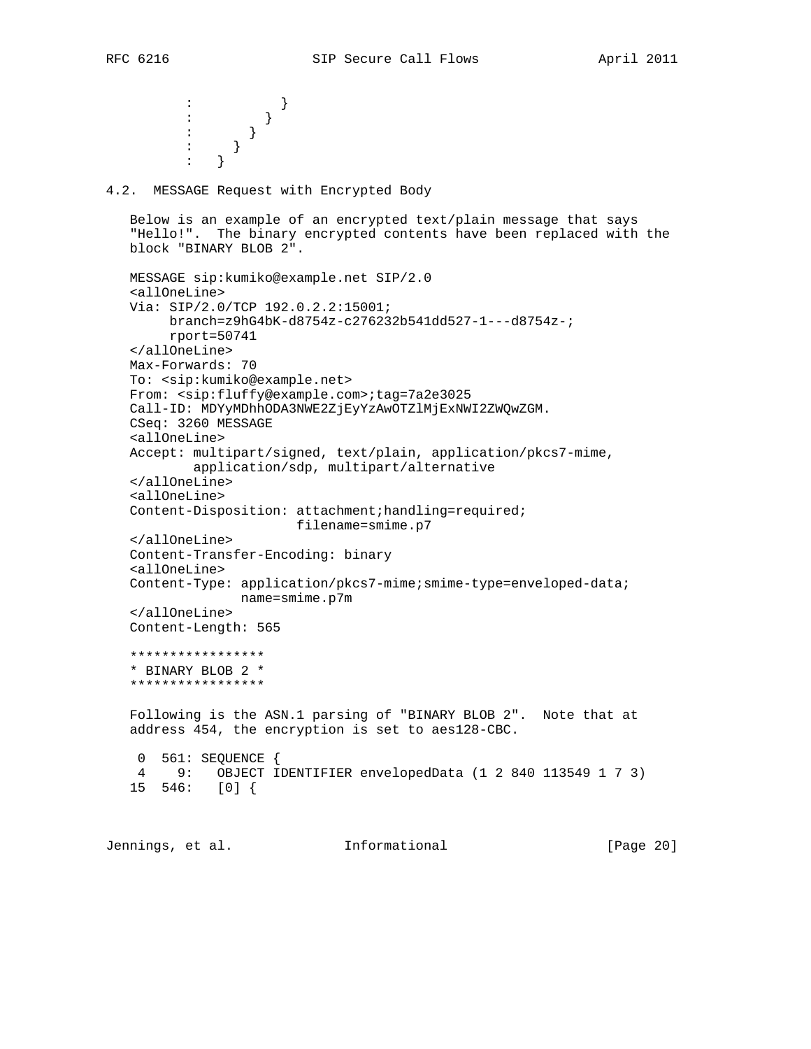```
          :           }
          :         }
          :       }
          :     }
          :   }
```

## 4.2. MESSAGE Request with Encrypted Body

Below is an example of an encrypted text/plain message that says "Hello!". The binary encrypted contents have been replaced with the block "BINARY BLOB 2".

```
MESSAGE sip:kumiko@example.net SIP/2.0
<allOneLine>
Via: SIP/2.0/TCP 192.0.2.2:15001;
     branch=z9hG4bK-d8754z-c276232b541dd527-1---d8754z-;
     rport=50741
</allOneLine>
Max-Forwards: 70
To: <sip:kumiko@example.net>
From: <sip:fluffy@example.com>;tag=7a2e3025
Call-ID: MDYyMDhhODA3NWE2ZjEyYzAwOTZlMjExNWI2ZWQwZGM.
CSeq: 3260 MESSAGE
<allOneLine>
Accept: multipart/signed, text/plain, application/pkcs7-mime,
        application/sdp, multipart/alternative
</allOneLine>
<allOneLine>
Content-Disposition: attachment;handling=required;
                     filename=smime.p7
</allOneLine>
Content-Transfer-Encoding: binary
<allOneLine>
Content-Type: application/pkcs7-mime;smime-type=enveloped-data;
              name=smime.p7m
</allOneLine>
Content-Length: 565

*****************
* BINARY BLOB 2 *
*****************
```

Following is the ASN.1 parsing of "BINARY BLOB 2". Note that at address 454, the encryption is set to aes128-CBC.

```
 0  561: SEQUENCE {
 4    9:   OBJECT IDENTIFIER envelopedData (1 2 840 113549 1 7 3)
15  546:   [0] {
```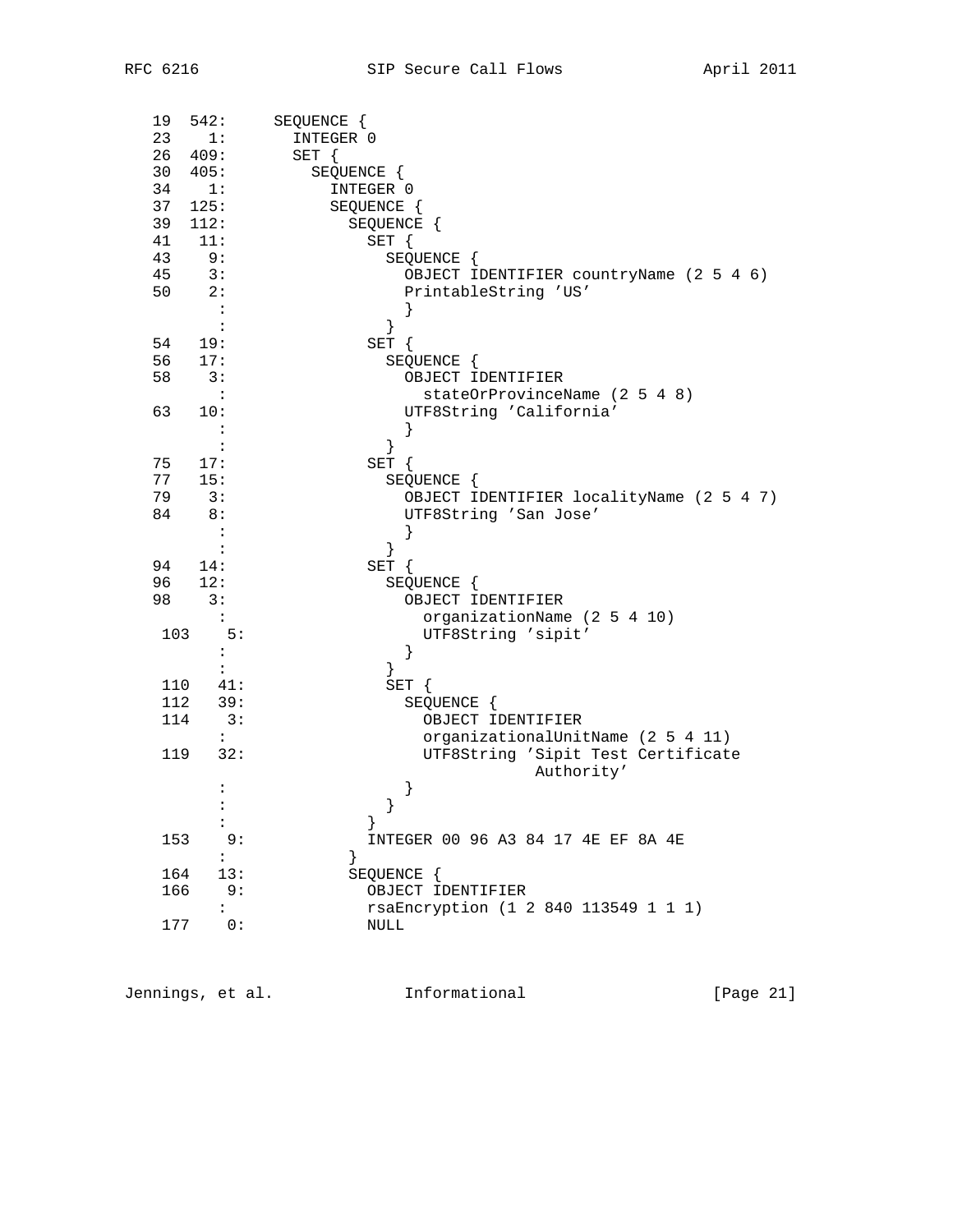```
   19  542:     SEQUENCE {
   23    1:       INTEGER 0
   26  409:       SET {
   30  405:         SEQUENCE {
   34    1:           INTEGER 0
   37  125:           SEQUENCE {
   39  112:             SEQUENCE {
   41   11:               SET {
   43    9:                 SEQUENCE {
   45    3:                   OBJECT IDENTIFIER countryName (2 5 4 6)
   50    2:                   PrintableString 'US'
          :                   }
          :                 }
   54   19:               SET {
   56   17:                 SEQUENCE {
   58    3:                   OBJECT IDENTIFIER
          :                     stateOrProvinceName (2 5 4 8)
   63   10:                   UTF8String 'California'
          :                   }
          :                 }
   75   17:               SET {
   77   15:                 SEQUENCE {
   79    3:                   OBJECT IDENTIFIER localityName (2 5 4 7)
   84    8:                   UTF8String 'San Jose'
          :                   }
          :                 }
   94   14:               SET {
   96   12:                 SEQUENCE {
   98    3:                   OBJECT IDENTIFIER
          :                     organizationName (2 5 4 10)
    103    5:                   UTF8String 'sipit'
          :                   }
          :                 }
    110   41:                 SET {
    112   39:                   SEQUENCE {
    114    3:                     OBJECT IDENTIFIER
          :                     organizationalUnitName (2 5 4 11)
    119   32:                     UTF8String 'Sipit Test Certificate
                                              Authority'
          :                   }
          :                 }
          :               }
    153    9:             INTEGER 00 96 A3 84 17 4E EF 8A 4E
          :             }
    164   13:           SEQUENCE {
    166    9:             OBJECT IDENTIFIER
          :             rsaEncryption (1 2 840 113549 1 1 1)
    177    0:             NULL
```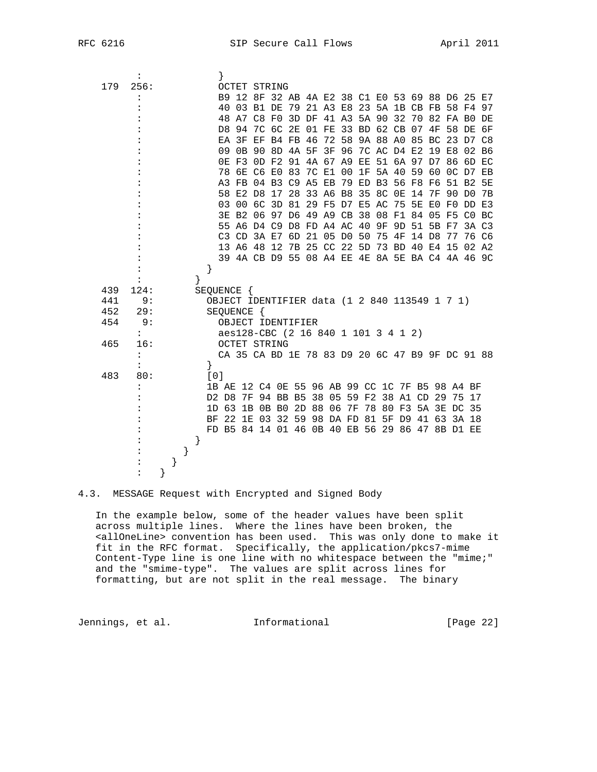```
        :              }
  179  256:            OCTET STRING
        :              B9 12 8F 32 AB 4A E2 38 C1 E0 53 69 88 D6 25 E7
        :              40 03 B1 DE 79 21 A3 E8 23 5A 1B CB FB 58 F4 97
        :              48 A7 C8 F0 3D DF 41 A3 5A 90 32 70 82 FA B0 DE
        :              D8 94 7C 6C 2E 01 FE 33 BD 62 CB 07 4F 58 DE 6F
        :              EA 3F EF B4 FB 46 72 58 9A 88 A0 85 BC 23 D7 C8
        :              09 0B 90 8D 4A 5F 3F 96 7C AC D4 E2 19 E8 02 B6
        :              0E F3 0D F2 91 4A 67 A9 EE 51 6A 97 D7 86 6D EC
        :              78 6E C6 E0 83 7C E1 00 1F 5A 40 59 60 0C D7 EB
        :              A3 FB 04 B3 C9 A5 EB 79 ED B3 56 F8 F6 51 B2 5E
        :              58 E2 D8 17 28 33 A6 B8 35 8C 0E 14 7F 90 D0 7B
        :              03 00 6C 3D 81 29 F5 D7 E5 AC 75 5E E0 F0 DD E3
        :              3E B2 06 97 D6 49 A9 CB 38 08 F1 84 05 F5 C0 BC
        :              55 A6 D4 C9 D8 FD A4 AC 40 9F 9D 51 5B F7 3A C3
        :              C3 CD 3A E7 6D 21 05 D0 50 75 4F 14 D8 77 76 C6
        :              13 A6 48 12 7B 25 CC 22 5D 73 BD 40 E4 15 02 A2
        :              39 4A CB D9 55 08 A4 EE 4E 8A 5E BA C4 4A 46 9C
        :            }
        :          }
  439  124:      SEQUENCE {
  441    9:        OBJECT IDENTIFIER data (1 2 840 113549 1 7 1)
  452   29:        SEQUENCE {
  454    9:          OBJECT IDENTIFIER
        :            aes128-CBC (2 16 840 1 101 3 4 1 2)
  465   16:          OCTET STRING
        :            CA 35 CA BD 1E 78 83 D9 20 6C 47 B9 9F DC 91 88
        :          }
  483   80:        [0]
        :          1B AE 12 C4 0E 55 96 AB 99 CC 1C 7F B5 98 A4 BF
        :          D2 D8 7F 94 BB B5 38 05 59 F2 38 A1 CD 29 75 17
        :          1D 63 1B 0B B0 2D 88 06 7F 78 80 F3 5A 3E DC 35
        :          BF 22 1E 03 32 59 98 DA FD 81 5F D9 41 63 3A 18
        :          FD B5 84 14 01 46 0B 40 EB 56 29 86 47 8B D1 EE
        :        }
        :      }
        :    }
        :  }
```

## 4.3. MESSAGE Request with Encrypted and Signed Body

In the example below, some of the header values have been split across multiple lines. Where the lines have been broken, the <allOneLine> convention has been used. This was only done to make it fit in the RFC format. Specifically, the application/pkcs7-mime Content-Type line is one line with no whitespace between the "mime;" and the "smime-type". The values are split across lines for formatting, but are not split in the real message. The binary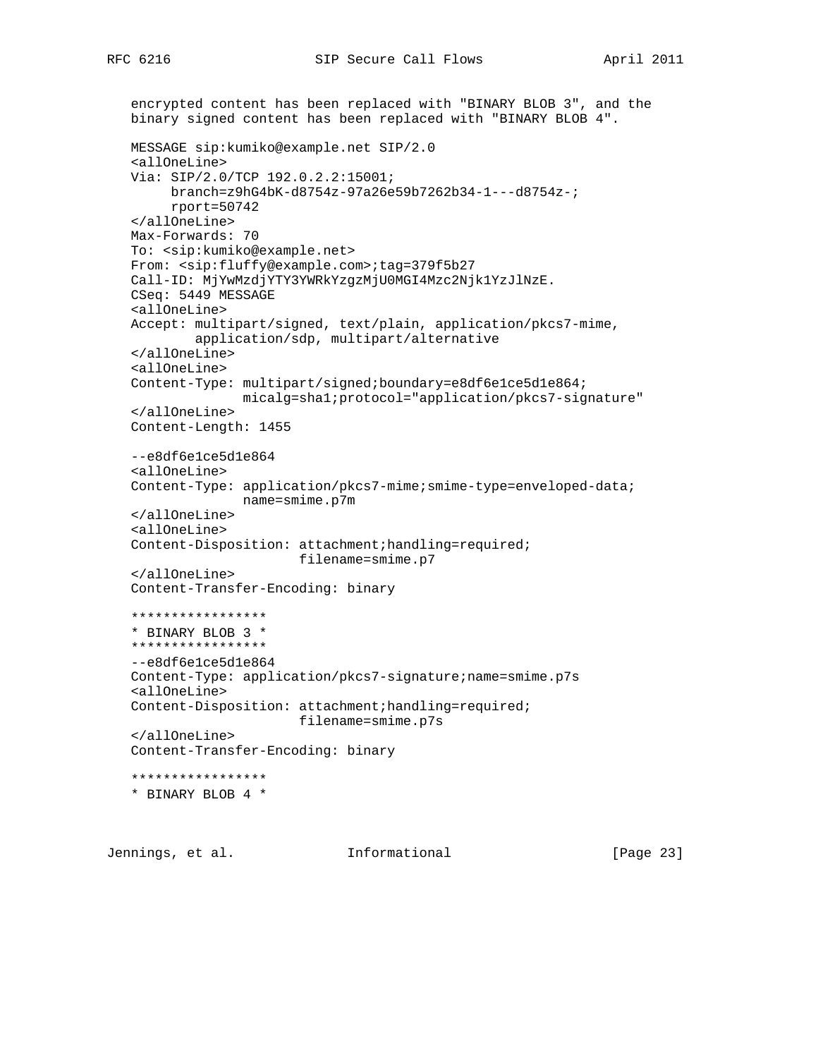encrypted content has been replaced with "BINARY BLOB 3", and the binary signed content has been replaced with "BINARY BLOB 4".

```
MESSAGE sip:kumiko@example.net SIP/2.0
<allOneLine>
Via: SIP/2.0/TCP 192.0.2.2:15001;
     branch=z9hG4bK-d8754z-97a26e59b7262b34-1---d8754z-;
     rport=50742
</allOneLine>
Max-Forwards: 70
To: <sip:kumiko@example.net>
From: <sip:fluffy@example.com>;tag=379f5b27
Call-ID: MjYwMzdjYTY3YWRkYzgzMjU0MGI4Mzc2Njk1YzJlNzE.
CSeq: 5449 MESSAGE
<allOneLine>
Accept: multipart/signed, text/plain, application/pkcs7-mime,
        application/sdp, multipart/alternative
</allOneLine>
<allOneLine>
Content-Type: multipart/signed;boundary=e8df6e1ce5d1e864;
              micalg=sha1;protocol="application/pkcs7-signature"
</allOneLine>
Content-Length: 1455

--e8df6e1ce5d1e864
<allOneLine>
Content-Type: application/pkcs7-mime;smime-type=enveloped-data;
              name=smime.p7m
</allOneLine>
<allOneLine>
Content-Disposition: attachment;handling=required;
                     filename=smime.p7
</allOneLine>
Content-Transfer-Encoding: binary

*****************
* BINARY BLOB 3 *
*****************
--e8df6e1ce5d1e864
Content-Type: application/pkcs7-signature;name=smime.p7s
<allOneLine>
Content-Disposition: attachment;handling=required;
                     filename=smime.p7s
</allOneLine>
Content-Transfer-Encoding: binary

*****************
* BINARY BLOB 4 *
```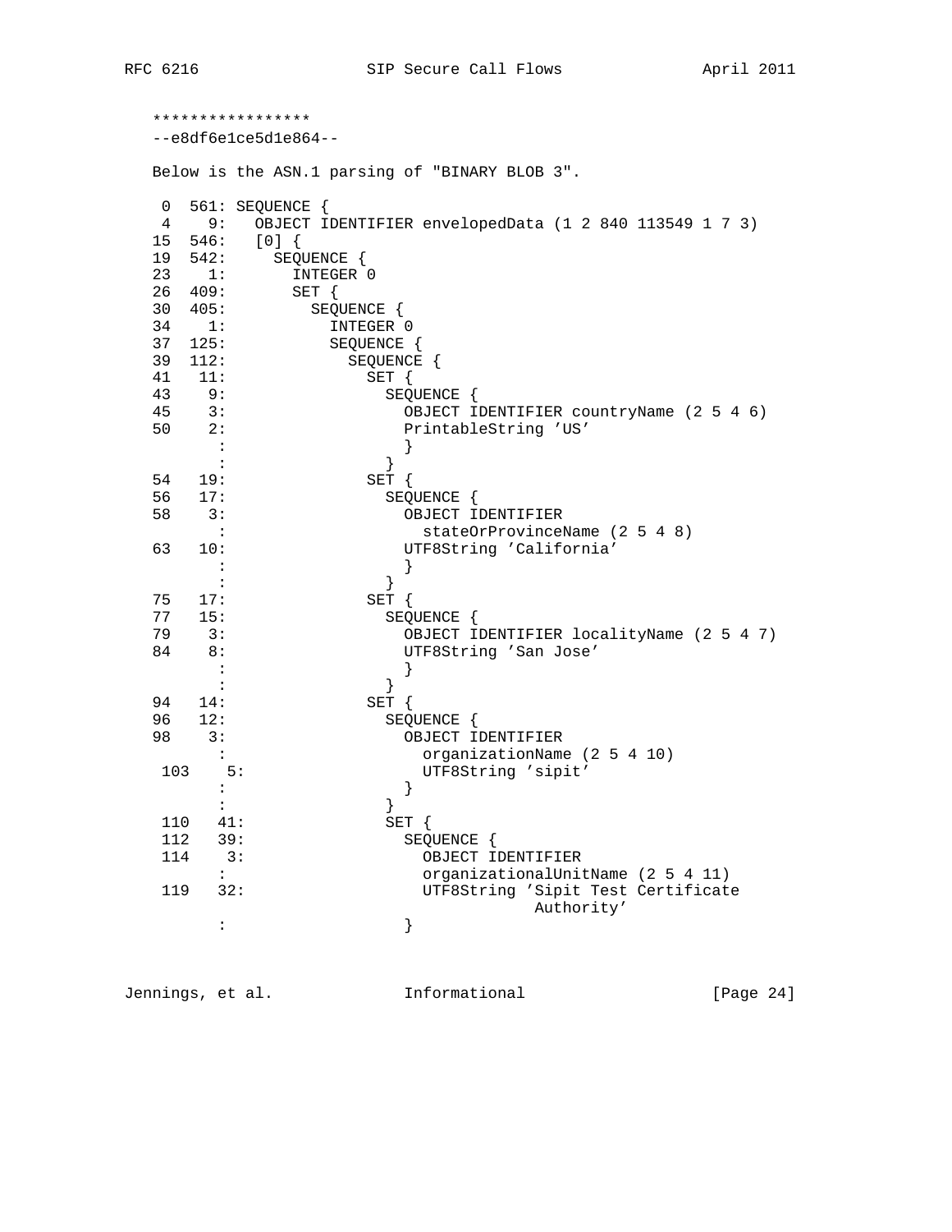```
   *****************
   --e8df6e1ce5d1e864--
```

Below is the ASN.1 parsing of "BINARY BLOB 3".

```
    0  561: SEQUENCE {
    4    9:   OBJECT IDENTIFIER envelopedData (1 2 840 113549 1 7 3)
   15  546:   [0] {
   19  542:     SEQUENCE {
   23    1:       INTEGER 0
   26  409:       SET {
   30  405:         SEQUENCE {
   34    1:           INTEGER 0
   37  125:           SEQUENCE {
   39  112:             SEQUENCE {
   41   11:               SET {
   43    9:                 SEQUENCE {
   45    3:                   OBJECT IDENTIFIER countryName (2 5 4 6)
   50    2:                   PrintableString 'US'
          :                   }
          :                 }
   54   19:               SET {
   56   17:                 SEQUENCE {
   58    3:                   OBJECT IDENTIFIER
          :                     stateOrProvinceName (2 5 4 8)
   63   10:                   UTF8String 'California'
          :                   }
          :                 }
   75   17:               SET {
   77   15:                 SEQUENCE {
   79    3:                   OBJECT IDENTIFIER localityName (2 5 4 7)
   84    8:                   UTF8String 'San Jose'
          :                   }
          :                 }
   94   14:               SET {
   96   12:                 SEQUENCE {
   98    3:                   OBJECT IDENTIFIER
          :                     organizationName (2 5 4 10)
    103    5:                     UTF8String 'sipit'
          :                   }
          :                 }
    110   41:                 SET {
    112   39:                   SEQUENCE {
    114    3:                     OBJECT IDENTIFIER
          :                     organizationalUnitName (2 5 4 11)
    119   32:                     UTF8String 'Sipit Test Certificate
                                             Authority'
          :                   }
```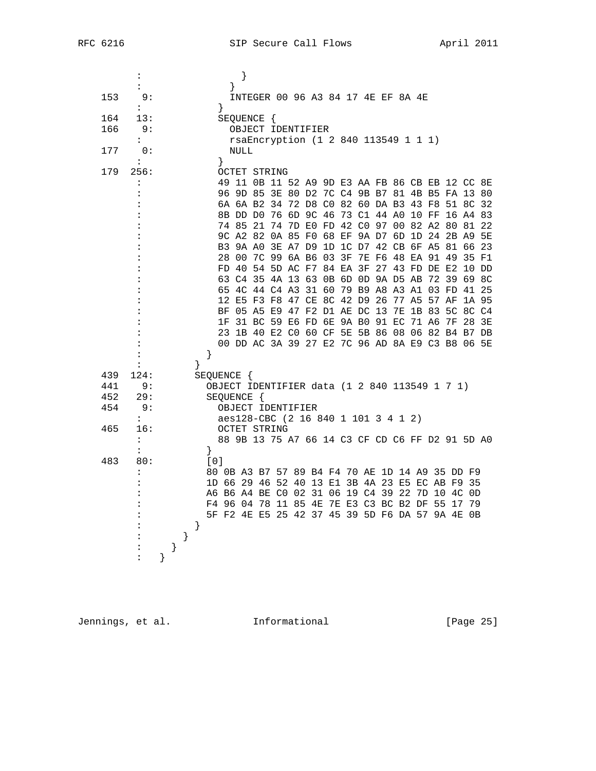```
          :                 }
          :               }
   153    9:              INTEGER 00 96 A3 84 17 4E EF 8A 4E
          :             }
   164   13:            SEQUENCE {
   166    9:              OBJECT IDENTIFIER
          :               rsaEncryption (1 2 840 113549 1 1 1)
   177    0:              NULL
          :             }
   179  256:            OCTET STRING
          :             49 11 0B 11 52 A9 9D E3 AA FB 86 CB EB 12 CC 8E
          :             96 9D 85 3E 80 D2 7C C4 9B B7 81 4B B5 FA 13 80
          :             6A 6A B2 34 72 D8 C0 82 60 DA B3 43 F8 51 8C 32
          :             8B DD D0 76 6D 9C 46 73 C1 44 A0 10 FF 16 A4 83
          :             74 85 21 74 7D E0 FD 42 C0 97 00 82 A2 80 81 22
          :             9C A2 82 0A 85 F0 68 EF 9A D7 6D 1D 24 2B A9 5E
          :             B3 9A A0 3E A7 D9 1D 1C D7 42 CB 6F A5 81 66 23
          :             28 00 7C 99 6A B6 03 3F 7E F6 48 EA 91 49 35 F1
          :             FD 40 54 5D AC F7 84 EA 3F 27 43 FD DE E2 10 DD
          :             63 C4 35 4A 13 63 0B 6D 0D 9A D5 AB 72 39 69 8C
          :             65 4C 44 C4 A3 31 60 79 B9 A8 A3 A1 03 FD 41 25
          :             12 E5 F3 F8 47 CE 8C 42 D9 26 77 A5 57 AF 1A 95
          :             BF 05 A5 E9 47 F2 D1 AE DC 13 7E 1B 83 5C 8C C4
          :             1F 31 BC 59 E6 FD 6E 9A B0 91 EC 71 A6 7F 28 3E
          :             23 1B 40 E2 C0 60 CF 5E 5B 86 08 06 82 B4 B7 DB
          :             00 DD AC 3A 39 27 E2 7C 96 AD 8A E9 C3 B8 06 5E
          :           }
          :         }
   439  124:        SEQUENCE {
   441    9:          OBJECT IDENTIFIER data (1 2 840 113549 1 7 1)
   452   29:          SEQUENCE {
   454    9:            OBJECT IDENTIFIER
          :             aes128-CBC (2 16 840 1 101 3 4 1 2)
   465   16:            OCTET STRING
          :             88 9B 13 75 A7 66 14 C3 CF CD C6 FF D2 91 5D A0
          :           }
   483   80:          [0]
          :           80 0B A3 B7 57 89 B4 F4 70 AE 1D 14 A9 35 DD F9
          :           1D 66 29 46 52 40 13 E1 3B 4A 23 E5 EC AB F9 35
          :           A6 B6 A4 BE C0 02 31 06 19 C4 39 22 7D 10 4C 0D
          :           F4 96 04 78 11 85 4E 7E E3 C3 BC B2 DF 55 17 79
          :           5F F2 4E E5 25 42 37 45 39 5D F6 DA 57 9A 4E 0B
          :         }
          :       }
          :     }
          :   }
```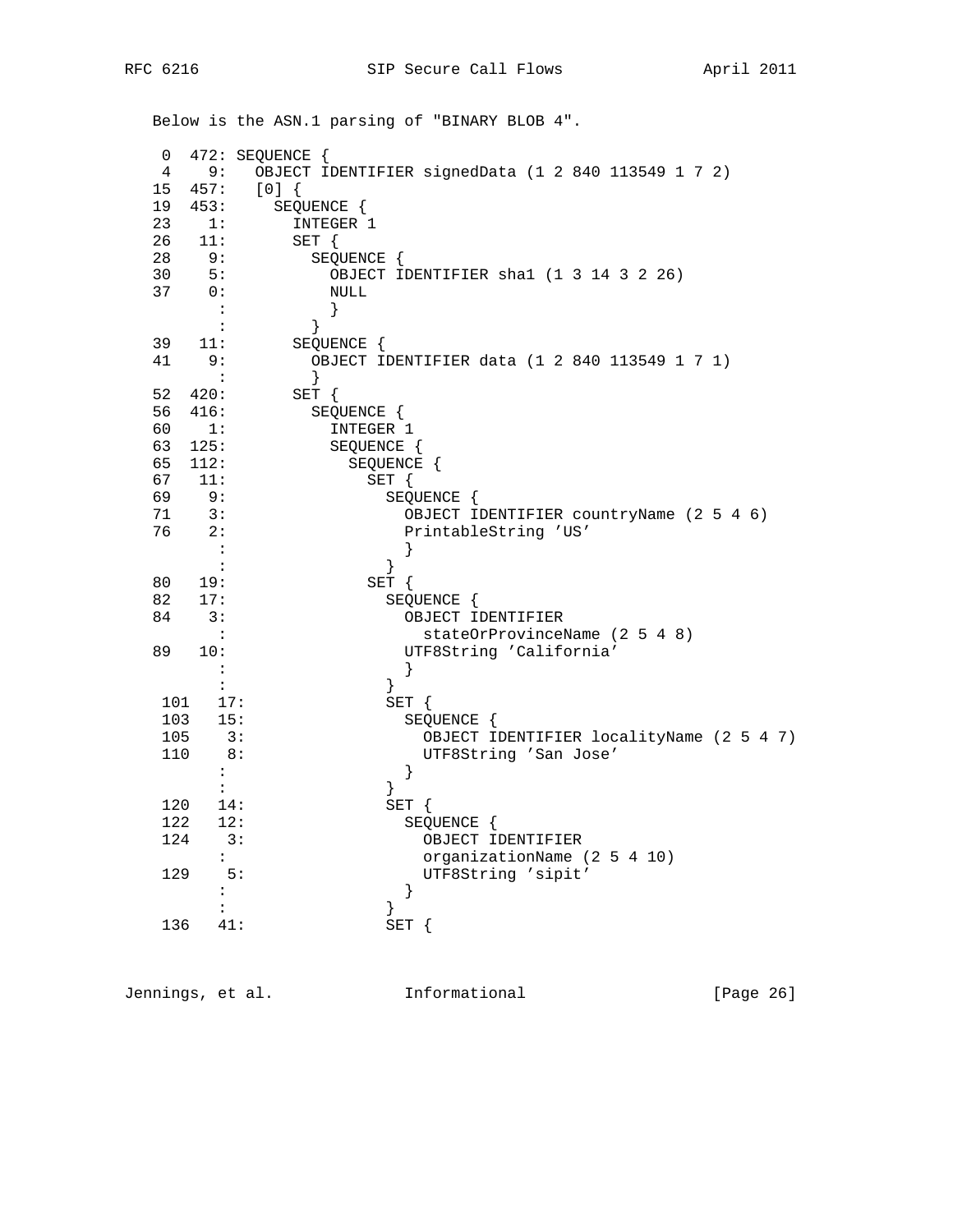Below is the ASN.1 parsing of "BINARY BLOB 4".

```
  0  472: SEQUENCE {
  4    9:   OBJECT IDENTIFIER signedData (1 2 840 113549 1 7 2)
 15  457:   [0] {
 19  453:     SEQUENCE {
 23    1:       INTEGER 1
 26   11:       SET {
 28    9:         SEQUENCE {
 30    5:           OBJECT IDENTIFIER sha1 (1 3 14 3 2 26)
 37    0:           NULL
        :           }
        :         }
 39   11:       SEQUENCE {
 41    9:         OBJECT IDENTIFIER data (1 2 840 113549 1 7 1)
        :         }
 52  420:       SET {
 56  416:         SEQUENCE {
 60    1:           INTEGER 1
 63  125:           SEQUENCE {
 65  112:             SEQUENCE {
 67   11:               SET {
 69    9:                 SEQUENCE {
 71    3:                   OBJECT IDENTIFIER countryName (2 5 4 6)
 76    2:                   PrintableString 'US'
        :                   }
        :                 }
 80   19:               SET {
 82   17:                 SEQUENCE {
 84    3:                   OBJECT IDENTIFIER
        :                     stateOrProvinceName (2 5 4 8)
 89   10:                   UTF8String 'California'
        :                   }
        :                 }
  101   17:                 SET {
  103   15:                   SEQUENCE {
  105    3:                     OBJECT IDENTIFIER localityName (2 5 4 7)
  110    8:                     UTF8String 'San Jose'
        :                     }
        :                   }
  120   14:                 SET {
  122   12:                   SEQUENCE {
  124    3:                     OBJECT IDENTIFIER
        :                     organizationName (2 5 4 10)
  129    5:                     UTF8String 'sipit'
        :                     }
        :                   }
  136   41:                 SET {
```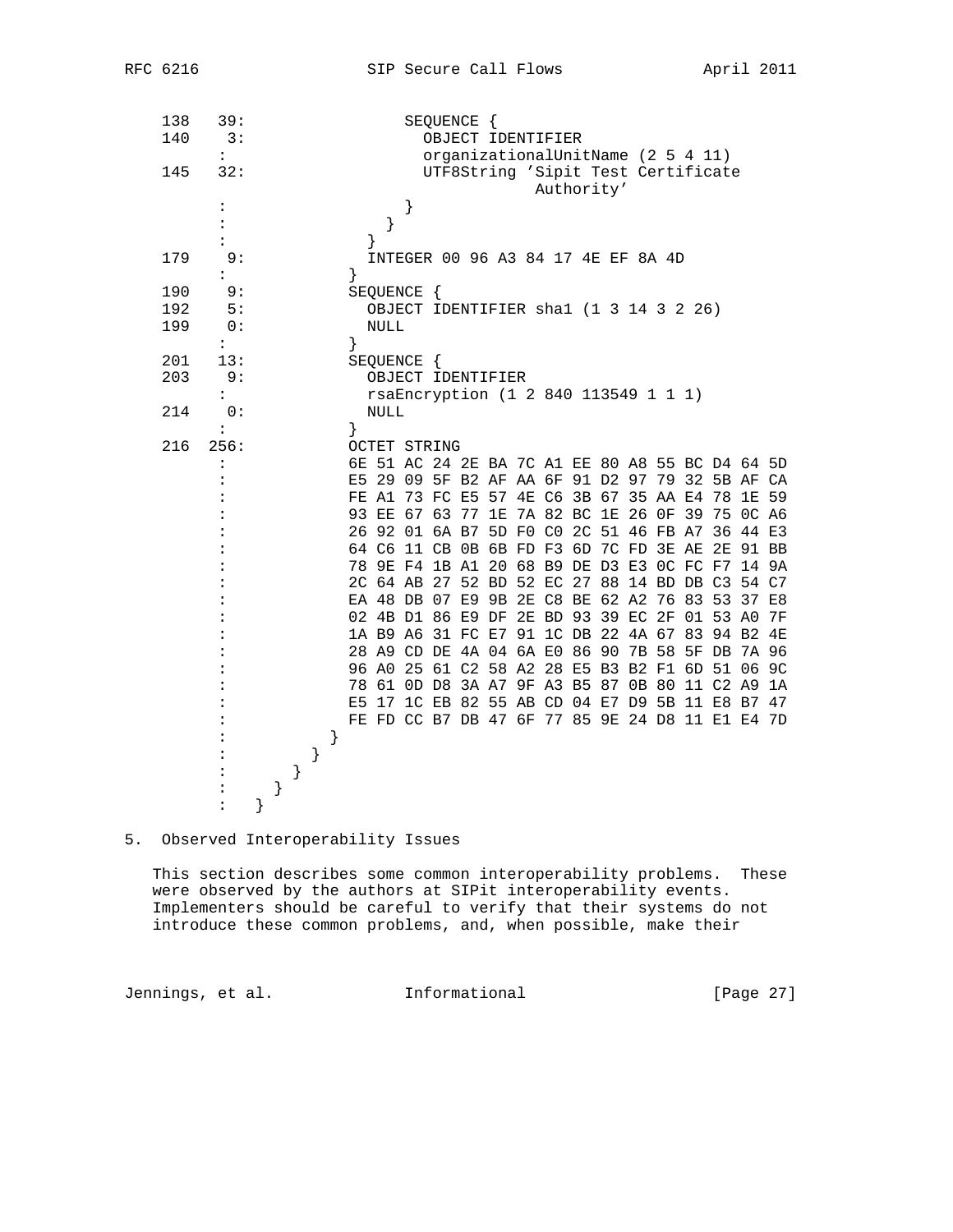```
 138   39:                 SEQUENCE {
 140    3:                   OBJECT IDENTIFIER
        :                    organizationalUnitName (2 5 4 11)
 145   32:                   UTF8String 'Sipit Test Certificate
                                         Authority'
        :                    }
        :                  }
        :                }
 179    9:               INTEGER 00 96 A3 84 17 4E EF 8A 4D
        :              }
 190    9:             SEQUENCE {
 192    5:               OBJECT IDENTIFIER sha1 (1 3 14 3 2 26)
 199    0:               NULL
        :              }
 201   13:             SEQUENCE {
 203    9:               OBJECT IDENTIFIER
        :                rsaEncryption (1 2 840 113549 1 1 1)
 214    0:               NULL
        :              }
 216  256:             OCTET STRING
        :                6E 51 AC 24 2E BA 7C A1 EE 80 A8 55 BC D4 64 5D
        :                E5 29 09 5F B2 AF AA 6F 91 D2 97 79 32 5B AF CA
        :                FE A1 73 FC E5 57 4E C6 3B 67 35 AA E4 78 1E 59
        :                93 EE 67 63 77 1E 7A 82 BC 1E 26 0F 39 75 0C A6
        :                26 92 01 6A B7 5D F0 C0 2C 51 46 FB A7 36 44 E3
        :                64 C6 11 CB 0B 6B FD F3 6D 7C FD 3E AE 2E 91 BB
        :                78 9E F4 1B A1 20 68 B9 DE D3 E3 0C FC F7 14 9A
        :                2C 64 AB 27 52 BD 52 EC 27 88 14 BD DB C3 54 C7
        :                EA 48 DB 07 E9 9B 2E C8 BE 62 A2 76 83 53 37 E8
        :                02 4B D1 86 E9 DF 2E BD 93 39 EC 2F 01 53 A0 7F
        :                1A B9 A6 31 FC E7 91 1C DB 22 4A 67 83 94 B2 4E
        :                28 A9 CD DE 4A 04 6A E0 86 90 7B 58 5F DB 7A 96
        :                96 A0 25 61 C2 58 A2 28 E5 B3 B2 F1 6D 51 06 9C
        :                78 61 0D D8 3A A7 9F A3 B5 87 0B 80 11 C2 A9 1A
        :                E5 17 1C EB 82 55 AB CD 04 E7 D9 5B 11 E8 B7 47
        :                FE FD CC B7 DB 47 6F 77 85 9E 24 D8 11 E1 E4 7D
        :            }
        :          }
        :        }
        :      }
        :    }
```

## 5. Observed Interoperability Issues

This section describes some common interoperability problems. These were observed by the authors at SIPit interoperability events. Implementers should be careful to verify that their systems do not introduce these common problems, and, when possible, make their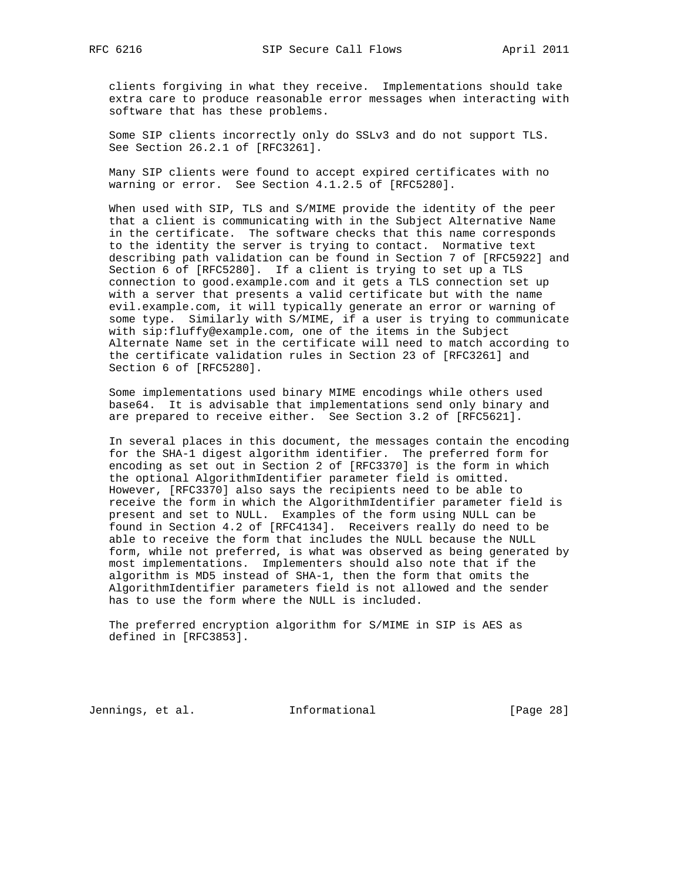clients forgiving in what they receive. Implementations should take extra care to produce reasonable error messages when interacting with software that has these problems.

Some SIP clients incorrectly only do SSLv3 and do not support TLS. See Section 26.2.1 of [RFC3261].

Many SIP clients were found to accept expired certificates with no warning or error. See Section 4.1.2.5 of [RFC5280].

When used with SIP, TLS and S/MIME provide the identity of the peer that a client is communicating with in the Subject Alternative Name in the certificate. The software checks that this name corresponds to the identity the server is trying to contact. Normative text describing path validation can be found in Section 7 of [RFC5922] and Section 6 of [RFC5280]. If a client is trying to set up a TLS connection to good.example.com and it gets a TLS connection set up with a server that presents a valid certificate but with the name evil.example.com, it will typically generate an error or warning of some type. Similarly with S/MIME, if a user is trying to communicate with sip:fluffy@example.com, one of the items in the Subject Alternate Name set in the certificate will need to match according to the certificate validation rules in Section 23 of [RFC3261] and Section 6 of [RFC5280].

Some implementations used binary MIME encodings while others used base64. It is advisable that implementations send only binary and are prepared to receive either. See Section 3.2 of [RFC5621].

In several places in this document, the messages contain the encoding for the SHA-1 digest algorithm identifier. The preferred form for encoding as set out in Section 2 of [RFC3370] is the form in which the optional AlgorithmIdentifier parameter field is omitted. However, [RFC3370] also says the recipients need to be able to receive the form in which the AlgorithmIdentifier parameter field is present and set to NULL. Examples of the form using NULL can be found in Section 4.2 of [RFC4134]. Receivers really do need to be able to receive the form that includes the NULL because the NULL form, while not preferred, is what was observed as being generated by most implementations. Implementers should also note that if the algorithm is MD5 instead of SHA-1, then the form that omits the AlgorithmIdentifier parameters field is not allowed and the sender has to use the form where the NULL is included.

The preferred encryption algorithm for S/MIME in SIP is AES as defined in [RFC3853].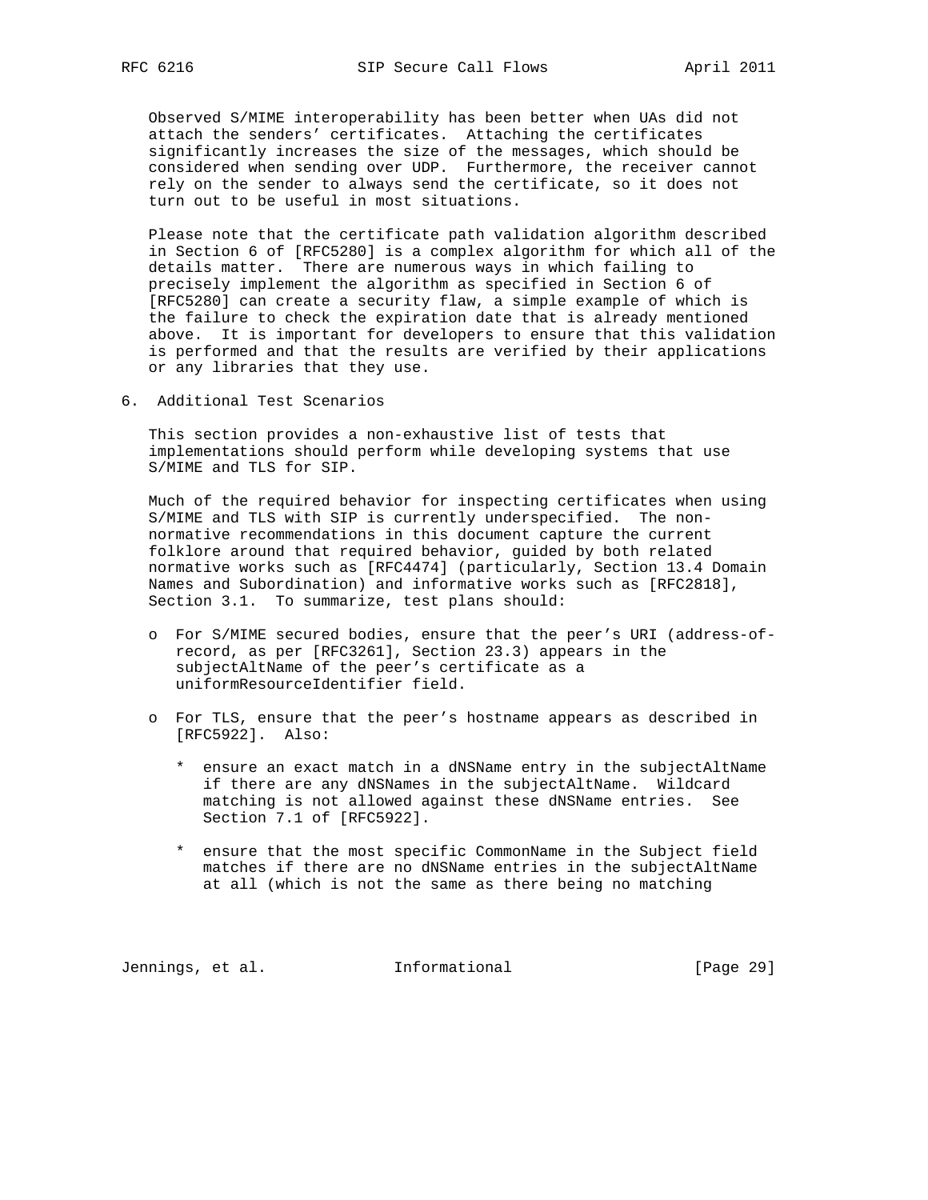Observed S/MIME interoperability has been better when UAs did not attach the senders' certificates. Attaching the certificates significantly increases the size of the messages, which should be considered when sending over UDP. Furthermore, the receiver cannot rely on the sender to always send the certificate, so it does not turn out to be useful in most situations.

Please note that the certificate path validation algorithm described in Section 6 of [RFC5280] is a complex algorithm for which all of the details matter. There are numerous ways in which failing to precisely implement the algorithm as specified in Section 6 of [RFC5280] can create a security flaw, a simple example of which is the failure to check the expiration date that is already mentioned above. It is important for developers to ensure that this validation is performed and that the results are verified by their applications or any libraries that they use.

## 6. Additional Test Scenarios

This section provides a non-exhaustive list of tests that implementations should perform while developing systems that use S/MIME and TLS for SIP.

Much of the required behavior for inspecting certificates when using S/MIME and TLS with SIP is currently underspecified. The non-normative recommendations in this document capture the current folklore around that required behavior, guided by both related normative works such as [RFC4474] (particularly, Section 13.4 Domain Names and Subordination) and informative works such as [RFC2818], Section 3.1. To summarize, test plans should:

- For S/MIME secured bodies, ensure that the peer's URI (address-of-record, as per [RFC3261], Section 23.3) appears in the subjectAltName of the peer's certificate as a uniformResourceIdentifier field.

- For TLS, ensure that the peer's hostname appears as described in [RFC5922]. Also:

  * ensure an exact match in a dNSName entry in the subjectAltName if there are any dNSNames in the subjectAltName. Wildcard matching is not allowed against these dNSName entries. See Section 7.1 of [RFC5922].

  * ensure that the most specific CommonName in the Subject field matches if there are no dNSName entries in the subjectAltName at all (which is not the same as there being no matching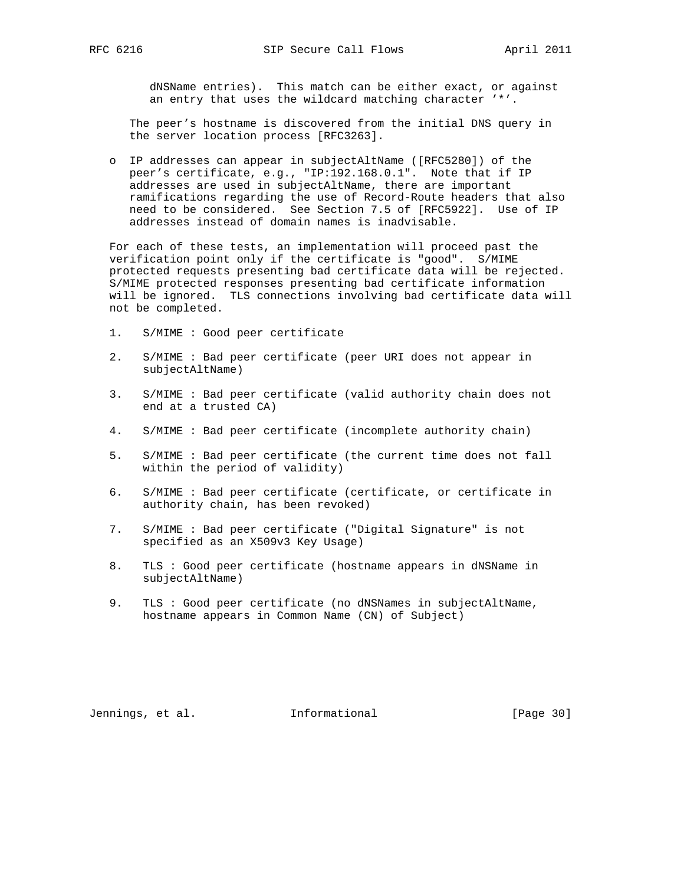dNSName entries). This match can be either exact, or against an entry that uses the wildcard matching character '*'.

The peer's hostname is discovered from the initial DNS query in the server location process [RFC3263].

- IP addresses can appear in subjectAltName ([RFC5280]) of the peer's certificate, e.g., "IP:192.168.0.1". Note that if IP addresses are used in subjectAltName, there are important ramifications regarding the use of Record-Route headers that also need to be considered. See Section 7.5 of [RFC5922]. Use of IP addresses instead of domain names is inadvisable.

For each of these tests, an implementation will proceed past the verification point only if the certificate is "good". S/MIME protected requests presenting bad certificate data will be rejected. S/MIME protected responses presenting bad certificate information will be ignored. TLS connections involving bad certificate data will not be completed.

1. S/MIME : Good peer certificate
2. S/MIME : Bad peer certificate (peer URI does not appear in subjectAltName)
3. S/MIME : Bad peer certificate (valid authority chain does not end at a trusted CA)
4. S/MIME : Bad peer certificate (incomplete authority chain)
5. S/MIME : Bad peer certificate (the current time does not fall within the period of validity)
6. S/MIME : Bad peer certificate (certificate, or certificate in authority chain, has been revoked)
7. S/MIME : Bad peer certificate ("Digital Signature" is not specified as an X509v3 Key Usage)
8. TLS : Good peer certificate (hostname appears in dNSName in subjectAltName)
9. TLS : Good peer certificate (no dNSNames in subjectAltName, hostname appears in Common Name (CN) of Subject)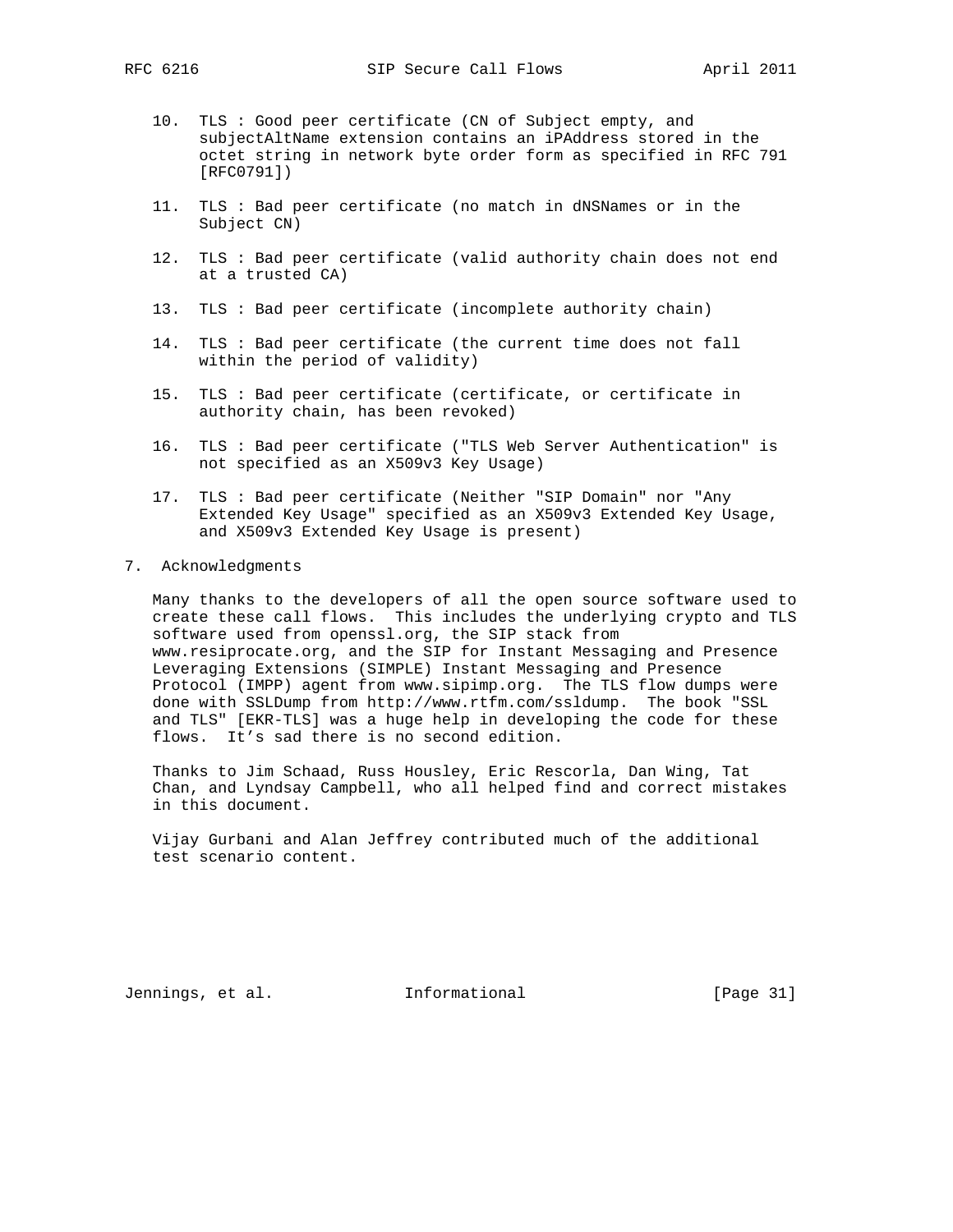10. TLS : Good peer certificate (CN of Subject empty, and subjectAltName extension contains an iPAddress stored in the octet string in network byte order form as specified in RFC 791 [RFC0791])

11. TLS : Bad peer certificate (no match in dNSNames or in the Subject CN)

12. TLS : Bad peer certificate (valid authority chain does not end at a trusted CA)

13. TLS : Bad peer certificate (incomplete authority chain)

14. TLS : Bad peer certificate (the current time does not fall within the period of validity)

15. TLS : Bad peer certificate (certificate, or certificate in authority chain, has been revoked)

16. TLS : Bad peer certificate ("TLS Web Server Authentication" is not specified as an X509v3 Key Usage)

17. TLS : Bad peer certificate (Neither "SIP Domain" nor "Any Extended Key Usage" specified as an X509v3 Extended Key Usage, and X509v3 Extended Key Usage is present)

## 7. Acknowledgments

Many thanks to the developers of all the open source software used to create these call flows. This includes the underlying crypto and TLS software used from openssl.org, the SIP stack from www.resiprocate.org, and the SIP for Instant Messaging and Presence Leveraging Extensions (SIMPLE) Instant Messaging and Presence Protocol (IMPP) agent from www.sipimp.org. The TLS flow dumps were done with SSLDump from http://www.rtfm.com/ssldump. The book "SSL and TLS" [EKR-TLS] was a huge help in developing the code for these flows. It’s sad there is no second edition.

Thanks to Jim Schaad, Russ Housley, Eric Rescorla, Dan Wing, Tat Chan, and Lyndsay Campbell, who all helped find and correct mistakes in this document.

Vijay Gurbani and Alan Jeffrey contributed much of the additional test scenario content.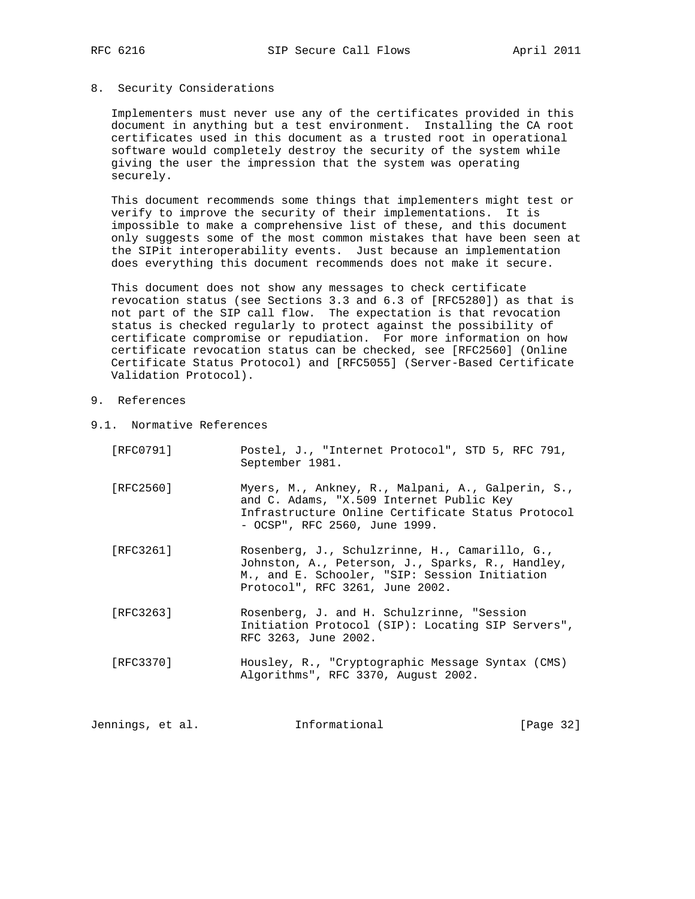## 8. Security Considerations

Implementers must never use any of the certificates provided in this document in anything but a test environment. Installing the CA root certificates used in this document as a trusted root in operational software would completely destroy the security of the system while giving the user the impression that the system was operating securely.

This document recommends some things that implementers might test or verify to improve the security of their implementations. It is impossible to make a comprehensive list of these, and this document only suggests some of the most common mistakes that have been seen at the SIPit interoperability events. Just because an implementation does everything this document recommends does not make it secure.

This document does not show any messages to check certificate revocation status (see Sections 3.3 and 6.3 of [RFC5280]) as that is not part of the SIP call flow. The expectation is that revocation status is checked regularly to protect against the possibility of certificate compromise or repudiation. For more information on how certificate revocation status can be checked, see [RFC2560] (Online Certificate Status Protocol) and [RFC5055] (Server-Based Certificate Validation Protocol).

## 9. References

### 9.1. Normative References

[RFC0791] Postel, J., "Internet Protocol", STD 5, RFC 791, September 1981.

[RFC2560] Myers, M., Ankney, R., Malpani, A., Galperin, S., and C. Adams, "X.509 Internet Public Key Infrastructure Online Certificate Status Protocol - OCSP", RFC 2560, June 1999.

[RFC3261] Rosenberg, J., Schulzrinne, H., Camarillo, G., Johnston, A., Peterson, J., Sparks, R., Handley, M., and E. Schooler, "SIP: Session Initiation Protocol", RFC 3261, June 2002.

[RFC3263] Rosenberg, J. and H. Schulzrinne, "Session Initiation Protocol (SIP): Locating SIP Servers", RFC 3263, June 2002.

[RFC3370] Housley, R., "Cryptographic Message Syntax (CMS) Algorithms", RFC 3370, August 2002.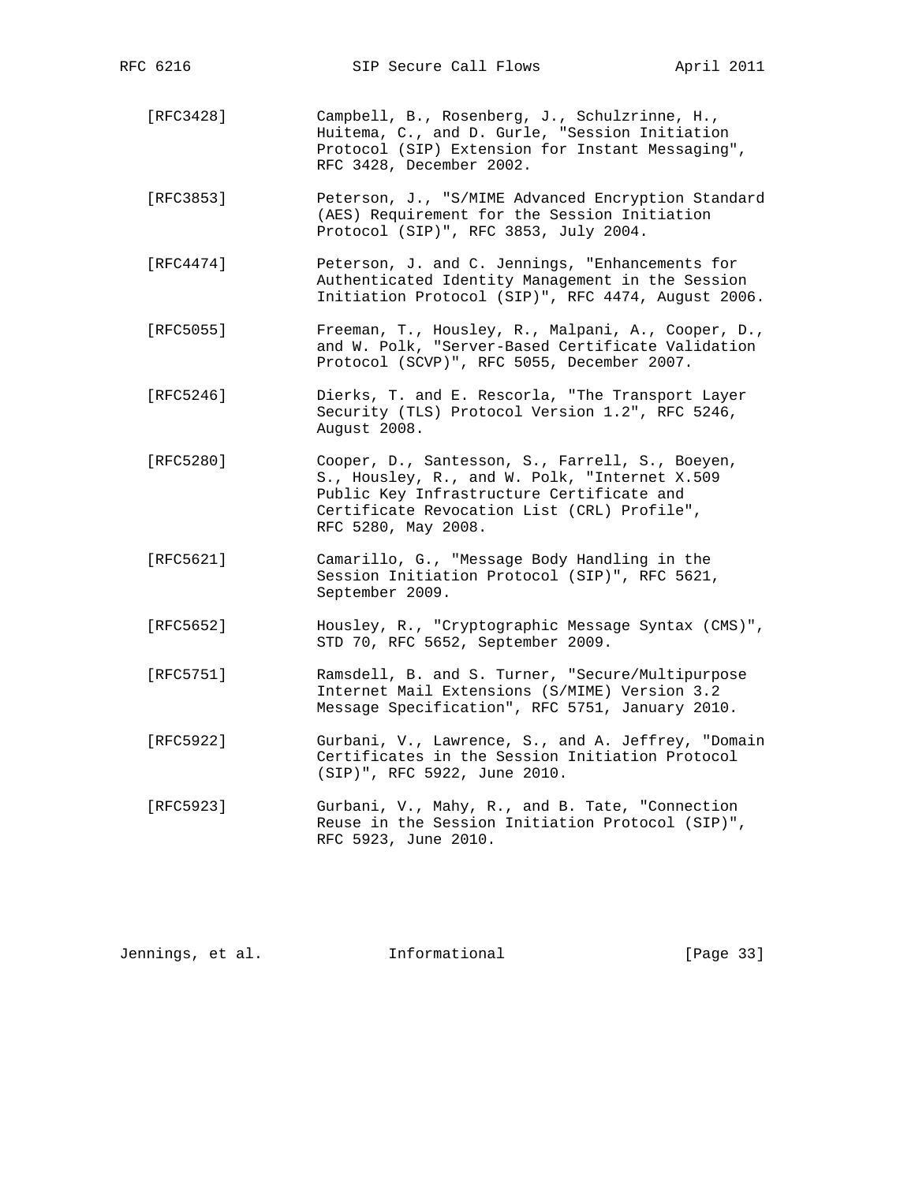[RFC3428] Campbell, B., Rosenberg, J., Schulzrinne, H., Huitema, C., and D. Gurle, "Session Initiation Protocol (SIP) Extension for Instant Messaging", RFC 3428, December 2002.

[RFC3853] Peterson, J., "S/MIME Advanced Encryption Standard (AES) Requirement for the Session Initiation Protocol (SIP)", RFC 3853, July 2004.

[RFC4474] Peterson, J. and C. Jennings, "Enhancements for Authenticated Identity Management in the Session Initiation Protocol (SIP)", RFC 4474, August 2006.

[RFC5055] Freeman, T., Housley, R., Malpani, A., Cooper, D., and W. Polk, "Server-Based Certificate Validation Protocol (SCVP)", RFC 5055, December 2007.

[RFC5246] Dierks, T. and E. Rescorla, "The Transport Layer Security (TLS) Protocol Version 1.2", RFC 5246, August 2008.

[RFC5280] Cooper, D., Santesson, S., Farrell, S., Boeyen, S., Housley, R., and W. Polk, "Internet X.509 Public Key Infrastructure Certificate and Certificate Revocation List (CRL) Profile", RFC 5280, May 2008.

[RFC5621] Camarillo, G., "Message Body Handling in the Session Initiation Protocol (SIP)", RFC 5621, September 2009.

[RFC5652] Housley, R., "Cryptographic Message Syntax (CMS)", STD 70, RFC 5652, September 2009.

[RFC5751] Ramsdell, B. and S. Turner, "Secure/Multipurpose Internet Mail Extensions (S/MIME) Version 3.2 Message Specification", RFC 5751, January 2010.

[RFC5922] Gurbani, V., Lawrence, S., and A. Jeffrey, "Domain Certificates in the Session Initiation Protocol (SIP)", RFC 5922, June 2010.

[RFC5923] Gurbani, V., Mahy, R., and B. Tate, "Connection Reuse in the Session Initiation Protocol (SIP)", RFC 5923, June 2010.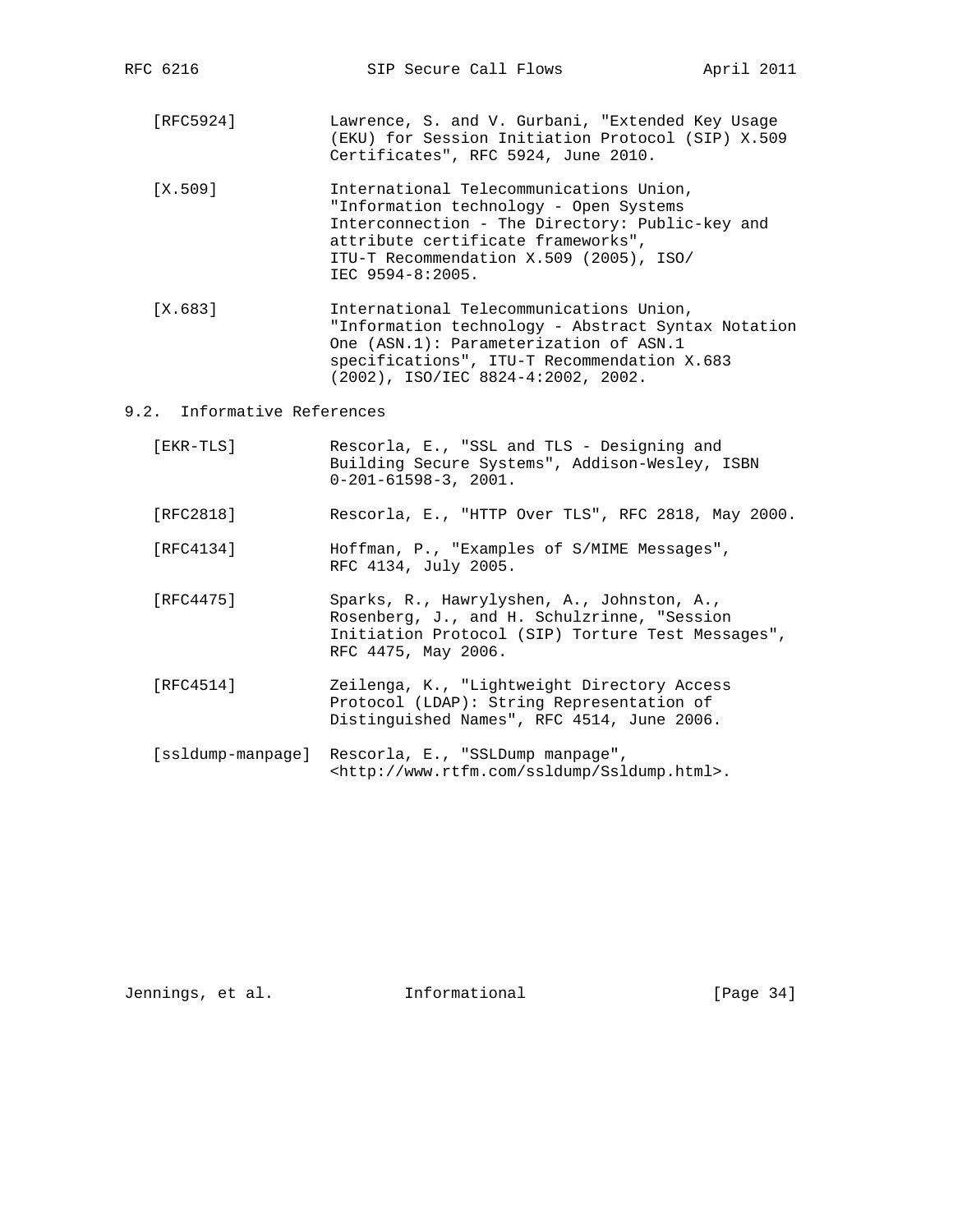[RFC5924] Lawrence, S. and V. Gurbani, "Extended Key Usage (EKU) for Session Initiation Protocol (SIP) X.509 Certificates", RFC 5924, June 2010.

[X.509] International Telecommunications Union, "Information technology - Open Systems Interconnection - The Directory: Public-key and attribute certificate frameworks", ITU-T Recommendation X.509 (2005), ISO/ IEC 9594-8:2005.

[X.683] International Telecommunications Union, "Information technology - Abstract Syntax Notation One (ASN.1): Parameterization of ASN.1 specifications", ITU-T Recommendation X.683 (2002), ISO/IEC 8824-4:2002, 2002.

### 9.2. Informative References

[EKR-TLS] Rescorla, E., "SSL and TLS - Designing and Building Secure Systems", Addison-Wesley, ISBN 0-201-61598-3, 2001.

[RFC2818] Rescorla, E., "HTTP Over TLS", RFC 2818, May 2000.

[RFC4134] Hoffman, P., "Examples of S/MIME Messages", RFC 4134, July 2005.

[RFC4475] Sparks, R., Hawrylyshen, A., Johnston, A., Rosenberg, J., and H. Schulzrinne, "Session Initiation Protocol (SIP) Torture Test Messages", RFC 4475, May 2006.

[RFC4514] Zeilenga, K., "Lightweight Directory Access Protocol (LDAP): String Representation of Distinguished Names", RFC 4514, June 2006.

[ssldump-manpage] Rescorla, E., "SSLDump manpage", <http://www.rtfm.com/ssldump/Ssldump.html>.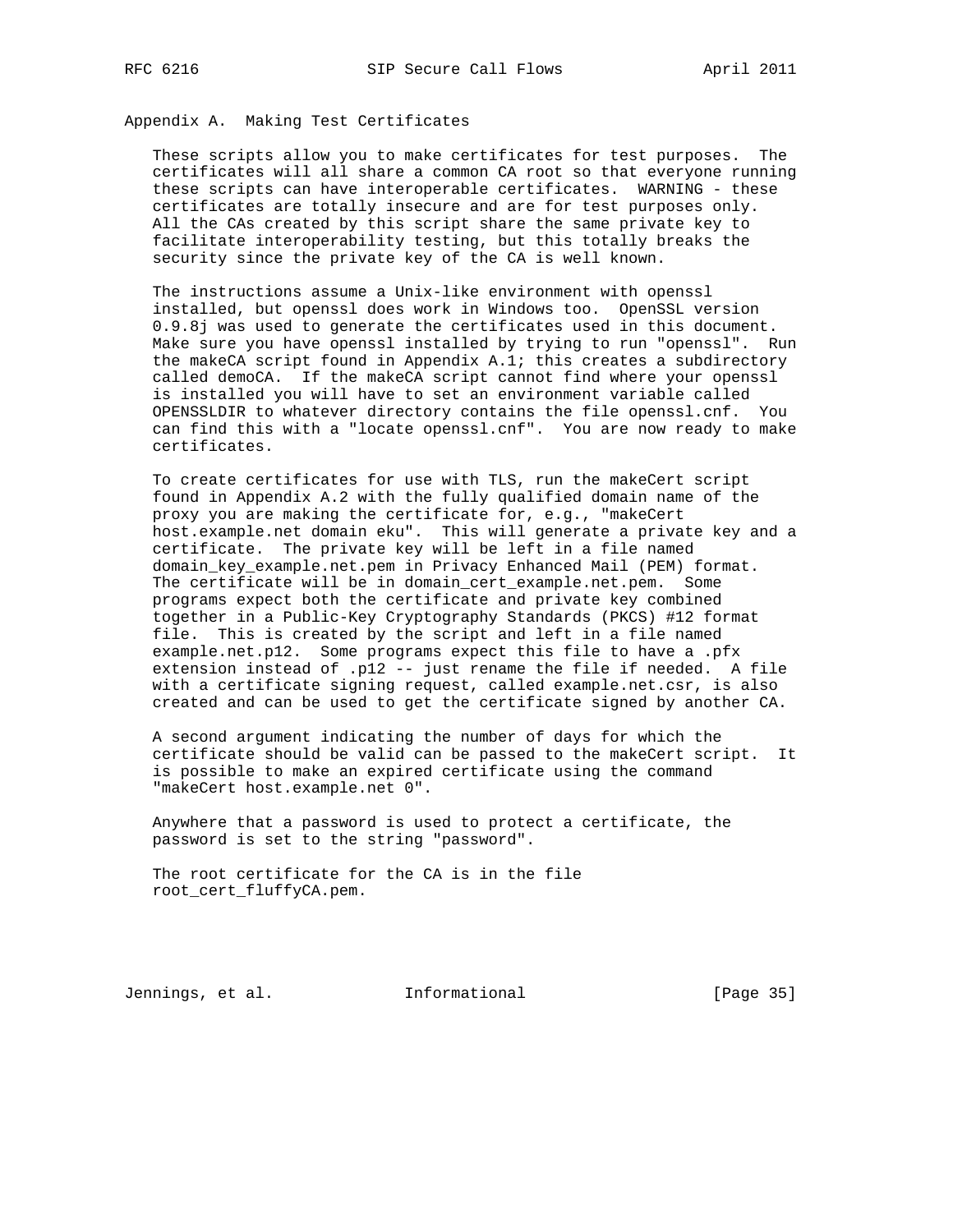# Appendix A. Making Test Certificates

These scripts allow you to make certificates for test purposes. The certificates will all share a common CA root so that everyone running these scripts can have interoperable certificates. WARNING - these certificates are totally insecure and are for test purposes only. All the CAs created by this script share the same private key to facilitate interoperability testing, but this totally breaks the security since the private key of the CA is well known.

The instructions assume a Unix-like environment with openssl installed, but openssl does work in Windows too. OpenSSL version 0.9.8j was used to generate the certificates used in this document. Make sure you have openssl installed by trying to run "openssl". Run the makeCA script found in Appendix A.1; this creates a subdirectory called demoCA. If the makeCA script cannot find where your openssl is installed you will have to set an environment variable called OPENSSLDIR to whatever directory contains the file openssl.cnf. You can find this with a "locate openssl.cnf". You are now ready to make certificates.

To create certificates for use with TLS, run the makeCert script found in Appendix A.2 with the fully qualified domain name of the proxy you are making the certificate for, e.g., "makeCert host.example.net domain eku". This will generate a private key and a certificate. The private key will be left in a file named domain_key_example.net.pem in Privacy Enhanced Mail (PEM) format. The certificate will be in domain_cert_example.net.pem. Some programs expect both the certificate and private key combined together in a Public-Key Cryptography Standards (PKCS) #12 format file. This is created by the script and left in a file named example.net.p12. Some programs expect this file to have a .pfx extension instead of .p12 -- just rename the file if needed. A file with a certificate signing request, called example.net.csr, is also created and can be used to get the certificate signed by another CA.

A second argument indicating the number of days for which the certificate should be valid can be passed to the makeCert script. It is possible to make an expired certificate using the command "makeCert host.example.net 0".

Anywhere that a password is used to protect a certificate, the password is set to the string "password".

The root certificate for the CA is in the file root_cert_fluffyCA.pem.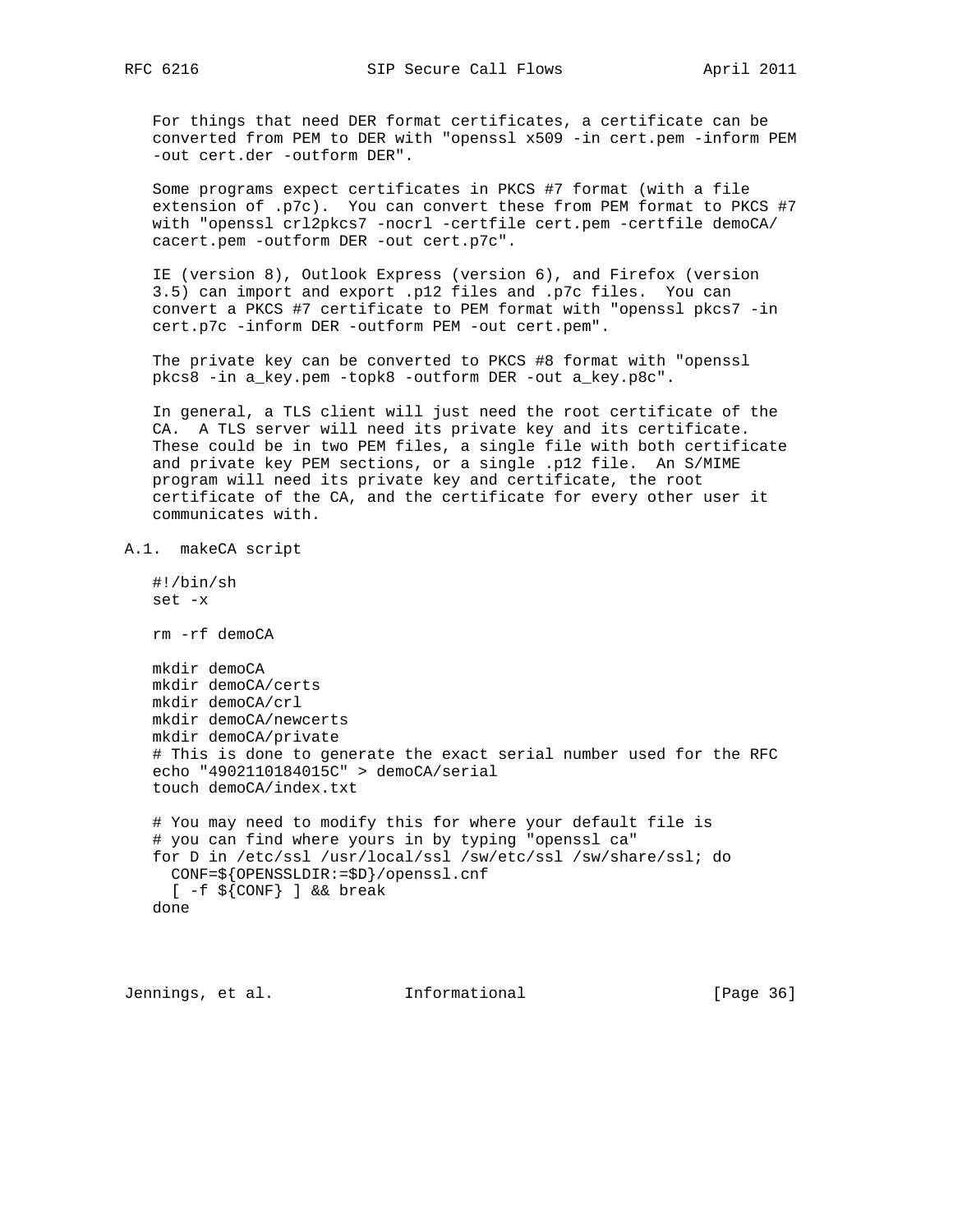For things that need DER format certificates, a certificate can be converted from PEM to DER with "openssl x509 -in cert.pem -inform PEM -out cert.der -outform DER".

Some programs expect certificates in PKCS #7 format (with a file extension of .p7c). You can convert these from PEM format to PKCS #7 with "openssl crl2pkcs7 -nocrl -certfile cert.pem -certfile demoCA/cacert.pem -outform DER -out cert.p7c".

IE (version 8), Outlook Express (version 6), and Firefox (version 3.5) can import and export .p12 files and .p7c files. You can convert a PKCS #7 certificate to PEM format with "openssl pkcs7 -in cert.p7c -inform DER -outform PEM -out cert.pem".

The private key can be converted to PKCS #8 format with "openssl pkcs8 -in a_key.pem -topk8 -outform DER -out a_key.p8c".

In general, a TLS client will just need the root certificate of the CA. A TLS server will need its private key and its certificate. These could be in two PEM files, a single file with both certificate and private key PEM sections, or a single .p12 file. An S/MIME program will need its private key and certificate, the root certificate of the CA, and the certificate for every other user it communicates with.

## A.1. makeCA script

```
#!/bin/sh
set -x

rm -rf demoCA

mkdir demoCA
mkdir demoCA/certs
mkdir demoCA/crl
mkdir demoCA/newcerts
mkdir demoCA/private
# This is done to generate the exact serial number used for the RFC
echo "4902110184015C" > demoCA/serial
touch demoCA/index.txt

# You may need to modify this for where your default file is
# you can find where yours in by typing "openssl ca"
for D in /etc/ssl /usr/local/ssl /sw/etc/ssl /sw/share/ssl; do
  CONF=${OPENSSLDIR:=$D}/openssl.cnf
  [ -f ${CONF} ] && break
done
```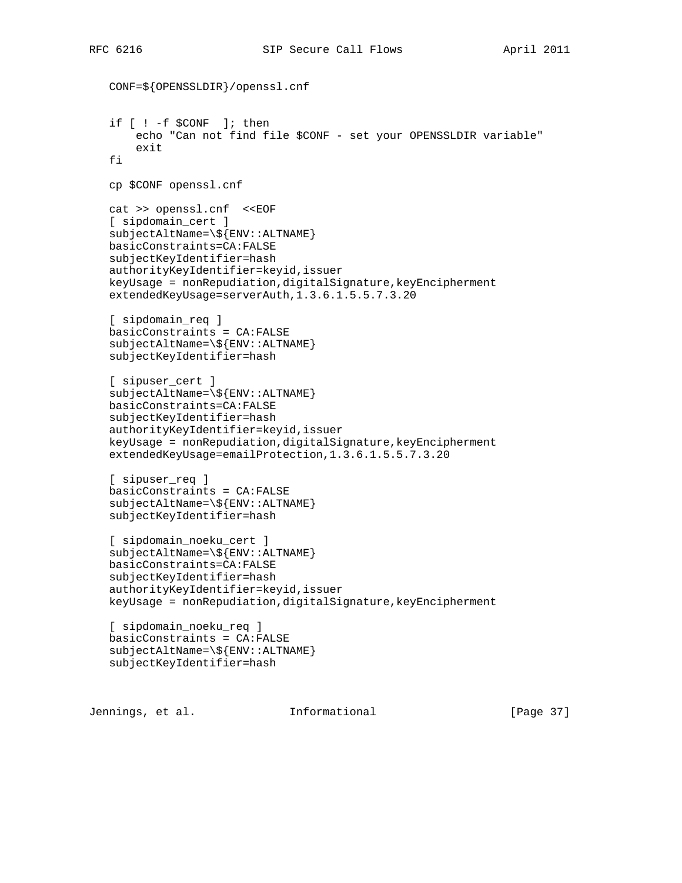```
CONF=${OPENSSLDIR}/openssl.cnf


if [ ! -f $CONF  ]; then
    echo "Can not find file $CONF - set your OPENSSLDIR variable"
    exit
fi

cp $CONF openssl.cnf

cat >> openssl.cnf  <<EOF
[ sipdomain_cert ]
subjectAltName=\${ENV::ALTNAME}
basicConstraints=CA:FALSE
subjectKeyIdentifier=hash
authorityKeyIdentifier=keyid,issuer
keyUsage = nonRepudiation,digitalSignature,keyEncipherment
extendedKeyUsage=serverAuth,1.3.6.1.5.5.7.3.20

[ sipdomain_req ]
basicConstraints = CA:FALSE
subjectAltName=\${ENV::ALTNAME}
subjectKeyIdentifier=hash

[ sipuser_cert ]
subjectAltName=\${ENV::ALTNAME}
basicConstraints=CA:FALSE
subjectKeyIdentifier=hash
authorityKeyIdentifier=keyid,issuer
keyUsage = nonRepudiation,digitalSignature,keyEncipherment
extendedKeyUsage=emailProtection,1.3.6.1.5.5.7.3.20

[ sipuser_req ]
basicConstraints = CA:FALSE
subjectAltName=\${ENV::ALTNAME}
subjectKeyIdentifier=hash

[ sipdomain_noeku_cert ]
subjectAltName=\${ENV::ALTNAME}
basicConstraints=CA:FALSE
subjectKeyIdentifier=hash
authorityKeyIdentifier=keyid,issuer
keyUsage = nonRepudiation,digitalSignature,keyEncipherment

[ sipdomain_noeku_req ]
basicConstraints = CA:FALSE
subjectAltName=\${ENV::ALTNAME}
subjectKeyIdentifier=hash
```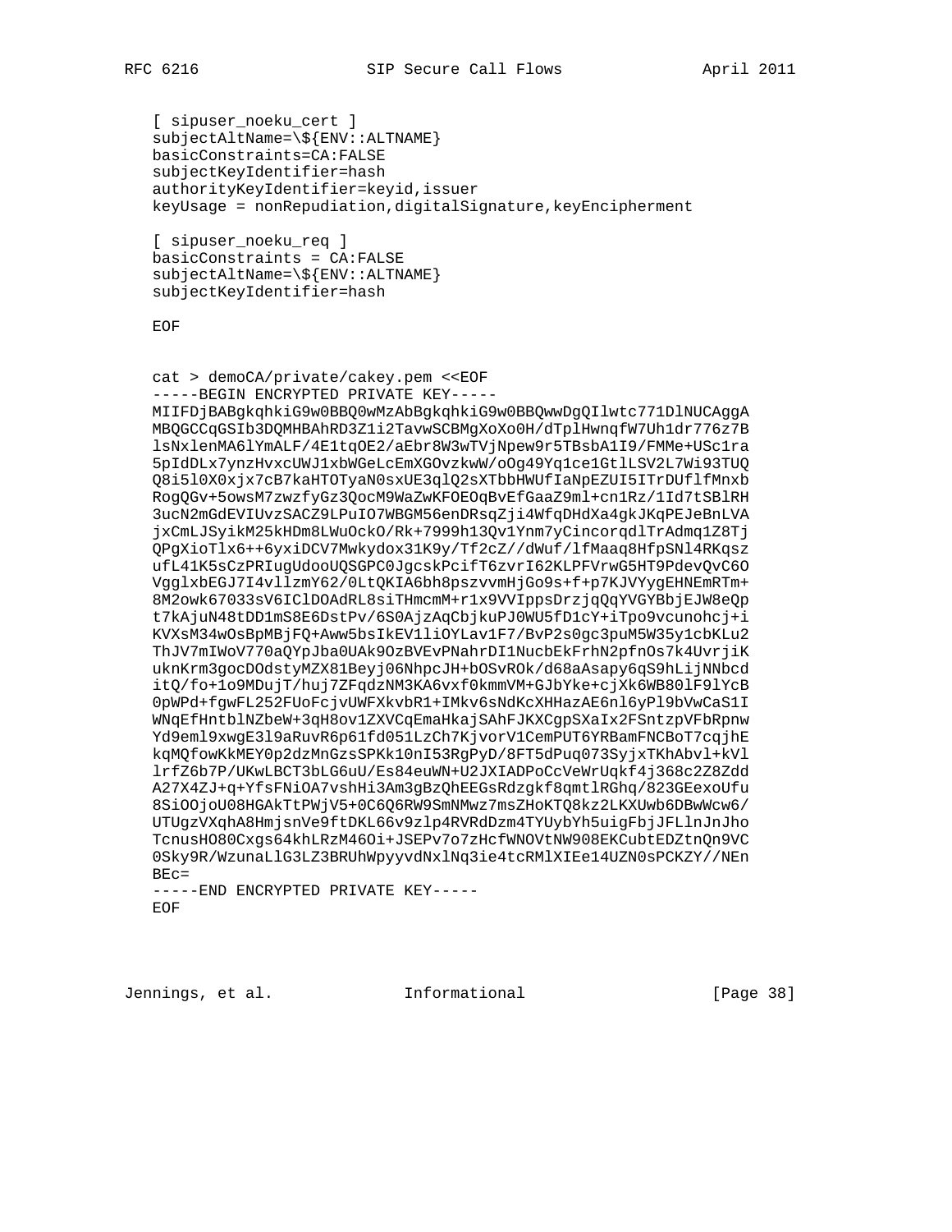```
[ sipuser_noeku_cert ]
subjectAltName=\${ENV::ALTNAME}
basicConstraints=CA:FALSE
subjectKeyIdentifier=hash
authorityKeyIdentifier=keyid,issuer
keyUsage = nonRepudiation,digitalSignature,keyEncipherment

[ sipuser_noeku_req ]
basicConstraints = CA:FALSE
subjectAltName=\${ENV::ALTNAME}
subjectKeyIdentifier=hash

EOF


cat > demoCA/private/cakey.pem <<EOF
-----BEGIN ENCRYPTED PRIVATE KEY-----
MIIFDjBABgkqhkiG9w0BBQ0wMzAbBgkqhkiG9w0BBQwwDgQIlwtc771DlNUCAggA
MBQGCCqGSIb3DQMHBAhRD3Z1i2TavwSCBMgXoXo0H/dTplHwnqfW7Uh1dr776z7B
lsNxlenMA6lYmALF/4E1tqOE2/aEbr8W3wTVjNpew9r5TBsbA1I9/FMMe+USc1ra
5pIdDLx7ynzHvxcUWJ1xbWGeLcEmXGOvzkwW/oOg49Yq1ce1GtlLSV2L7Wi93TUQ
Q8i5l0X0xjx7cB7kaHTOTyaN0sxUE3qlQ2sXTbbHWUfIaNpEZUI5ITrDUflfMnxb
RogQGv+5owsM7zwzfyGz3QocM9WaZwKFOEOqBvEfGaaZ9ml+cn1Rz/1Id7tSBlRH
3ucN2mGdEVIUvzSACZ9LPuIO7WBGM56enDRsqZji4WfqDHdXa4gkJKqPEJeBnLVA
jxCmLJSyikM25kHDm8LWuOckO/Rk+7999h13Qv1Ynm7yCincorqdlTrAdmq1Z8Tj
QPgXioTlx6++6yxiDCV7Mwkydox31K9y/Tf2cZ//dWuf/lfMaaq8HfpSNl4RKqsz
ufL41K5sCzPRIugUdooUQSGPC0JgcskPcifT6zvrI62KLPFVrwG5HT9PdevQvC6O
VgglxbEGJ7I4vllzmY62/0LtQKIA6bh8pszvvmHjGo9s+f+p7KJVYygEHNEmRTm+
8M2owk67033sV6IClDOAdRL8siTHmcmM+r1x9VVIppsDrzjqQqYVGYBbjEJW8eQp
t7kAjuN48tDD1mS8E6DstPv/6S0AjzAqCbjkuPJ0WU5fD1cY+iTpo9vcunohcj+i
KVXsM34wOsBpMBjFQ+Aww5bsIkEV1liOYLav1F7/BvP2s0gc3puM5W35y1cbKLu2
ThJV7mIWoV770aQYpJba0UAk9OzBVEvPNahrDI1NucbEkFrhN2pfnOs7k4UvrjiK
uknKrm3gocDOdstyMZX81Beyj06NhpcJH+bOSvROk/d68aAsapy6qS9hLijNNbcd
itQ/fo+1o9MDujT/huj7ZFqdzNM3KA6vxf0kmmVM+GJbYke+cjXk6WB80lF9lYcB
0pWPd+fgwFL252FUoFcjvUWFXkvbR1+IMkv6sNdKcXHHazAE6nl6yPl9bVwCaS1I
WNqEfHntblNZbeW+3qH8ov1ZXVCqEmaHkajSAhFJKXCgpSXaIx2FSntzpVFbRpnw
Yd9eml9xwgE3l9aRuvR6p61fd051LzCh7KjvorV1CemPUT6YRBamFNCBoT7cqjhE
kqMQfowKkMEY0p2dzMnGzsSPKk10nI53RgPyD/8FT5dPuq073SyjxTKhAbvl+kVl
lrfZ6b7P/UKwLBCT3bLG6uU/Es84euWN+U2JXIADPoCcVeWrUqkf4j368c2Z8Zdd
A27X4ZJ+q+YfsFNiOA7vshHi3Am3gBzQhEEGsRdzgkf8qmtlRGhq/823GEexoUfu
8SiOOjoU08HGAkTtPWjV5+0C6Q6RW9SmNMwz7msZHoKTQ8kz2LKXUwb6DBwWcw6/
UTUgzVXqhA8HmjsnVe9ftDKL66v9zlp4RVRdDzm4TYUybYh5uigFbjJFLlnJnJho
TcnusHO80Cxgs64khLRzM46Oi+JSEPv7o7zHcfWNOVtNW908EKCubtEDZtnQn9VC
0Sky9R/WzunaLlG3LZ3BRUhWpyyvdNxlNq3ie4tcRMlXIEe14UZN0sPCKZY//NEn
BEc=
-----END ENCRYPTED PRIVATE KEY-----
EOF
```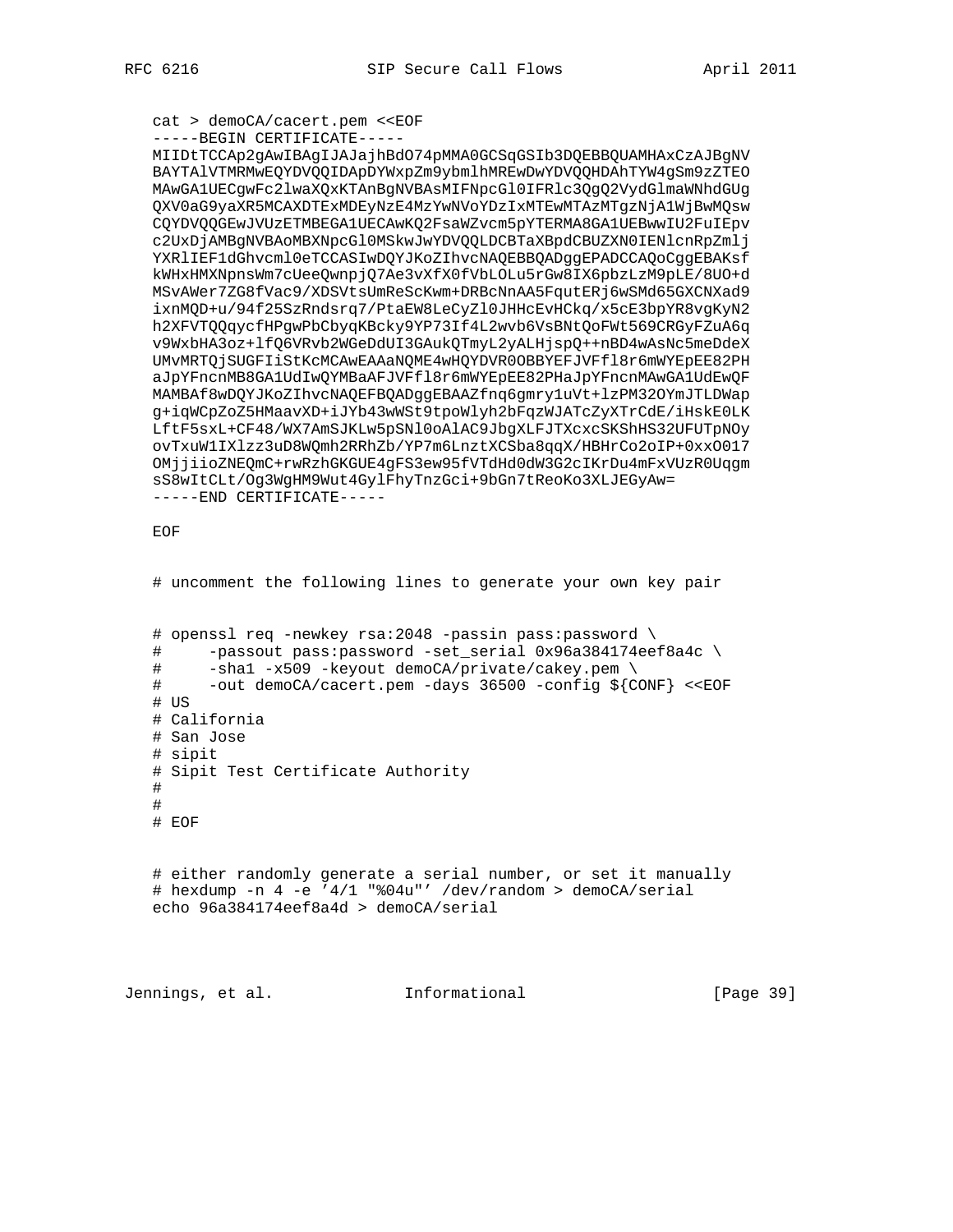```
cat > demoCA/cacert.pem <<EOF
-----BEGIN CERTIFICATE-----
MIIDtTCCAp2gAwIBAgIJAJajhBdO74pMMA0GCSqGSIb3DQEBBQUAMHAxCzAJBgNV
BAYTAlVTMRMwEQYDVQQIDApDYWxpZm9ybmlhMREwDwYDVQQHDAhTYW4gSm9zZTEO
MAwGA1UECgwFc2lwaXQxKTAnBgNVBAsMIFNpcGl0IFRlc3QgQ2VydGlmaWNhdGUg
QXV0aG9yaXR5MCAXDTExMDEyNzE4MzYwNVoYDzIxMTEwMTAzMTgzNjA1WjBwMQsw
CQYDVQQGEwJVUzETMBEGA1UECAwKQ2FsaWZvcm5pYTERMA8GA1UEBwwIU2FuIEpv
c2UxDjAMBgNVBAoMBXNpcGl0MSkwJwYDVQQLDCBTaXBpdCBUZXN0IENlcnRpZmlj
YXRlIEF1dGhvcml0eTCCASIwDQYJKoZIhvcNAQEBBQADggEPADCCAQoCggEBAKsf
kWHxHMXNpnsWm7cUeeQwnpjQ7Ae3vXfX0fVbLOLu5rGw8IX6pbzLzM9pLE/8UO+d
MSvAWer7ZG8fVac9/XDSVtsUmReScKwm+DRBcNnAA5FqutERj6wSMd65GXCNXad9
ixnMQD+u/94f25SzRndsrq7/PtaEW8LeCyZl0JHHcEvHCkq/x5cE3bpYR8vgKyN2
h2XFVTQQqycfHPgwPbCbyqKBcky9YP73If4L2wvb6VsBNtQoFWt569CRGyFZuA6q
v9WxbHA3oz+lfQ6VRvb2WGeDdUI3GAukQTmyL2yALHjspQ++nBD4wAsNc5meDdeX
UMvMRTQjSUGFIiStKcMCAwEAAaNQME4wHQYDVR0OBBYEFJVFfl8r6mWYEpEE82PH
aJpYFncnMB8GA1UdIwQYMBaAFJVFfl8r6mWYEpEE82PHaJpYFncnMAwGA1UdEwQF
MAMBAf8wDQYJKoZIhvcNAQEFBQADggEBAAZfnq6gmry1uVt+lzPM32OYmJTLDWap
g+iqWCpZoZ5HMaavXD+iJYb43wWSt9tpoWlyh2bFqzWJATcZyXTrCdE/iHskE0LK
LftF5sxL+CF48/WX7AmSJKLw5pSNl0oAlAC9JbgXLFJTXcxcSKShHS32UFUTpNOy
ovTxuW1IXlzz3uD8WQmh2RRhZb/YP7m6LnztXCSba8qqX/HBHrCo2oIP+0xxO017
OMjjiioZNEQmC+rwRzhGKGUE4gFS3ew95fVTdHd0dW3G2cIKrDu4mFxVUzR0Uqgm
sS8wItCLt/Og3WgHM9Wut4GylFhyTnzGci+9bGn7tReoKo3XLJEGyAw=
-----END CERTIFICATE-----

EOF


# uncomment the following lines to generate your own key pair


# openssl req -newkey rsa:2048 -passin pass:password \
#     -passout pass:password -set_serial 0x96a384174eef8a4c \
#     -sha1 -x509 -keyout demoCA/private/cakey.pem \
#     -out demoCA/cacert.pem -days 36500 -config ${CONF} <<EOF
# US
# California
# San Jose
# sipit
# Sipit Test Certificate Authority
#
#
# EOF


# either randomly generate a serial number, or set it manually
# hexdump -n 4 -e '4/1 "%04u"' /dev/random > demoCA/serial
echo 96a384174eef8a4d > demoCA/serial
```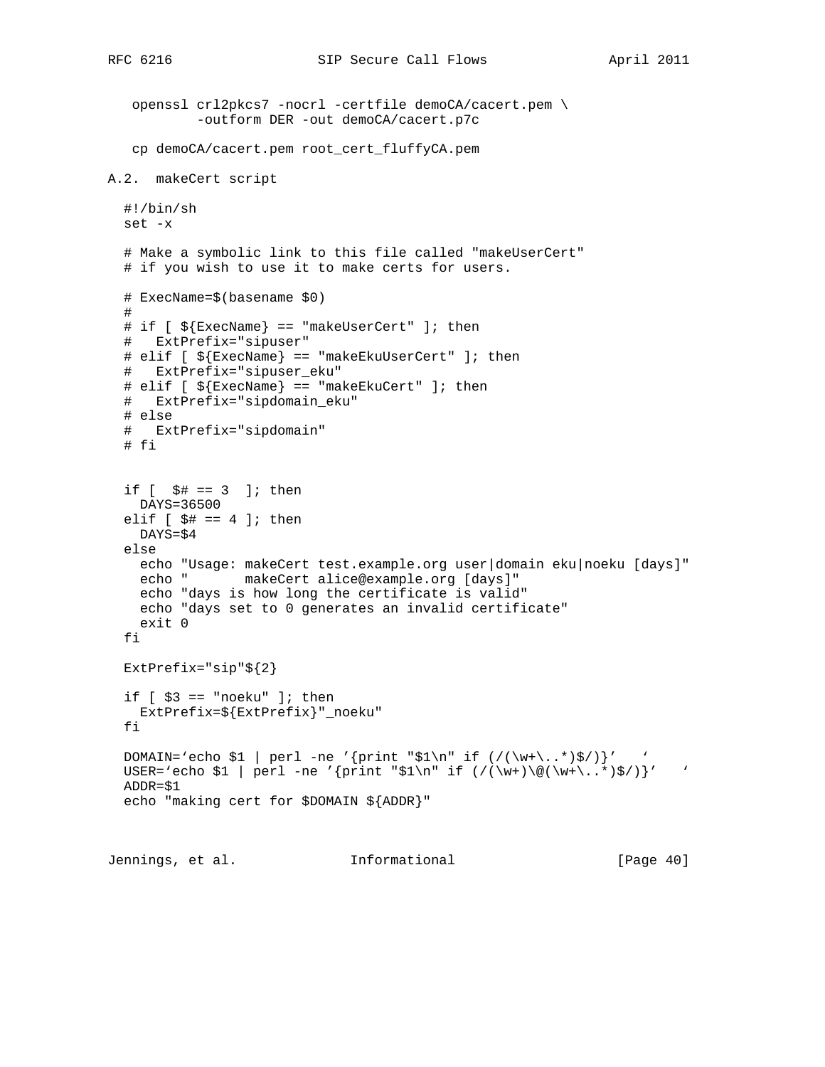```
openssl crl2pkcs7 -nocrl -certfile demoCA/cacert.pem \
        -outform DER -out demoCA/cacert.p7c

cp demoCA/cacert.pem root_cert_fluffyCA.pem
```

## A.2. makeCert script

```
#!/bin/sh
set -x

# Make a symbolic link to this file called "makeUserCert"
# if you wish to use it to make certs for users.

# ExecName=$(basename $0)
#
# if [ ${ExecName} == "makeUserCert" ]; then
#   ExtPrefix="sipuser"
# elif [ ${ExecName} == "makeEkuUserCert" ]; then
#   ExtPrefix="sipuser_eku"
# elif [ ${ExecName} == "makeEkuCert" ]; then
#   ExtPrefix="sipdomain_eku"
# else
#   ExtPrefix="sipdomain"
# fi


if [  $# == 3  ]; then
  DAYS=36500
elif [ $# == 4 ]; then
  DAYS=$4
else
  echo "Usage: makeCert test.example.org user|domain eku|noeku [days]"
  echo "       makeCert alice@example.org [days]"
  echo "days is how long the certificate is valid"
  echo "days set to 0 generates an invalid certificate"
  exit 0
fi

ExtPrefix="sip"${2}

if [ $3 == "noeku" ]; then
  ExtPrefix=${ExtPrefix}"_noeku"
fi

DOMAIN=‘echo $1 | perl -ne ’{print "$1\n" if (/(\w+\..*)$/)}’   ‘
USER=‘echo $1 | perl -ne ’{print "$1\n" if (/(\w+)\@(\w+\..*)$/)}’   ‘
ADDR=$1
echo "making cert for $DOMAIN ${ADDR}"
```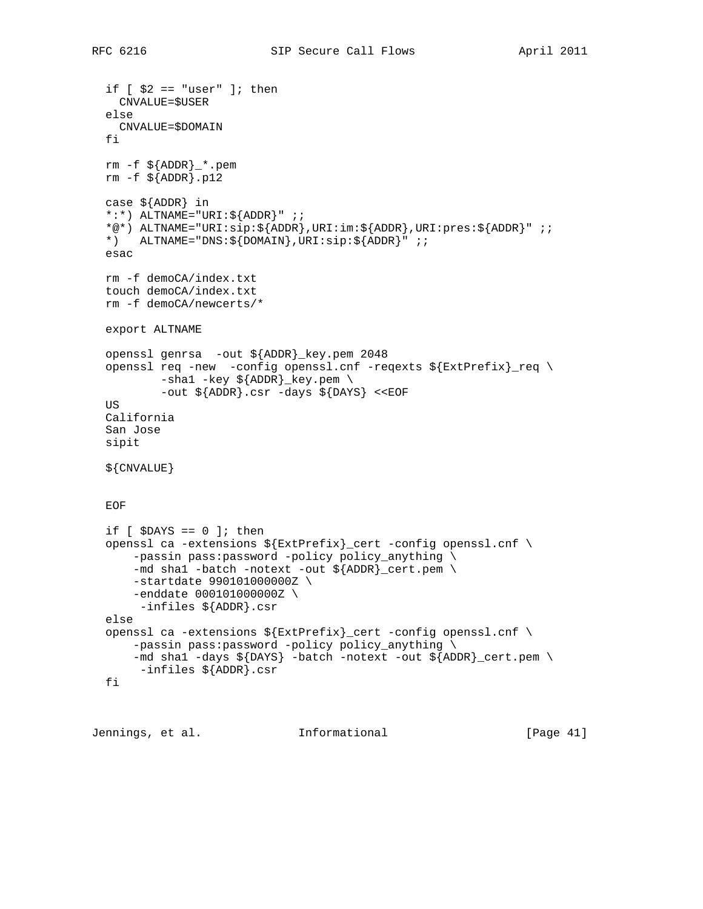```
  if [ $2 == "user" ]; then
    CNVALUE=$USER
  else
    CNVALUE=$DOMAIN
  fi

  rm -f ${ADDR}_*.pem
  rm -f ${ADDR}.p12

  case ${ADDR} in
  *:*) ALTNAME="URI:${ADDR}" ;;
  *@*) ALTNAME="URI:sip:${ADDR},URI:im:${ADDR},URI:pres:${ADDR}" ;;
  *)   ALTNAME="DNS:${DOMAIN},URI:sip:${ADDR}" ;;
  esac

  rm -f demoCA/index.txt
  touch demoCA/index.txt
  rm -f demoCA/newcerts/*

  export ALTNAME

  openssl genrsa  -out ${ADDR}_key.pem 2048
  openssl req -new  -config openssl.cnf -reqexts ${ExtPrefix}_req \
          -sha1 -key ${ADDR}_key.pem \
          -out ${ADDR}.csr -days ${DAYS} <<EOF
  US
  California
  San Jose
  sipit

  ${CNVALUE}


  EOF

  if [ $DAYS == 0 ]; then
  openssl ca -extensions ${ExtPrefix}_cert -config openssl.cnf \
      -passin pass:password -policy policy_anything \
      -md sha1 -batch -notext -out ${ADDR}_cert.pem \
      -startdate 990101000000Z \
      -enddate 000101000000Z \
       -infiles ${ADDR}.csr
  else
  openssl ca -extensions ${ExtPrefix}_cert -config openssl.cnf \
      -passin pass:password -policy policy_anything \
      -md sha1 -days ${DAYS} -batch -notext -out ${ADDR}_cert.pem \
       -infiles ${ADDR}.csr
  fi
```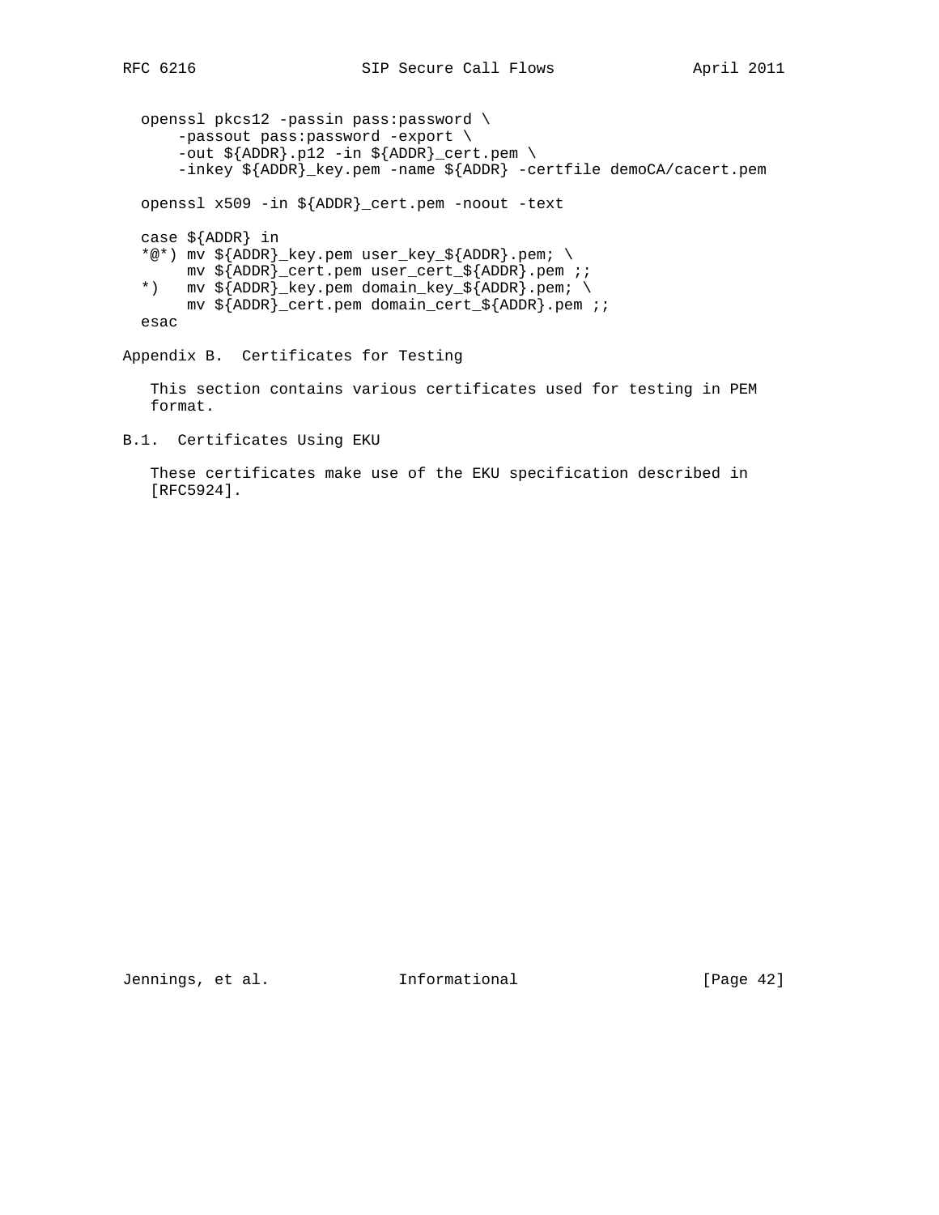```
openssl pkcs12 -passin pass:password \
    -passout pass:password -export \
    -out ${ADDR}.p12 -in ${ADDR}_cert.pem \
    -inkey ${ADDR}_key.pem -name ${ADDR} -certfile demoCA/cacert.pem

openssl x509 -in ${ADDR}_cert.pem -noout -text

case ${ADDR} in
*@*) mv ${ADDR}_key.pem user_key_${ADDR}.pem; \
     mv ${ADDR}_cert.pem user_cert_${ADDR}.pem ;;
*)   mv ${ADDR}_key.pem domain_key_${ADDR}.pem; \
     mv ${ADDR}_cert.pem domain_cert_${ADDR}.pem ;;
esac
```

## Appendix B. Certificates for Testing

This section contains various certificates used for testing in PEM format.

### B.1. Certificates Using EKU

These certificates make use of the EKU specification described in [RFC5924].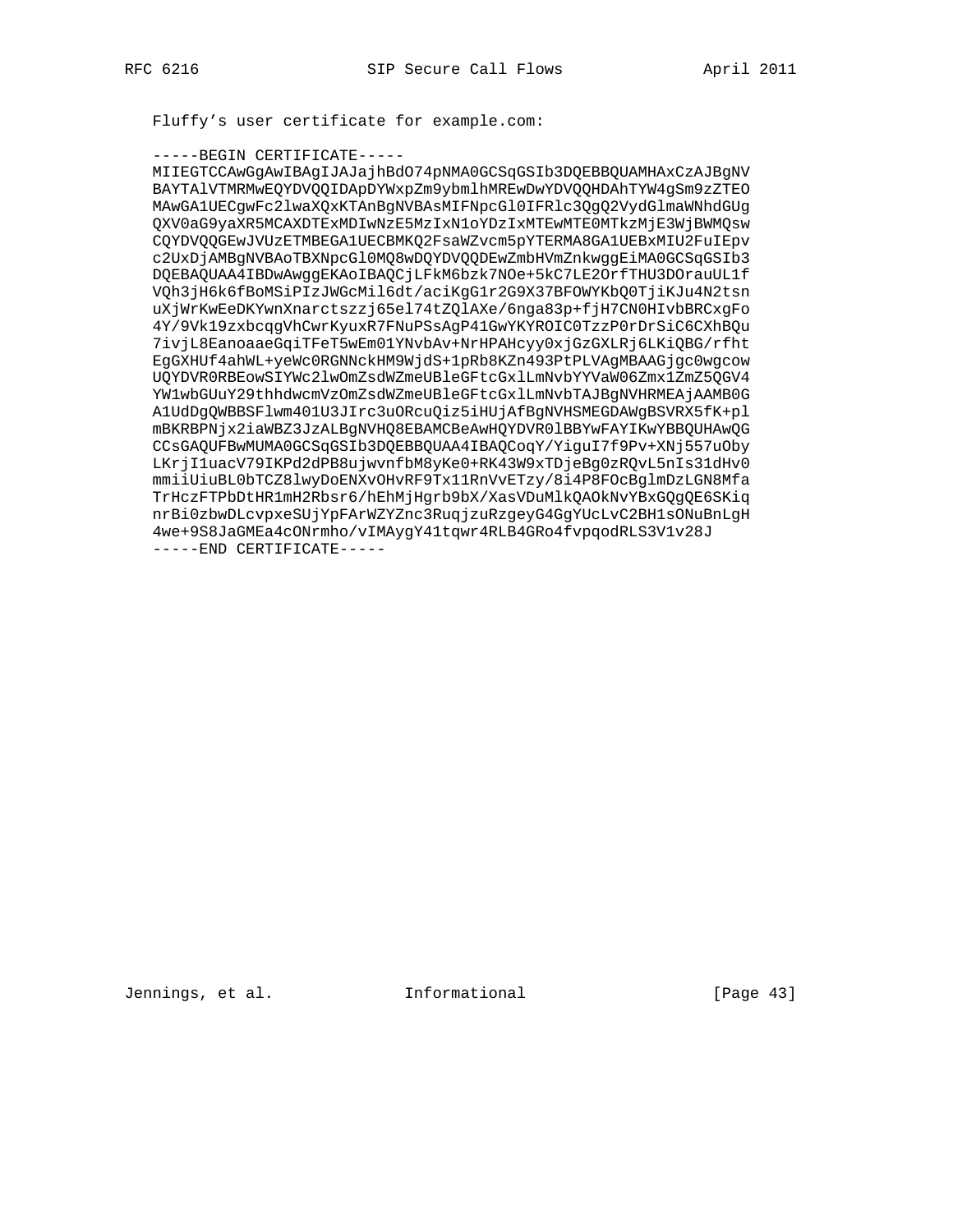Fluffy’s user certificate for example.com:

```
-----BEGIN CERTIFICATE-----
MIIEGTCCAwGgAwIBAgIJAJajhBdO74pNMA0GCSqGSIb3DQEBBQUAMHAxCzAJBgNV
BAYTAlVTMRMwEQYDVQQIDApDYWxpZm9ybmlhMREwDwYDVQQHDAhTYW4gSm9zZTEO
MAwGA1UECgwFc2lwaXQxKTAnBgNVBAsMIFNpcGl0IFRlc3QgQ2VydGlmaWNhdGUg
QXV0aG9yaXR5MCAXDTExMDIwNzE5MzIxN1oYDzIxMTEwMTE0MTkzMjE3WjBWMQsw
CQYDVQQGEwJVUzETMBEGA1UECBMKQ2FsaWZvcm5pYTERMA8GA1UEBxMIU2FuIEpv
c2UxDjAMBgNVBAoTBXNpcGl0MQ8wDQYDVQQDEwZmbHVmZnkwggEiMA0GCSqGSIb3
DQEBAQUAA4IBDwAwggEKAoIBAQCjLFkM6bzk7NOe+5kC7LE2OrfTHU3DOrauUL1f
VQh3jH6k6fBoMSiPIzJWGcMil6dt/aciKgG1r2G9X37BFOWYKbQ0TjiKJu4N2tsn
uXjWrKwEeDKYwnXnarctszzj65el74tZQlAXe/6nga83p+fjH7CN0HIvbBRCxgFo
4Y/9Vk19zxbcqgVhCwrKyuxR7FNuPSsAgP41GwYKYROIC0TzzP0rDrSiC6CXhBQu
7ivjL8EanoaaeGqiTFeT5wEm01YNvbAv+NrHPAHcyy0xjGzGXLRj6LKiQBG/rfht
EgGXHUf4ahWL+yeWc0RGNNckHM9WjdS+1pRb8KZn493PtPLVAgMBAAGjgc0wgcow
UQYDVR0RBEowSIYWc2lwOmZsdWZmeUBleGFtcGxlLmNvbYYVaW06Zmx1ZmZ5QGV4
YW1wbGUuY29thhdwcmVzOmZsdWZmeUBleGFtcGxlLmNvbTAJBgNVHRMEAjAAMB0G
A1UdDgQWBBSFlwm401U3JIrc3uORcuQiz5iHUjAfBgNVHSMEGDAWgBSVRX5fK+pl
mBKRBPNjx2iaWBZ3JzALBgNVHQ8EBAMCBeAwHQYDVR0lBBYwFAYIKwYBBQUHAwQG
CCsGAQUFBwMUMA0GCSqGSIb3DQEBBQUAA4IBAQCoqY/YiguI7f9Pv+XNj557uOby
LKrjI1uacV79IKPd2dPB8ujwvnfbM8yKe0+RK43W9xTDjeBg0zRQvL5nIs31dHv0
mmiiUiuBL0bTCZ8lwyDoENXvOHvRF9Tx11RnVvETzy/8i4P8FOcBglmDzLGN8Mfa
TrHczFTPbDtHR1mH2Rbsr6/hEhMjHgrb9bX/XasVDuMlkQAOkNvYBxGQgQE6SKiq
nrBi0zbwDLcvpxeSUjYpFArWZYZnc3RuqjzuRzgeyG4GgYUcLvC2BH1sONuBnLgH
4we+9S8JaGMEa4cONrmho/vIMAygY41tqwr4RLB4GRo4fvpqodRLS3V1v28J
-----END CERTIFICATE-----
```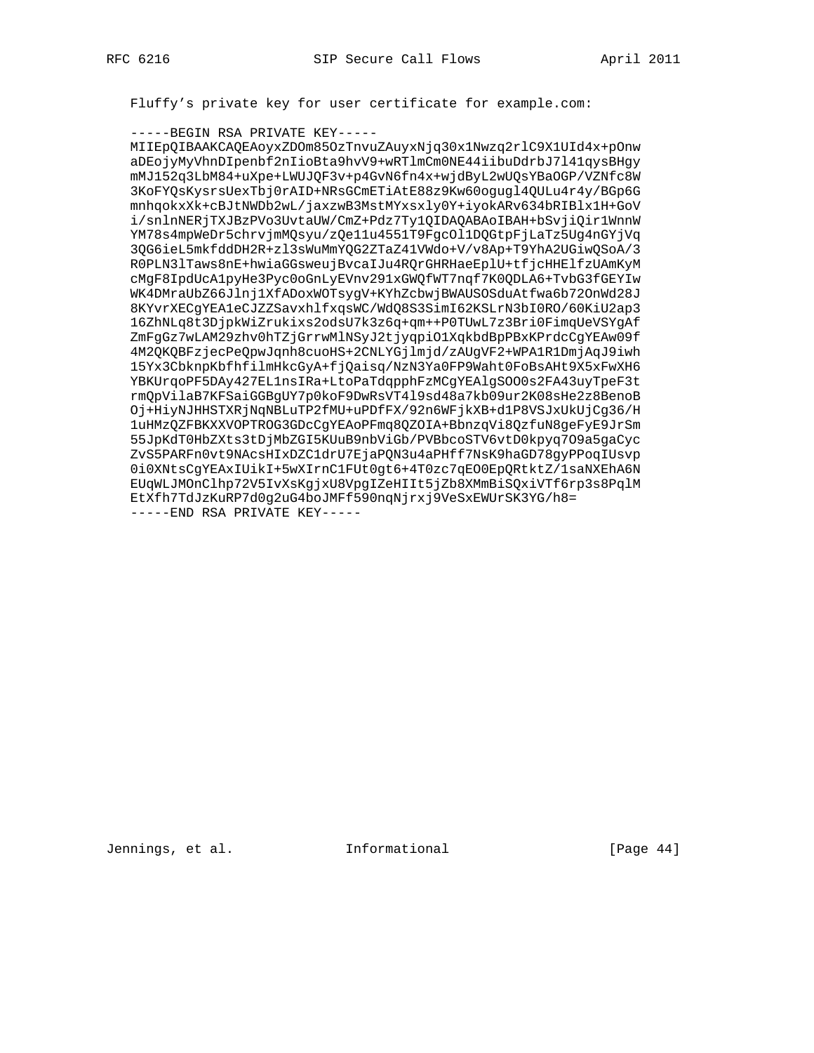Fluffy's private key for user certificate for example.com:

```
-----BEGIN RSA PRIVATE KEY-----
MIIEpQIBAAKCAQEAoyxZDOm85OzTnvuZAuyxNjq30x1Nwzq2rlC9X1UId4x+pOnw
aDEojyMyVhnDIpenbf2nIioBta9hvV9+wRTlmCm0NE44iibuDdrbJ7l41qysBHgy
mMJ152q3LbM84+uXpe+LWUJQF3v+p4GvN6fn4x+wjdByL2wUQsYBaOGP/VZNfc8W
3KoFYQsKysrsUexTbj0rAID+NRsGCmETiAtE88z9Kw60ogugl4QULu4r4y/BGp6G
mnhqokxXk+cBJtNWDb2wL/jaxzwB3MstMYxsxly0Y+iyokARv634bRIBlx1H+GoV
i/snlnNERjTXJBzPVo3UvtaUW/CmZ+Pdz7Ty1QIDAQABAoIBAH+bSvjiQir1WnnW
YM78s4mpWeDr5chrvjmMQsyu/zQe11u4551T9FgcOl1DQGtpFjLaTz5Ug4nGYjVq
3QG6ieL5mkfddDH2R+zl3sWuMmYQG2ZTaZ41VWdo+V/v8Ap+T9YhA2UGiwQSoA/3
R0PLN3lTaws8nE+hwiaGGsweujBvcaIJu4RQrGHRHaeEplU+tfjcHHElfzUAmKyM
cMgF8IpdUcA1pyHe3Pyc0oGnLyEVnv291xGWQfWT7nqf7K0QDLA6+TvbG3fGEYIw
WK4DMraUbZ66Jlnj1XfADoxWOTsygV+KYhZcbwjBWAUSOSduAtfwa6b72OnWd28J
8KYvrXECgYEA1eCJZZSavxhlfxqsWC/WdQ8S3SimI62KSLrN3bI0RO/60KiU2ap3
16ZhNLq8t3DjpkWiZrukixs2odsU7k3z6q+qm++P0TUwL7z3Bri0FimqUeVSYgAf
ZmFgGz7wLAM29zhv0hTZjGrrwMlNSyJ2tjyqpiO1XqkbdBpPBxKPrdcCgYEAw09f
4M2QKQBFzjecPeQpwJqnh8cuoHS+2CNLYGjlmjd/zAUgVF2+WPA1R1DmjAqJ9iwh
15Yx3CbknpKbfhfilmHkcGyA+fjQaisq/NzN3Ya0FP9Waht0FoBsAHt9X5xFwXH6
YBKUrqoPF5DAy427EL1nsIRa+LtoPaTdqpphFzMCgYEAlgSOO0s2FA43uyTpeF3t
rmQpVilaB7KFSaiGGBgUY7p0koF9DwRsVT4l9sd48a7kb09ur2K08sHe2z8BenoB
Oj+HiyNJHHSTXRjNqNBLuTP2fMU+uPDfFX/92n6WFjkXB+d1P8VSJxUkUjCg36/H
1uHMzQZFBKXXVOPTROG3GDcCgYEAoPFmq8QZOIA+BbnzqVi8QzfuN8geFyE9JrSm
55JpKdT0HbZXts3tDjMbZGI5KUuB9nbViGb/PVBbcoSTV6vtD0kpyq7O9a5gaCyc
ZvS5PARFn0vt9NAcsHIxDZC1drU7EjaPQN3u4aPHff7NsK9haGD78gyPPoqIUsvp
0i0XNtsCgYEAxIUikI+5wXIrnC1FUt0gt6+4T0zc7qEO0EpQRtktZ/1saNXEhA6N
EUqWLJMOnClhp72V5IvXsKgjxU8VpgIZeHIIt5jZb8XMmBiSQxiVTf6rp3s8PqlM
EtXfh7TdJzKuRP7d0g2uG4boJMFf590nqNjrxj9VeSxEWUrSK3YG/h8=
-----END RSA PRIVATE KEY-----
```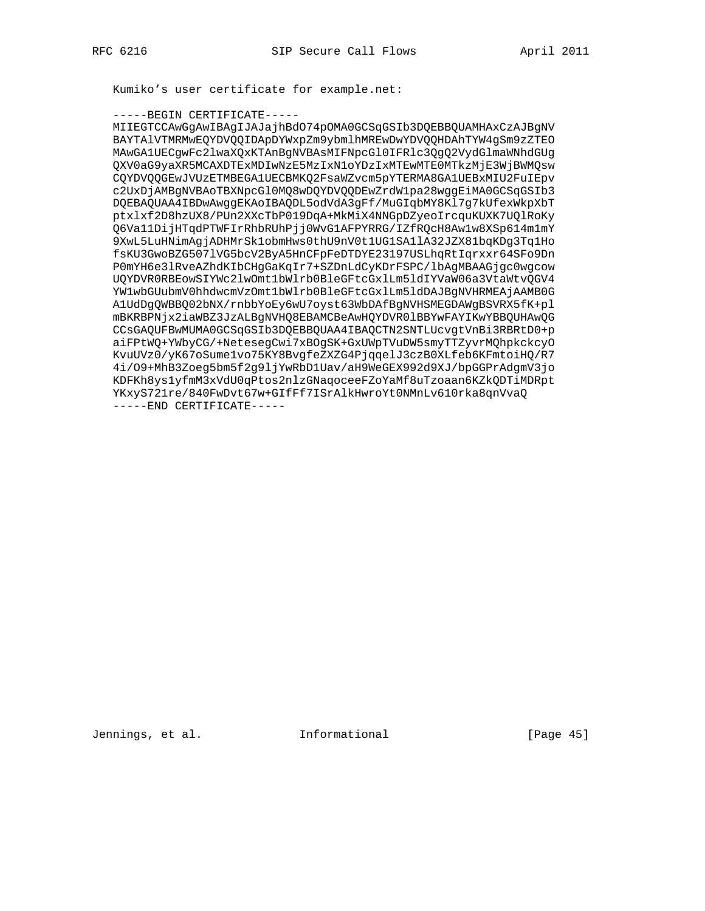Kumiko’s user certificate for example.net:

```
-----BEGIN CERTIFICATE-----
MIIEGTCCAwGgAwIBAgIJAJajhBdO74pOMA0GCSqGSIb3DQEBBQUAMHAxCzAJBgNV
BAYTAlVTMRMwEQYDVQQIDApDYWxpZm9ybmlhMREwDwYDVQQHDAhTYW4gSm9zZTEO
MAwGA1UECgwFc2lwaXQxKTAnBgNVBAsMIFNpcGl0IFRlc3QgQ2VydGlmaWNhdGUg
QXV0aG9yaXR5MCAXDTExMDIwNzE5MzIxN1oYDzIxMTEwMTE0MTkzMjE3WjBWMQsw
CQYDVQQGEwJVUzETMBEGA1UECBMKQ2FsaWZvcm5pYTERMA8GA1UEBxMIU2FuIEpv
c2UxDjAMBgNVBAoTBXNpcGl0MQ8wDQYDVQQDEwZrdW1pa28wggEiMA0GCSqGSIb3
DQEBAQUAA4IBDwAwggEKAoIBAQDL5odVdA3gFf/MuGIqbMY8Kl7g7kUfexWkpXbT
ptxlxf2D8hzUX8/PUn2XXcTbP019DqA+MkMiX4NNGpDZyeoIrcquKUXK7UQlRoKy
Q6Va11DijHTqdPTWFIrRhbRUhPjj0WvG1AFPYRRG/IZfRQcH8Aw1w8XSp614m1mY
9XwL5LuHNimAgjADHMrSk1obmHws0thU9nV0t1UG1SA1lA32JZX81bqKDg3Tq1Ho
fsKU3GwoBZG507lVG5bcV2ByA5HnCFpFeDTDYE23197USLhqRtIqrxxr64SFo9Dn
P0mYH6e3lRveAZhdKIbCHgGaKqIr7+SZDnLdCyKDrFSPC/lbAgMBAAGjgc0wgcow
UQYDVR0RBEowSIYWc2lwOmt1bWlrb0BleGFtcGxlLm5ldIYVaW06a3VtaWtvQGV4
YW1wbGUubmV0hhdwcmVzOmt1bWlrb0BleGFtcGxlLm5ldDAJBgNVHRMEAjAAMB0G
A1UdDgQWBBQ02bNX/rnbbYoEy6wU7oyst63WbDAfBgNVHSMEGDAWgBSVRX5fK+pl
mBKRBPNjx2iaWBZ3JzALBgNVHQ8EBAMCBeAwHQYDVR0lBBYwFAYIKwYBBQUHAwQG
CCsGAQUFBwMUMA0GCSqGSIb3DQEBBQUAA4IBAQCTN2SNTLUcvgtVnBi3RBRtD0+p
aiFPtWQ+YWbyCG/+NetesegCwi7xBOgSK+GxUWpTVuDW5smyTTZyvrMQhpkckcyO
KvuUVz0/yK67oSume1vo75KY8BvgfeZXZG4PjqqelJ3czB0XLfeb6KFmtoiHQ/R7
4i/O9+MhB3Zoeg5bm5f2g9ljYwRbD1Uav/aH9WeGEX992d9XJ/bpGGPrAdgmV3jo
KDFKh8ys1yfmM3xVdU0qPtos2nlzGNaqoceeFZoYaMf8uTzoaan6KZkQDTiMDRpt
YKxyS721re/840FwDvt67w+GIfFf7ISrAlkHwroYt0NMnLv610rka8qnVvaQ
-----END CERTIFICATE-----
```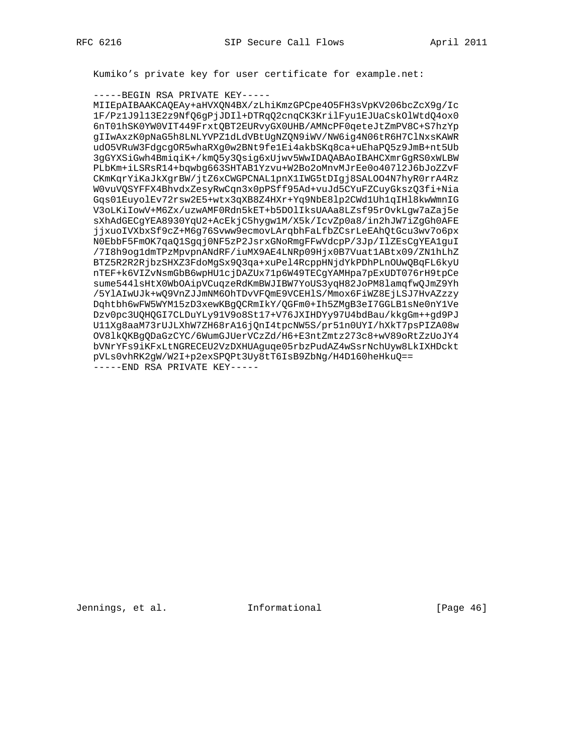Kumiko's private key for user certificate for example.net:

```
-----BEGIN RSA PRIVATE KEY-----
MIIEpAIBAAKCAQEAy+aHVXQN4BX/zLhiKmzGPCpe4O5FH3sVpKV206bcZcX9g/Ic
1F/Pz1J9l13E2z9NfQ6gPjJDIl+DTRqQ2cnqCK3KrilFyu1EJUaCskOlWtdQ4ox0
6nT01hSK0YW0VIT449FrxtQBT2EURvyGX0UHB/AMNcPF0qeteJtZmPV8C+S7hzYp
gIIwAxzK0pNaG5h8LNLYVPZ1dLdVBtUgNZQN9iWV/NW6ig4N06tR6H7ClNxsKAWR
udO5VRuW3FdgcgOR5whaRXg0w2BNt9fe1Ei4akbSKq8ca+uEhaPQ5z9JmB+nt5Ub
3gGYXSiGwh4BmiqiK+/kmQ5y3Qsig6xUjwv5WwIDAQABAoIBAHCXmrGgRS0xWLBW
PLbKm+iLSRsR14+bqwbg663SHTAB1Yzvu+W2Bo2oMnvMJrEe0o407l2J6bJoZZvF
CKmKqrYiKaJkXgrBW/jtZ6xCWGPCNAL1pnX1IWG5tDIgj8SALOO4N7hyR0rrA4Rz
W0vuVQSYFFX4BhvdxZesyRwCqn3x0pPSff95Ad+vuJd5CYuFZCuyGkszQ3fi+Nia
Gqs01EuyolEv72rsw2E5+wtx3qXB8Z4HXr+Yq9NbE8lp2CWd1Uh1qIHl8kwWmnIG
V3oLKiIowV+M6Zx/uzwAMF0Rdn5kET+b5DOlIksUAAa8LZsf95rOvkLgw7aZaj5e
sXhAdGECgYEA8930YqU2+AcEkjC5hygw1M/X5k/IcvZp0a8/in2hJW7iZgGh0AFE
jjxuoIVXbxSf9cZ+M6g76Svww9ecmovLArqbhFaLfbZCsrLeEAhQtGcu3wv7o6px
N0EbbF5FmOK7qaQ1Sgqj0NF5zP2JsrxGNoRmgFFwVdcpP/3Jp/IlZEsCgYEA1guI
/7I8h9og1dmTPzMpvpnANdRF/iuMX9AE4LNRp09Hjx0B7Vuat1ABtx09/ZN1hLhZ
BTZ5R2R2RjbzSHXZ3FdoMgSx9Q3qa+xuPel4RcppHNjdYkPDhPLnOUwQBqFL6kyU
nTEF+k6VIZvNsmGbB6wpHU1cjDAZUx71p6W49TECgYAMHpa7pExUDT076rH9tpCe
sume544lsHtX0WbOAipVCuqzeRdKmBWJIBW7YoUS3yqH82JoPM8lamqfwQJmZ9Yh
/5YlAIwUJk+wQ9VnZJJmNM6OhTDvVFQmE9VCEHlS/Mmox6FiWZ8EjLSJ7HvAZzzy
Dqhtbh6wFW5WYM15zD3xewKBgQCRmIkY/QGFm0+Ih5ZMgB3eI7GGLB1sNe0nY1Ve
Dzv0pc3UQHQGI7CLDuYLy91V9o8St17+V76JXIHDYy97U4bdBau/kkgGm++gd9PJ
U11Xg8aaM73rUJLXhW7ZH68rA16jQnI4tpcNW5S/pr51n0UYI/hXkT7psPIZA08w
OV8lkQKBgQDaGzCYC/6WumGJUerVCzZd/H6+E3ntZmtz273c8+wV89oRtZzUoJY4
bVNrYFs9iKFxLtNGRECEU2VzDXHUAguqe05rbzPudAZ4wSsrNchUyw8LkIXHDckt
pVLs0vhRK2gW/W2I+p2exSPQPt3Uy8tT6IsB9ZbNg/H4D160heHkuQ==
-----END RSA PRIVATE KEY-----
```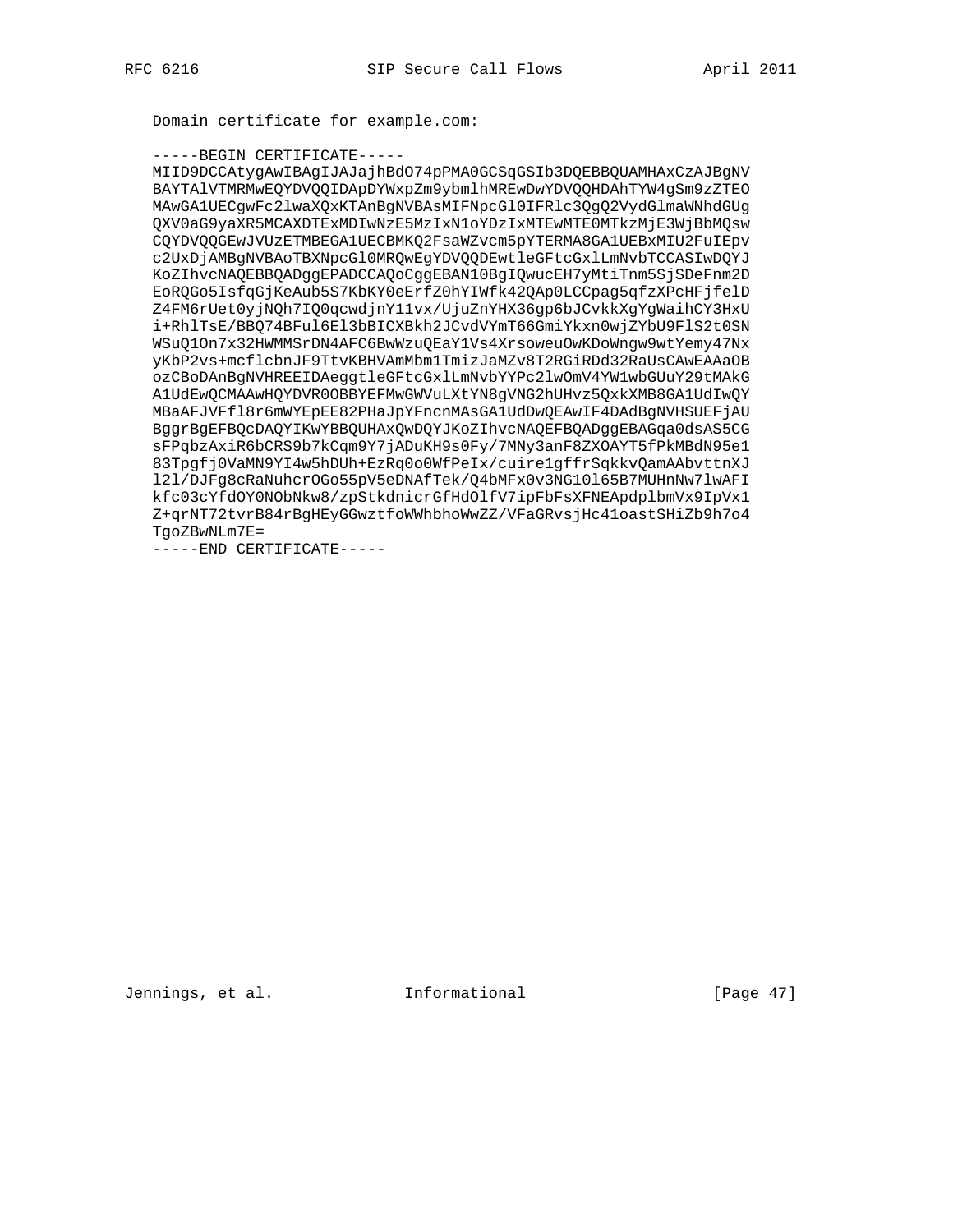Domain certificate for example.com:

```
-----BEGIN CERTIFICATE-----
MIID9DCCAtygAwIBAgIJAJajhBdO74pPMA0GCSqGSIb3DQEBBQUAMHAxCzAJBgNV
BAYTAlVTMRMwEQYDVQQIDApDYWxpZm9ybmlhMREwDwYDVQQHDAhTYW4gSm9zZTEO
MAwGA1UECgwFc2lwaXQxKTAnBgNVBAsMIFNpcGl0IFRlc3QgQ2VydGlmaWNhdGUg
QXV0aG9yaXR5MCAXDTExMDIwNzE5MzIxN1oYDzIxMTEwMTE0MTkzMjE3WjBbMQsw
CQYDVQQGEwJVUzETMBEGA1UECBMKQ2FsaWZvcm5pYTERMA8GA1UEBxMIU2FuIEpv
c2UxDjAMBgNVBAoTBXNpcGl0MRQwEgYDVQQDEwtleGFtcGxlLmNvbTCCASIwDQYJ
KoZIhvcNAQEBBQADggEPADCCAQoCggEBAN10BgIQwucEH7yMtiTnm5SjSDeFnm2D
EoRQGo5IsfqGjKeAub5S7KbKY0eErfZ0hYIWfk42QAp0LCCpag5qfzXPcHFjfelD
Z4FM6rUet0yjNQh7IQ0qcwdjnY11vx/UjuZnYHX36gp6bJCvkkXgYgWaihCY3HxU
i+RhlTsE/BBQ74BFul6El3bBICXBkh2JCvdVYmT66GmiYkxn0wjZYbU9FlS2t0SN
WSuQ1On7x32HWMMSrDN4AFC6BwWzuQEaY1Vs4XrsoweuOwKDoWngw9wtYemy47Nx
yKbP2vs+mcflcbnJF9TtvKBHVAmMbm1TmizJaMZv8T2RGiRDd32RaUsCAwEAAaOB
ozCBoDAnBgNVHREEIDAeggtleGFtcGxlLmNvbYYPc2lwOmV4YW1wbGUuY29tMAkG
A1UdEwQCMAAwHQYDVR0OBBYEFMwGWVuLXtYN8gVNG2hUHvz5QxkXMB8GA1UdIwQY
MBaAFJVFfl8r6mWYEpEE82PHaJpYFncnMAsGA1UdDwQEAwIF4DAdBgNVHSUEFjAU
BggrBgEFBQcDAQYIKwYBBQUHAxQwDQYJKoZIhvcNAQEFBQADggEBAGqa0dsAS5CG
sFPqbzAxiR6bCRS9b7kCqm9Y7jADuKH9s0Fy/7MNy3anF8ZXOAYT5fPkMBdN95e1
83Tpgfj0VaMN9YI4w5hDUh+EzRq0o0WfPeIx/cuire1gffrSqkkvQamAAbvttnXJ
l2l/DJFg8cRaNuhcrOGo55pV5eDNAfTek/Q4bMFx0v3NG10l65B7MUHnNw7lwAFI
kfc03cYfdOY0NObNkw8/zpStkdnicrGfHdOlfV7ipFbFsXFNEApdplbmVx9IpVx1
Z+qrNT72tvrB84rBgHEyGGwztfoWWhbhoWwZZ/VFaGRvsjHc41oastSHiZb9h7o4
TgoZBwNLm7E=
-----END CERTIFICATE-----
```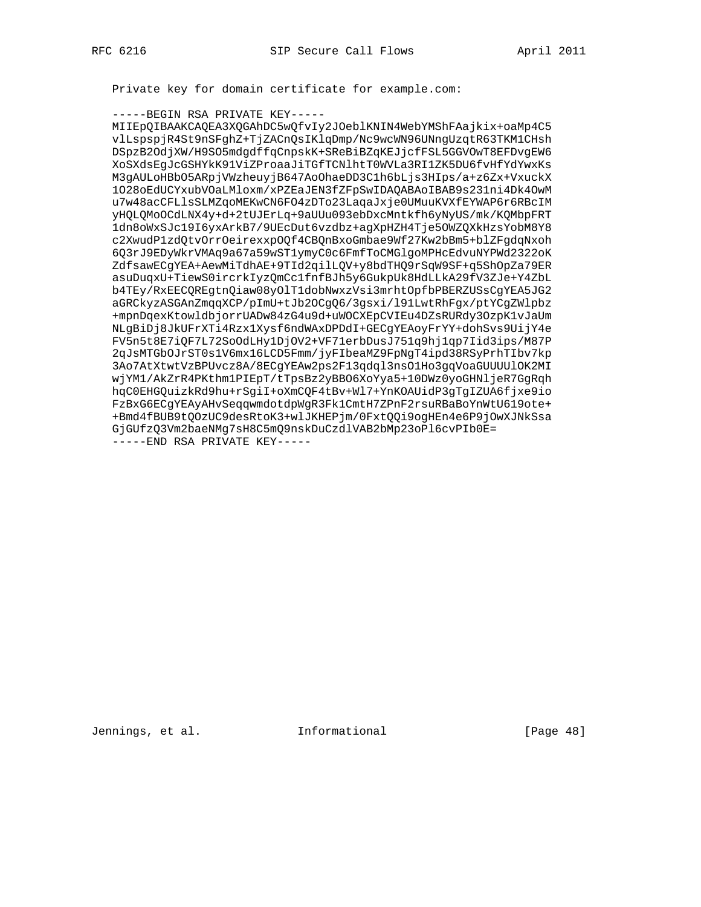Private key for domain certificate for example.com:

```
-----BEGIN RSA PRIVATE KEY-----
MIIEpQIBAAKCAQEA3XQGAhDC5wQfvIy2JOeblKNIN4WebYMShFAajkix+oaMp4C5
vlLspspjR4St9nSFghZ+TjZACnQsIKlqDmp/Nc9wcWN96UNngUzqtR63TKM1CHsh
DSpzB2OdjXW/H9SO5mdgdffqCnpskK+SReBiBZqKEJjcfFSL5GGVOwT8EFDvgEW6
XoSXdsEgJcGSHYkK91ViZProaaJiTGfTCNlhtT0WVLa3RI1ZK5DU6fvHfYdYwxKs
M3gAULoHBbO5ARpjVWzheuyjB647AoOhaeDD3C1h6bLjs3HIps/a+z6Zx+VxuckX
1O28oEdUCYxubVOaLMloxm/xPZEaJEN3fZFpSwIDAQABAoIBAB9s231ni4Dk4OwM
u7w48acCFLlsSLMZqoMEKwCN6FO4zDTo23LaqaJxje0UMuuKVXfEYWAP6r6RBcIM
yHQLQMoOCdLNX4y+d+2tUJErLq+9aUUu093ebDxcMntkfh6yNyUS/mk/KQMbpFRT
1dn8oWxSJc19I6yxArkB7/9UEcDut6vzdbz+agXpHZH4Tje5OWZQXkHzsYobM8Y8
c2XwudP1zdQtvOrrOeirexxpOQf4CBQnBxoGmbae9Wf27Kw2bBm5+blZFgdqNxoh
6Q3rJ9EDyWkrVMAq9a67a59wST1ymyC0c6FmfToCMGlgoMPHcEdvuNYPWd2322oK
ZdfsawECgYEA+AewMiTdhAE+9TId2qilLQV+y8bdTHQ9rSqW9SF+q5ShOpZa79ER
asuDuqxU+TiewS0ircrkIyzQmCc1fnfBJh5y6GukpUk8HdLLkA29fV3ZJe+Y4ZbL
b4TEy/RxEECQREgtnQiaw08yOlT1dobNwxzVsi3mrhtOpfbPBERZUSsCgYEA5JG2
aGRCkyzASGAnZmqqXCP/pImU+tJb2OCgQ6/3gsxi/l91LwtRhFgx/ptYCgZWlpbz
+mpnDqexKtowldbjorrUADw84zG4u9d+uWOCXEpCVIEu4DZsRURdy3OzpK1vJaUm
NLgBiDj8JkUFrXTi4Rzx1Xysf6ndWAxDPDdI+GECgYEAoyFrYY+dohSvs9UijY4e
FV5n5t8E7iQF7L72SoOdLHy1DjOV2+VF71erbDusJ751q9hj1qp7Iid3ips/M87P
2qJsMTGbOJrST0s1V6mx16LCD5Fmm/jyFIbeaMZ9FpNgT4ipd38RSyPrhTIbv7kp
3Ao7AtXtwtVzBPUvcz8A/8ECgYEAw2ps2F13qdql3nsO1Ho3gqVoaGUUUUlOK2MI
wjYM1/AkZrR4PKthm1PIEpT/tTpsBz2yBBO6XoYya5+10DWz0yoGHNljeR7GgRqh
hqC0EHGQuizkRd9hu+rSgiI+oXmCQF4tBv+Wl7+YnKOAUidP3gTgIZUA6fjxe9io
FzBxG6ECgYEAyAHvSeqqwmdotdpWgR3Fk1CmtH7ZPnF2rsuRBaBoYnWtU619ote+
+Bmd4fBUB9tQOzUC9desRtoK3+wlJKHEPjm/0FxtQQi9ogHEn4e6P9jOwXJNkSsa
GjGUfzQ3Vm2baeNMg7sH8C5mQ9nskDuCzdlVAB2bMp23oPl6cvPIb0E=
-----END RSA PRIVATE KEY-----
```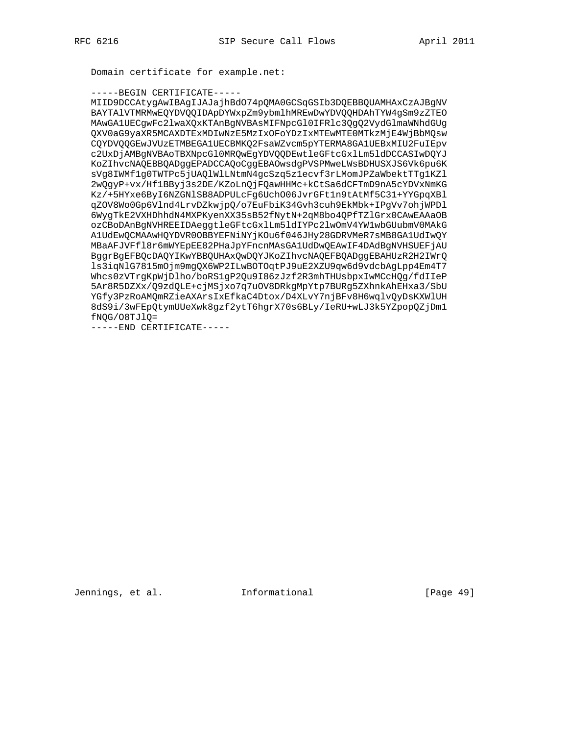Domain certificate for example.net:

```
-----BEGIN CERTIFICATE-----
MIID9DCCAtygAwIBAgIJAJajhBdO74pQMA0GCSqGSIb3DQEBBQUAMHAxCzAJBgNV
BAYTAlVTMRMwEQYDVQQIDApDYWxpZm9ybmlhMREwDwYDVQQHDAhTYW4gSm9zZTEO
MAwGA1UECgwFc2lwaXQxKTAnBgNVBAsMIFNpcGl0IFRlc3QgQ2VydGlmaWNhdGUg
QXV0aG9yaXR5MCAXDTExMDIwNzE5MzIxOFoYDzIxMTEwMTE0MTkzMjE4WjBbMQsw
CQYDVQQGEwJVUzETMBEGA1UECBMKQ2FsaWZvcm5pYTERMA8GA1UEBxMIU2FuIEpv
c2UxDjAMBgNVBAoTBXNpcGl0MRQwEgYDVQQDEwtleGFtcGxlLm5ldDCCASIwDQYJ
KoZIhvcNAQEBBQADggEPADCCAQoCggEBAOwsdgPVSPMweLWsBDHUSXJS6Vk6pu6K
sVg8IWMf1g0TWTPc5jUAQlWlLNtmN4gcSzq5z1ecvf3rLMomJPZaWbektTTg1KZl
2wQgyP+vx/Hf1BByj3s2DE/KZoLnQjFQawHHMc+kCtSa6dCFTmD9nA5cYDVxNmKG
Kz/+5HYxe6ByI6NZGNlSB8ADPULcFg6UchO06JvrGFt1n9tAtMf5C31+YYGpqXBl
qZOV8Wo0Gp6Vlnd4LrvDZkwjpQ/o7EuFbiK34Gvh3cuh9EkMbk+IPgVv7ohjWPDl
6WygTkE2VXHDhhdN4MXPKyenXX35sB52fNytN+2qM8bo4QPfTZlGrx0CAwEAAaOB
ozCBoDAnBgNVHREEIDAeggtleGFtcGxlLm5ldIYPc2lwOmV4YW1wbGUubmV0MAkG
A1UdEwQCMAAwHQYDVR0OBBYEFNiNYjKOu6f046JHy28GDRVMeR7sMB8GA1UdIwQY
MBaAFJVFfl8r6mWYEpEE82PHaJpYFncnMAsGA1UdDwQEAwIF4DAdBgNVHSUEFjAU
BggrBgEFBQcDAQYIKwYBBQUHAxQwDQYJKoZIhvcNAQEFBQADggEBAHUzR2H2IWrQ
ls3iqNlG7815mOjm9mgQX6WP2ILwBOTOqtPJ9uE2XZU9qw6d9vdcbAgLpp4Em4T7
Whcs0zVTrgKpWjDlho/boRS1gP2Qu9I86zJzf2R3mhTHUsbpxIwMCcHQg/fdIIeP
5Ar8R5DZXx/Q9zdQLE+cjMSjxo7q7uOV8DRkgMpYtp7BURg5ZXhnkAhEHxa3/SbU
YGfy3PzRoAMQmRZieAXArsIxEfkaC4Dtox/D4XLvY7njBFv8H6wqlvQyDsKXWlUH
8dS9i/3wFEpQtymUUeXwk8gzf2ytT6hgrX70s6BLy/IeRU+wLJ3k5YZpopQZjDm1
fNQG/O8TJlQ=
-----END CERTIFICATE-----
```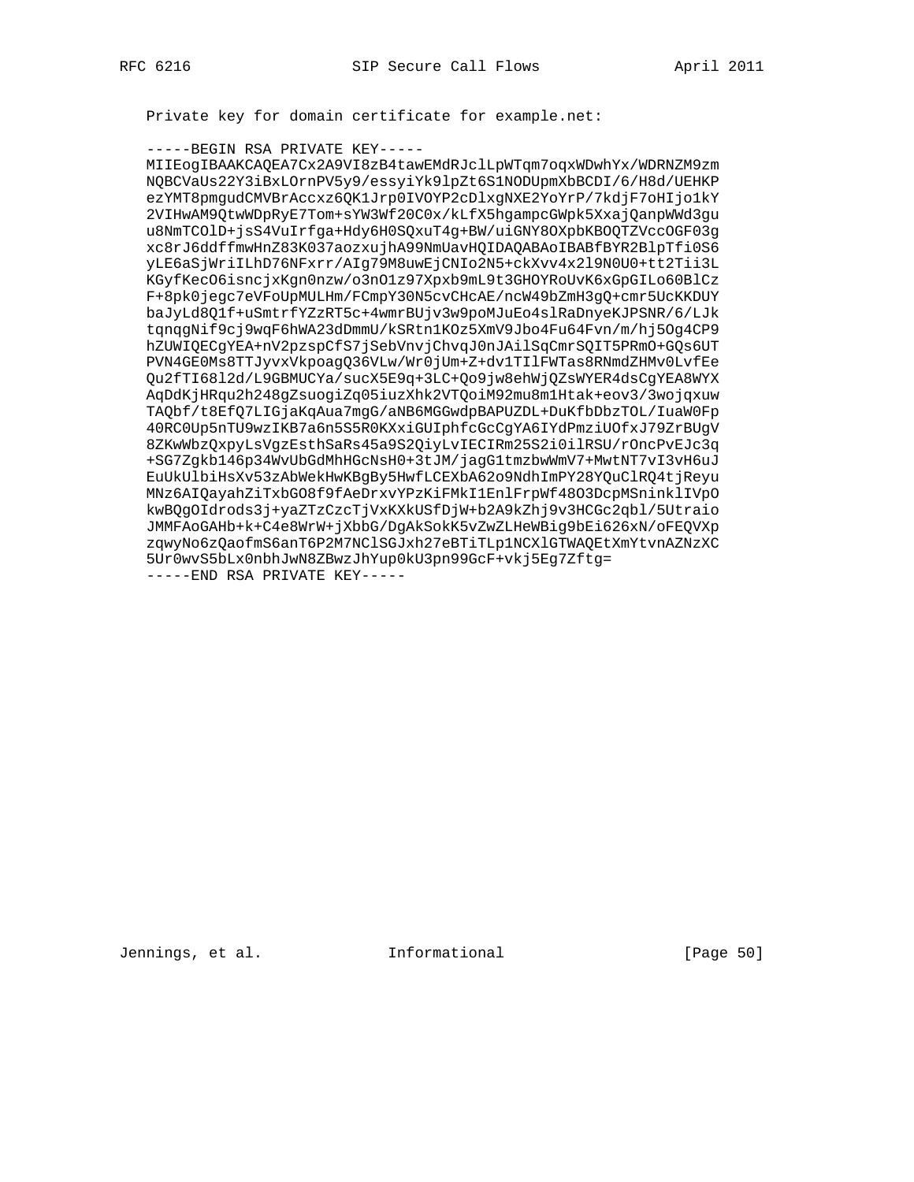Private key for domain certificate for example.net:

```
-----BEGIN RSA PRIVATE KEY-----
MIIEogIBAAKCAQEA7Cx2A9VI8zB4tawEMdRJclLpWTqm7oqxWDwhYx/WDRNZM9zm
NQBCVaUs22Y3iBxLOrnPV5y9/essyiYk9lpZt6S1NODUpmXbBCDI/6/H8d/UEHKP
ezYMT8pmgudCMVBrAccxz6QK1Jrp0IVOYP2cDlxgNXE2YoYrP/7kdjF7oHIjo1kY
2VIHwAM9QtwWDpRyE7Tom+sYW3Wf20C0x/kLfX5hgampcGWpk5XxajQanpWWd3gu
u8NmTCOlD+jsS4VuIrfga+Hdy6H0SQxuT4g+BW/uiGNY8OXpbKBOQTZVccOGF03g
xc8rJ6ddffmwHnZ83K037aozxujhA99NmUavHQIDAQABAoIBABfBYR2BlpTfi0S6
yLE6aSjWriILhD76NFxrr/AIg79M8uwEjCNIo2N5+ckXvv4x2l9N0U0+tt2Tii3L
KGyfKecO6isncjxKgn0nzw/o3nO1z97Xpxb9mL9t3GHOYRoUvK6xGpGILo60BlCz
F+8pk0jegc7eVFoUpMULHm/FCmpY30N5cvCHcAE/ncW49bZmH3gQ+cmr5UcKKDUY
baJyLd8Q1f+uSmtrfYZzRT5c+4wmrBUjv3w9poMJuEo4slRaDnyeKJPSNR/6/LJk
tqnqgNif9cj9wqF6hWA23dDmmU/kSRtn1KOz5XmV9Jbo4Fu64Fvn/m/hj5Og4CP9
hZUWIQECgYEA+nV2pzspCfS7jSebVnvjChvqJ0nJAilSqCmrSQIT5PRmO+GQs6UT
PVN4GE0Ms8TTJyvxVkpoagQ36VLw/Wr0jUm+Z+dv1TIlFWTas8RNmdZHMv0LvfEe
Qu2fTI68l2d/L9GBMUCYa/sucX5E9q+3LC+Qo9jw8ehWjQZsWYER4dsCgYEA8WYX
AqDdKjHRqu2h248gZsuogiZq05iuzXhk2VTQoiM92mu8m1Htak+eov3/3wojqxuw
TAQbf/t8EfQ7LIGjaKqAua7mgG/aNB6MGGwdpBAPUZDL+DuKfbDbzTOL/IuaW0Fp
40RC0Up5nTU9wzIKB7a6n5S5R0KXxiGUIphfcGcCgYA6IYdPmziUOfxJ79ZrBUgV
8ZKwWbzQxpyLsVgzEsthSaRs45a9S2QiyLvIECIRm25S2i0ilRSU/rOncPvEJc3q
+SG7Zgkb146p34WvUbGdMhHGcNsH0+3tJM/jagG1tmzbwWmV7+MwtNT7vI3vH6uJ
EuUkUlbiHsXv53zAbWekHwKBgBy5HwfLCEXbA62o9NdhImPY28YQuClRQ4tjReyu
MNz6AIQayahZiTxbGO8f9fAeDrxvYPzKiFMkI1EnlFrpWf48O3DcpMSninklIVpO
kwBQgOIdrods3j+yaZTzCzcTjVxKXkUSfDjW+b2A9kZhj9v3HCGc2qbl/5Utraio
JMMFAoGAHb+k+C4e8WrW+jXbbG/DgAkSokK5vZwZLHeWBig9bEi626xN/oFEQVXp
zqwyNo6zQaofmS6anT6P2M7NClSGJxh27eBTiTLp1NCXlGTWAQEtXmYtvnAZNzXC
5Ur0wvS5bLx0nbhJwN8ZBwzJhYup0kU3pn99GcF+vkj5Eg7Zftg=
-----END RSA PRIVATE KEY-----
```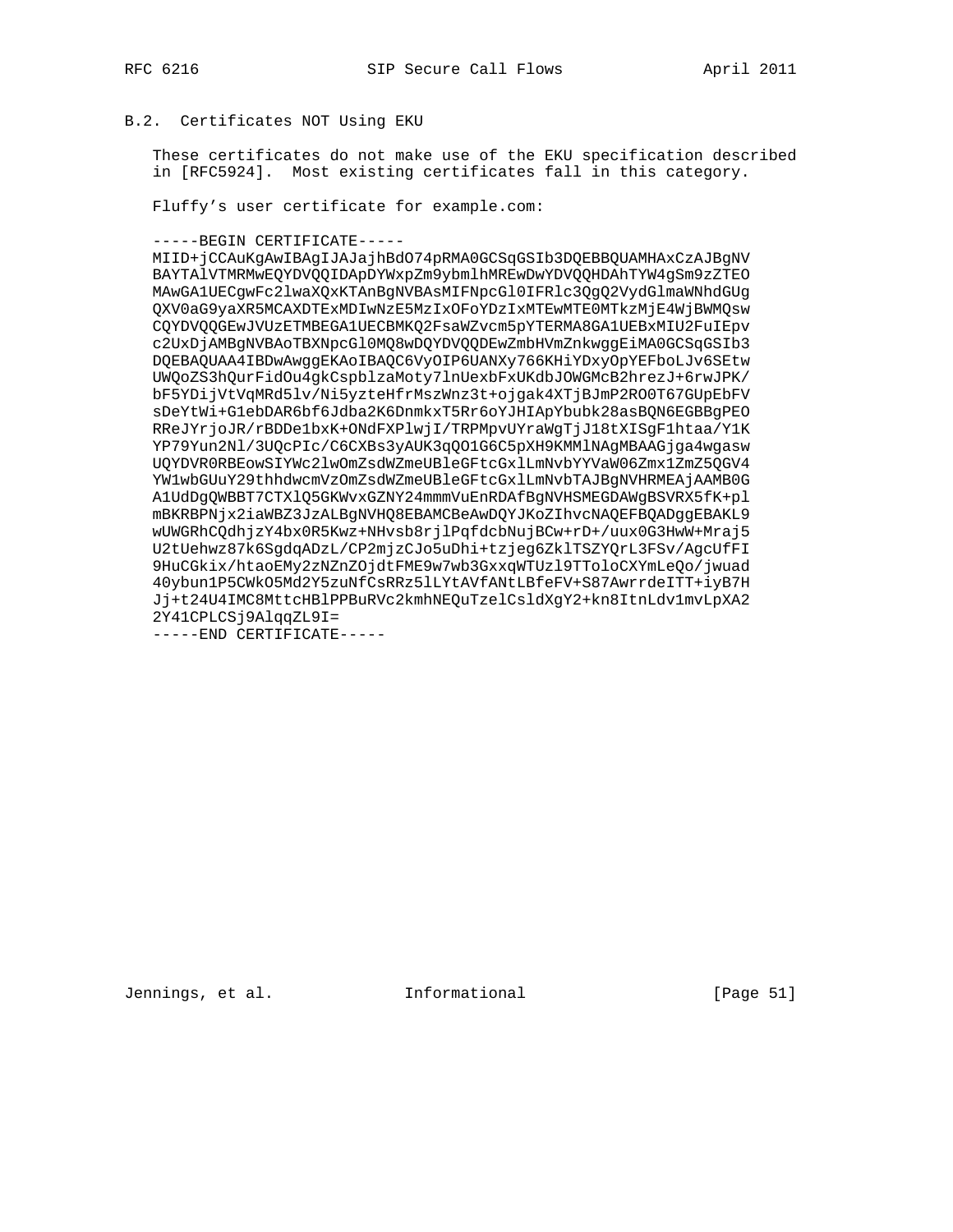## B.2. Certificates NOT Using EKU

These certificates do not make use of the EKU specification described in [RFC5924]. Most existing certificates fall in this category.

Fluffy’s user certificate for example.com:

```
-----BEGIN CERTIFICATE-----
MIID+jCCAuKgAwIBAgIJAJajhBdO74pRMA0GCSqGSIb3DQEBBQUAMHAxCzAJBgNV
BAYTAlVTMRMwEQYDVQQIDApDYWxpZm9ybmlhMREwDwYDVQQHDAhTYW4gSm9zZTEO
MAwGA1UECgwFc2lwaXQxKTAnBgNVBAsMIFNpcGl0IFRlc3QgQ2VydGlmaWNhdGUg
QXV0aG9yaXR5MCAXDTExMDIwNzE5MzIxOFoYDzIxMTEwMTE0MTkzMjE4WjBWMQsw
CQYDVQQGEwJVUzETMBEGA1UECBMKQ2FsaWZvcm5pYTERMA8GA1UEBxMIU2FuIEpv
c2UxDjAMBgNVBAoTBXNpcGl0MQ8wDQYDVQQDEwZmbHVmZnkwggEiMA0GCSqGSIb3
DQEBAQUAA4IBDwAwggEKAoIBAQC6VyOIP6UANXy766KHiYDxyOpYEFboLJv6SEtw
UWQoZS3hQurFidOu4gkCspblzaMoty7lnUexbFxUKdbJOWGMcB2hrezJ+6rwJPK/
bF5YDijVtVqMRd5lv/Ni5yzteHfrMszWnz3t+ojgak4XTjBJmP2RO0T67GUpEbFV
sDeYtWi+G1ebDAR6bf6Jdba2K6DnmkxT5Rr6oYJHIApYbubk28asBQN6EGBBgPEO
RReJYrjoJR/rBDDe1bxK+ONdFXPlwjI/TRPMpvUYraWgTjJ18tXISgF1htaa/Y1K
YP79Yun2Nl/3UQcPIc/C6CXBs3yAUK3qQO1G6C5pXH9KMMlNAgMBAAGjga4wgasw
UQYDVR0RBEowSIYWc2lwOmZsdWZmeUBleGFtcGxlLmNvbYYVaW06Zmx1ZmZ5QGV4
YW1wbGUuY29thhdwcmVzOmZsdWZmeUBleGFtcGxlLmNvbTAJBgNVHRMEAjAAMB0G
A1UdDgQWBBT7CTXlQ5GKWvxGZNY24mmmVuEnRDAfBgNVHSMEGDAWgBSVRX5fK+pl
mBKRBPNjx2iaWBZ3JzALBgNVHQ8EBAMCBeAwDQYJKoZIhvcNAQEFBQADggEBAKL9
wUWGRhCQdhjzY4bx0R5Kwz+NHvsb8rjlPqfdcbNujBCw+rD+/uux0G3HwW+Mraj5
U2tUehwz87k6SgdqADzL/CP2mjzCJo5uDhi+tzjeg6ZklTSZYQrL3FSv/AgcUfFI
9HuCGkix/htaoEMy2zNZnZOjdtFME9w7wb3GxxqWTUzl9TToloCXYmLeQo/jwuad
40ybun1P5CWkO5Md2Y5zuNfCsRRz5lLYtAVfANtLBfeFV+S87AwrrdeITT+iyB7H
Jj+t24U4IMC8MttcHBlPPBuRVc2kmhNEQuTzelCsldXgY2+kn8ItnLdv1mvLpXA2
2Y41CPLCSj9AlqqZL9I=
-----END CERTIFICATE-----
```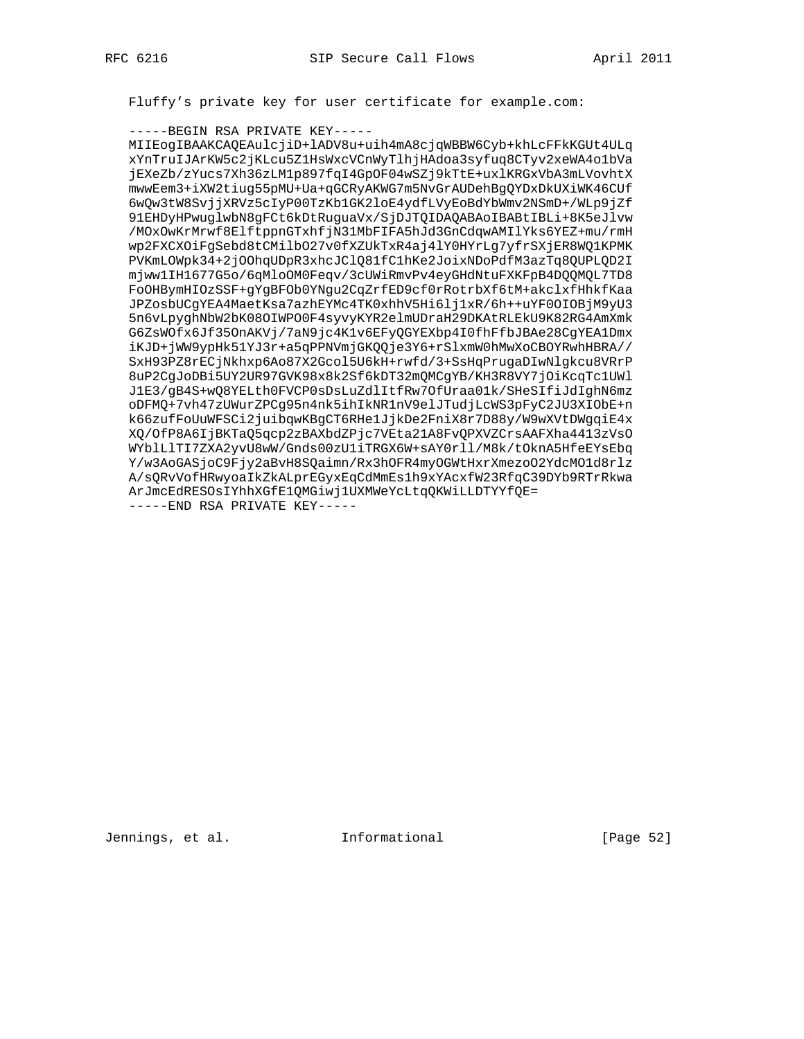Fluffy's private key for user certificate for example.com:

```
-----BEGIN RSA PRIVATE KEY-----
MIIEogIBAAKCAQEAulcjiD+lADV8u+uih4mA8cjqWBBW6Cyb+khLcFFkKGUt4ULq
xYnTruIJArKW5c2jKLcu5Z1HsWxcVCnWyTlhjHAdoa3syfuq8CTyv2xeWA4o1bVa
jEXeZb/zYucs7Xh36zLM1p897fqI4GpOF04wSZj9kTtE+uxlKRGxVbA3mLVovhtX
mwwEem3+iXW2tiug55pMU+Ua+qGCRyAKWG7m5NvGrAUDehBgQYDxDkUXiWK46CUf
6wQw3tW8SvjjXRVz5cIyP00TzKb1GK2loE4ydfLVyEoBdYbWmv2NSmD+/WLp9jZf
91EHDyHPwuglwbN8gFCt6kDtRuguaVx/SjDJTQIDAQABAoIBABtIBLi+8K5eJlvw
/MOxOwKrMrwf8ElftppnGTxhfjN31MbFIFA5hJd3GnCdqwAMIlYks6YEZ+mu/rmH
wp2FXCXOiFgSebd8tCMilbO27v0fXZUkTxR4aj4lY0HYrLg7yfrSXjER8WQ1KPMK
PVKmLOWpk34+2jOOhqUDpR3xhcJClQ81fC1hKe2JoixNDoPdfM3azTq8QUPLQD2I
mjww1IH1677G5o/6qMloOM0Feqv/3cUWiRmvPv4eyGHdNtuFXKFpB4DQQMQL7TD8
FoOHBymHIOzSSF+gYgBFOb0YNgu2CqZrfED9cf0rRotrbXf6tM+akclxfHhkfKaa
JPZosbUCgYEA4MaetKsa7azhEYMc4TK0xhhV5Hi6lj1xR/6h++uYF0OIOBjM9yU3
5n6vLpyghNbW2bK08OIWPO0F4syvyKYR2elmUDraH29DKAtRLEkU9K82RG4AmXmk
G6ZsWOfx6Jf35OnAKVj/7aN9jc4K1v6EFyQGYEXbp4I0fhFfbJBAe28CgYEA1Dmx
iKJD+jWW9ypHk51YJ3r+a5qPPNVmjGKQQje3Y6+rSlxmW0hMwXoCBOYRwhHBRA//
SxH93PZ8rECjNkhxp6Ao87X2Gcol5U6kH+rwfd/3+SsHqPrugaDIwNlgkcu8VRrP
8uP2CgJoDBi5UY2UR97GVK98x8k2Sf6kDT32mQMCgYB/KH3R8VY7jOiKcqTc1UWl
J1E3/gB4S+wQ8YELth0FVCP0sDsLuZdlItfRw7OfUraa01k/SHeSIfiJdIghN6mz
oDFMQ+7vh47zUWurZPCg95n4nk5ihIkNR1nV9elJTudjLcWS3pFyC2JU3XIObE+n
k66zufFoUuWFSCi2juibqwKBgCT6RHe1JjkDe2FniX8r7D88y/W9wXVtDWgqiE4x
XQ/OfP8A6IjBKTaQ5qcp2zBAXbdZPjc7VEta21A8FvQPXVZCrsAAFXha4413zVsO
WYblLlTI7ZXA2yvU8wW/Gnds00zU1iTRGX6W+sAY0rll/M8k/tOknA5HfeEYsEbq
Y/w3AoGASjoC9Fjy2aBvH8SQaimn/Rx3hOFR4myOGWtHxrXmezoO2YdcMO1d8rlz
A/sQRvVofHRwyoaIkZkALprEGyxEqCdMmEs1h9xYAcxfW23RfqC39DYb9RTrRkwa
ArJmcEdRESOsIYhhXGfE1QMGiwj1UXMWeYcLtqQKWiLLDTYYfQE=
-----END RSA PRIVATE KEY-----
```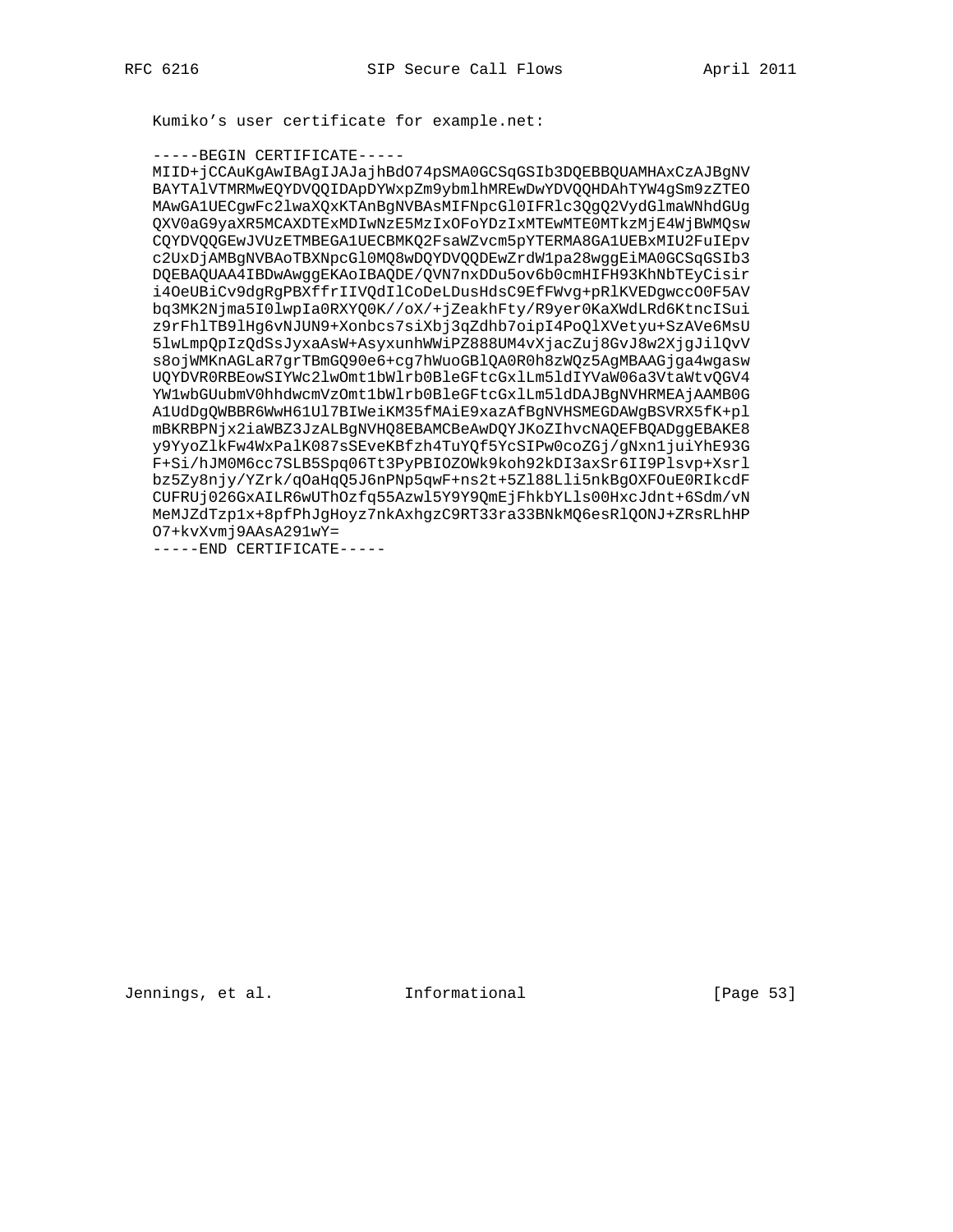Kumiko's user certificate for example.net:

```
-----BEGIN CERTIFICATE-----
MIID+jCCAuKgAwIBAgIJAJajhBdO74pSMA0GCSqGSIb3DQEBBQUAMHAxCzAJBgNV
BAYTAlVTMRMwEQYDVQQIDApDYWxpZm9ybmlhMREwDwYDVQQHDAhTYW4gSm9zZTEO
MAwGA1UECgwFc2lwaXQxKTAnBgNVBAsMIFNpcGl0IFRlc3QgQ2VydGlmaWNhdGUg
QXV0aG9yaXR5MCAXDTExMDIwNzE5MzIxOFoYDzIxMTEwMTE0MTkzMjE4WjBWMQsw
CQYDVQQGEwJVUzETMBEGA1UECBMKQ2FsaWZvcm5pYTERMA8GA1UEBxMIU2FuIEpv
c2UxDjAMBgNVBAoTBXNpcGl0MQ8wDQYDVQQDEwZrdW1pa28wggEiMA0GCSqGSIb3
DQEBAQUAA4IBDwAwggEKAoIBAQDE/QVN7nxDDu5ov6b0cmHIFH93KhNbTEyCisir
i4OeUBiCv9dgRgPBXffrIIVQdIlCoDeLDusHdsC9EfFWvg+pRlKVEDgwccO0F5AV
bq3MK2Njma5I0lwpIa0RXYQ0K//oX/+jZeakhFty/R9yer0KaXWdLRd6KtncISui
z9rFhlTB9lHg6vNJUN9+Xonbcs7siXbj3qZdhb7oipI4PoQlXVetyu+SzAVe6MsU
5lwLmpQpIzQdSsJyxaAsW+AsyxunhWWiPZ888UM4vXjacZuj8GvJ8w2XjgJilQvV
s8ojWMKnAGLaR7grTBmGQ90e6+cg7hWuoGBlQA0R0h8zWQz5AgMBAAGjga4wgasw
UQYDVR0RBEowSIYWc2lwOmt1bWlrb0BleGFtcGxlLm5ldIYVaW06a3VtaWtvQGV4
YW1wbGUubmV0hhdwcmVzOmt1bWlrb0BleGFtcGxlLm5ldDAJBgNVHRMEAjAAMB0G
A1UdDgQWBBR6WwH61Ul7BIWeiKM35fMAiE9xazAfBgNVHSMEGDAWgBSVRX5fK+pl
mBKRBPNjx2iaWBZ3JzALBgNVHQ8EBAMCBeAwDQYJKoZIhvcNAQEFBQADggEBAKE8
y9YyoZlkFw4WxPalK087sSEveKBfzh4TuYQf5YcSIPw0coZGj/gNxn1juiYhE93G
F+Si/hJM0M6cc7SLB5Spq06Tt3PyPBIOZOWk9koh92kDI3axSr6II9Plsvp+Xsrl
bz5Zy8njy/YZrk/qOaHqQ5J6nPNp5qwF+ns2t+5Zl88Lli5nkBgOXFOuE0RIkcdF
CUFRUj026GxAILR6wUThOzfq55Azwl5Y9Y9QmEjFhkbYLls00HxcJdnt+6Sdm/vN
MeMJZdTzp1x+8pfPhJgHoyz7nkAxhgzC9RT33ra33BNkMQ6esRlQONJ+ZRsRLhHP
O7+kvXvmj9AAsA291wY=
-----END CERTIFICATE-----
```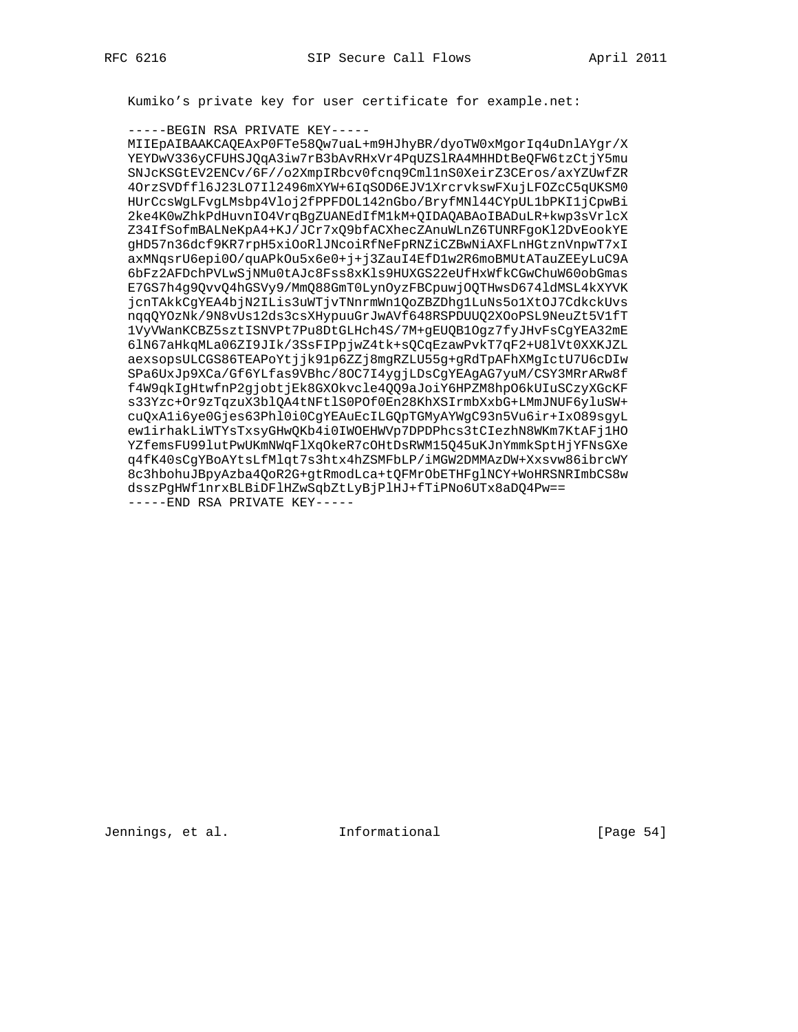Kumiko’s private key for user certificate for example.net:

```
-----BEGIN RSA PRIVATE KEY-----
MIIEpAIBAAKCAQEAxP0FTe58Qw7uaL+m9HJhyBR/dyoTW0xMgorIq4uDnlAYgr/X
YEYDwV336yCFUHSJQqA3iw7rB3bAvRHxVr4PqUZSlRA4MHHDtBeQFW6tzCtjY5mu
SNJcKSGtEV2ENCv/6F//o2XmpIRbcv0fcnq9Cml1nS0XeirZ3CEros/axYZUwfZR
4OrzSVDffl6J23LO7Il2496mXYW+6IqSOD6EJV1XrcrvkswFXujLFOZcC5qUKSM0
HUrCcsWgLFvgLMsbp4Vloj2fPPFDOL142nGbo/BryfMNl44CYpUL1bPKI1jCpwBi
2ke4K0wZhkPdHuvnIO4VrqBgZUANEdIfM1kM+QIDAQABAoIBADuLR+kwp3sVrlcX
Z34IfSofmBALNeKpA4+KJ/JCr7xQ9bfACXhecZAnuWLnZ6TUNRFgoKl2DvEookYE
gHD57n36dcf9KR7rpH5xiOoRlJNcoiRfNeFpRNZiCZBwNiAXFLnHGtznVnpwT7xI
axMNqsrU6epi0O/quAPkOu5x6e0+j+j3ZauI4EfD1w2R6moBMUtATauZEEyLuC9A
6bFz2AFDchPVLwSjNMu0tAJc8Fss8xKls9HUXGS22eUfHxWfkCGwChuW60obGmas
E7GS7h4g9QvvQ4hGSVy9/MmQ88GmT0LynOyzFBCpuwjOQTHwsD674ldMSL4kXYVK
jcnTAkkCgYEA4bjN2ILis3uWTjvTNnrmWn1QoZBZDhg1LuNs5o1XtOJ7CdkckUvs
nqqQYOzNk/9N8vUs12ds3csXHypuuGrJwAVf648RSPDUUQ2XOoPSL9NeuZt5V1fT
1VyVWanKCBZ5sztISNVPt7Pu8DtGLHch4S/7M+gEUQB1Ogz7fyJHvFsCgYEA32mE
6lN67aHkqMLa06ZI9JIk/3SsFIPpjwZ4tk+sQCqEzawPvkT7qF2+U8lVt0XXKJZL
aexsopsULCGS86TEAPoYtjjk91p6ZZj8mgRZLU55g+gRdTpAFhXMgIctU7U6cDIw
SPa6UxJp9XCa/Gf6YLfas9VBhc/8OC7I4ygjLDsCgYEAgAG7yuM/CSY3MRrARw8f
f4W9qkIgHtwfnP2gjobtjEk8GXOkvcle4QQ9aJoiY6HPZM8hpO6kUIuSCzyXGcKF
s33Yzc+Or9zTqzuX3blQA4tNFtlS0POf0En28KhXSIrmbXxbG+LMmJNUF6yluSW+
cuQxA1i6ye0Gjes63Phl0i0CgYEAuEcILGQpTGMyAYWgC93n5Vu6ir+IxO89sgyL
ew1irhakLiWTYsTxsyGHwQKb4i0IWOEHWVp7DPDPhcs3tCIezhN8WKm7KtAFj1HO
YZfemsFU99lutPwUKmNWqFlXqOkeR7cOHtDsRWM15Q45uKJnYmmkSptHjYFNsGXe
q4fK40sCgYBoAYtsLfMlqt7s3htx4hZSMFbLP/iMGW2DMMAzDW+Xxsvw86ibrcWY
8c3hbohuJBpyAzba4QoR2G+gtRmodLca+tQFMrObETHFglNCY+WoHRSNRImbCS8w
dsszPgHWf1nrxBLBiDFlHZwSqbZtLyBjPlHJ+fTiPNo6UTx8aDQ4Pw==
-----END RSA PRIVATE KEY-----
```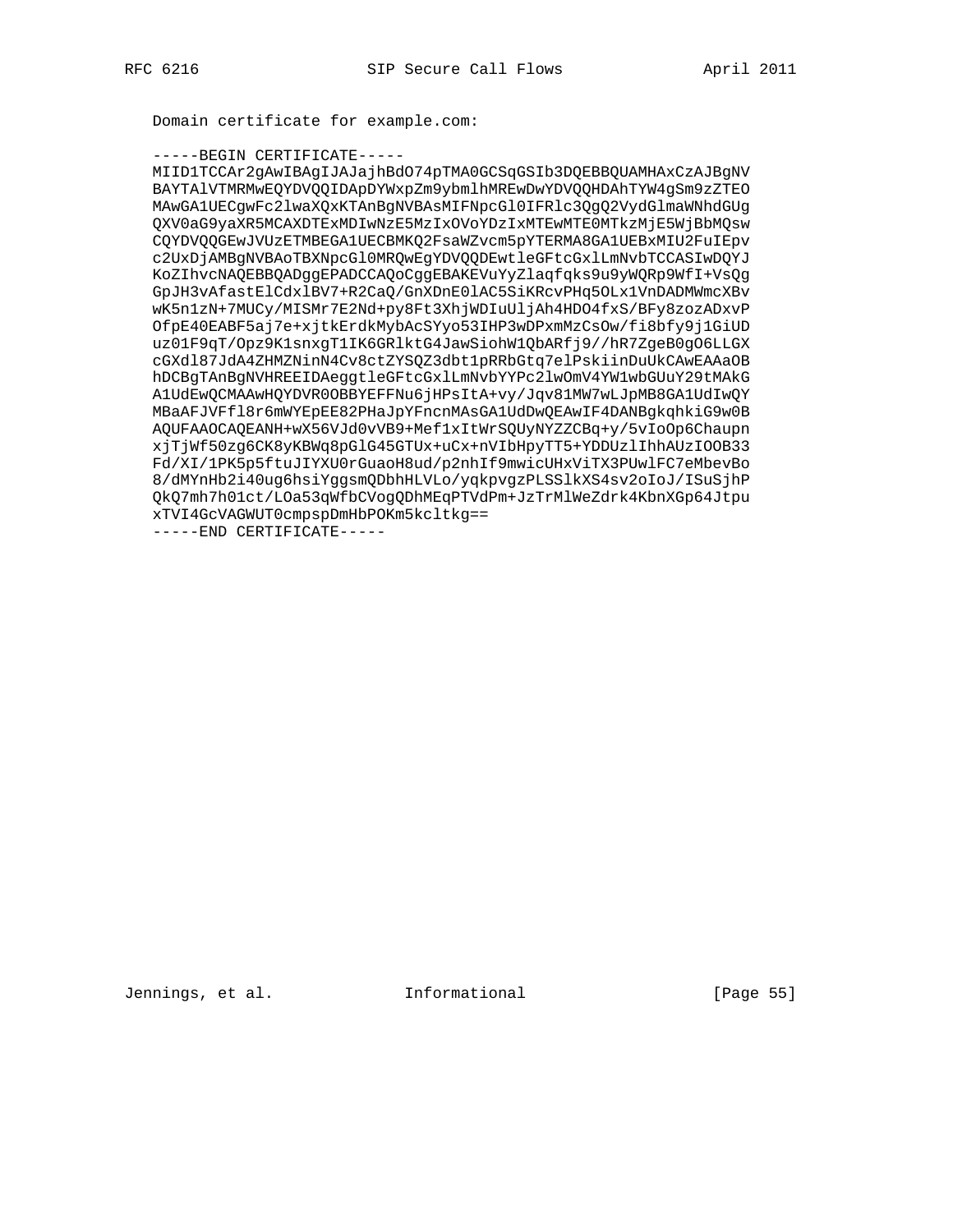Domain certificate for example.com:

```
-----BEGIN CERTIFICATE-----
MIID1TCCAr2gAwIBAgIJAJajhBdO74pTMA0GCSqGSIb3DQEBBQUAMHAxCzAJBgNV
BAYTAlVTMRMwEQYDVQQIDApDYWxpZm9ybmlhMREwDwYDVQQHDAhTYW4gSm9zZTEO
MAwGA1UECgwFc2lwaXQxKTAnBgNVBAsMIFNpcGl0IFRlc3QgQ2VydGlmaWNhdGUg
QXV0aG9yaXR5MCAXDTExMDIwNzE5MzIxOVoYDzIxMTEwMTE0MTkzMjE5WjBbMQsw
CQYDVQQGEwJVUzETMBEGA1UECBMKQ2FsaWZvcm5pYTERMA8GA1UEBxMIU2FuIEpv
c2UxDjAMBgNVBAoTBXNpcGl0MRQwEgYDVQQDEwtleGFtcGxlLmNvbTCCASIwDQYJ
KoZIhvcNAQEBBQADggEPADCCAQoCggEBAKEVuYyZlaqfqks9u9yWQRp9WfI+VsQg
GpJH3vAfastElCdxlBV7+R2CaQ/GnXDnE0lAC5SiKRcvPHq5OLx1VnDADMWmcXBv
wK5n1zN+7MUCy/MISMr7E2Nd+py8Ft3XhjWDIuUljAh4HDO4fxS/BFy8zozADxvP
OfpE40EABF5aj7e+xjtkErdkMybAcSYyo53IHP3wDPxmMzCsOw/fi8bfy9j1GiUD
uz01F9qT/Opz9K1snxgT1IK6GRlktG4JawSiohW1QbARfj9//hR7ZgeB0gO6LLGX
cGXdl87JdA4ZHMZNinN4Cv8ctZYSQZ3dbt1pRRbGtq7elPskiinDuUkCAwEAAaOB
hDCBgTAnBgNVHREEIDAeggtleGFtcGxlLmNvbYYPc2lwOmV4YW1wbGUuY29tMAkG
A1UdEwQCMAAwHQYDVR0OBBYEFFNu6jHPsItA+vy/Jqv81MW7wLJpMB8GA1UdIwQY
MBaAFJVFfl8r6mWYEpEE82PHaJpYFncnMAsGA1UdDwQEAwIF4DANBgkqhkiG9w0B
AQUFAAOCAQEANH+wX56VJd0vVB9+Mef1xItWrSQUyNYZZCBq+y/5vIoOp6Chaupn
xjTjWf50zg6CK8yKBWq8pGlG45GTUx+uCx+nVIbHpyTT5+YDDUzlIhhAUzIOOB33
Fd/XI/1PK5p5ftuJIYXU0rGuaoH8ud/p2nhIf9mwicUHxViTX3PUwlFC7eMbevBo
8/dMYnHb2i40ug6hsiYggsmQDbhHLVLo/yqkpvgzPLSSlkXS4sv2oIoJ/ISuSjhP
QkQ7mh7h01ct/LOa53qWfbCVogQDhMEqPTVdPm+JzTrMlWeZdrk4KbnXGp64Jtpu
xTVI4GcVAGWUT0cmpspDmHbPOKm5kcltkg==
-----END CERTIFICATE-----
```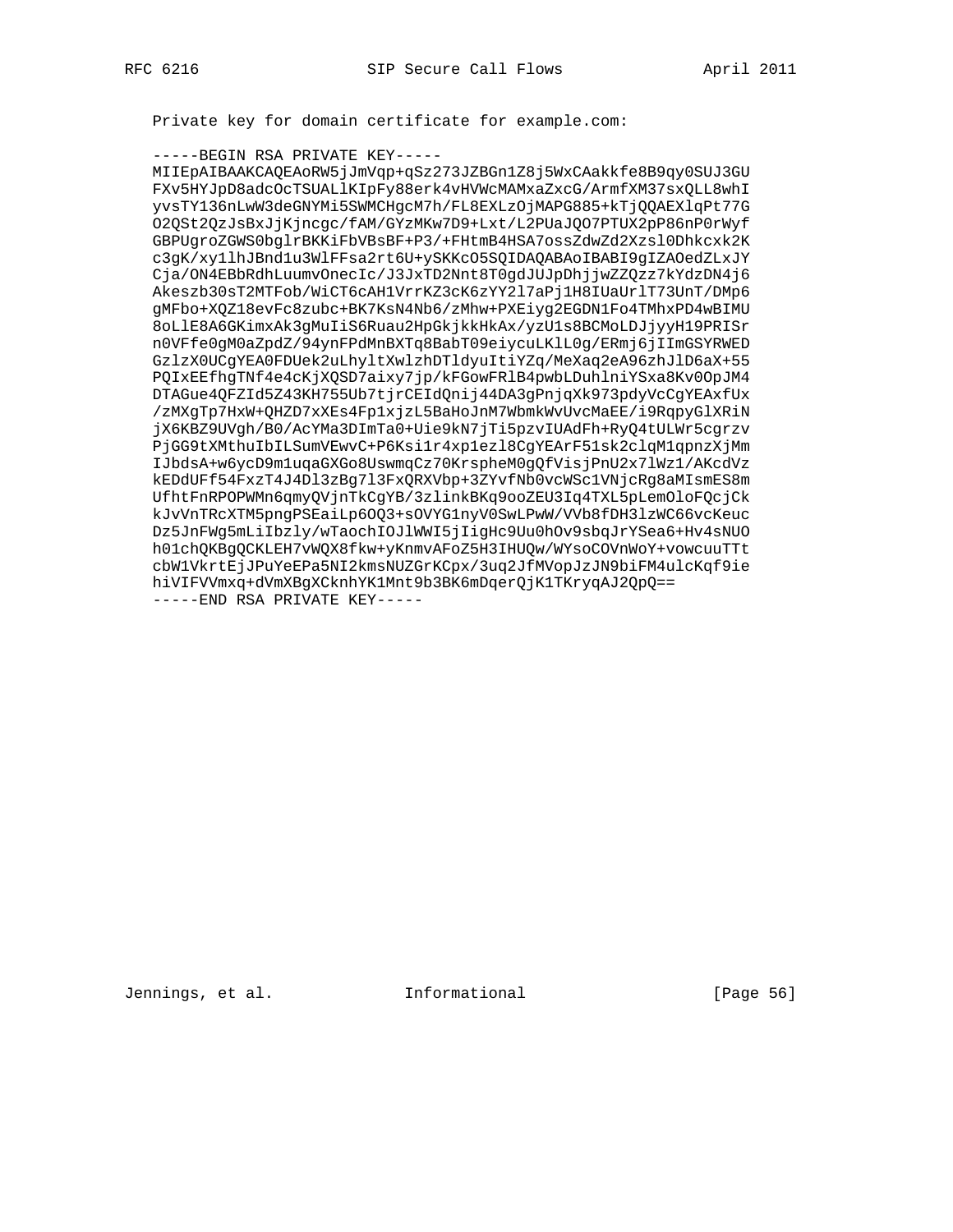Private key for domain certificate for example.com:

```
-----BEGIN RSA PRIVATE KEY-----
MIIEpAIBAAKCAQEAoRW5jJmVqp+qSz273JZBGn1Z8j5WxCAakkfe8B9qy0SUJ3GU
FXv5HYJpD8adcOcTSUALlKIpFy88erk4vHVWcMAMxaZxcG/ArmfXM37sxQLL8whI
yvsTY136nLwW3deGNYMi5SWMCHgcM7h/FL8EXLzOjMAPG885+kTjQQAEXlqPt77G
O2QSt2QzJsBxJjKjncgc/fAM/GYzMKw7D9+Lxt/L2PUaJQO7PTUX2pP86nP0rWyf
GBPUgroZGWS0bglrBKKiFbVBsBF+P3/+FHtmB4HSA7ossZdwZd2Xzsl0Dhkcxk2K
c3gK/xy1lhJBnd1u3WlFFsa2rt6U+ySKKcO5SQIDAQABAoIBABI9gIZAOedZLxJY
Cja/ON4EBbRdhLuumvOnecIc/J3JxTD2Nnt8T0gdJUJpDhjjwZZQzz7kYdzDN4j6
Akeszb30sT2MTFob/WiCT6cAH1VrrKZ3cK6zYY2l7aPj1H8IUaUrlT73UnT/DMp6
gMFbo+XQZ18evFc8zubc+BK7KsN4Nb6/zMhw+PXEiyg2EGDN1Fo4TMhxPD4wBIMU
8oLlE8A6GKimxAk3gMuIiS6Ruau2HpGkjkkHkAx/yzU1s8BCMoLDJjyyH19PRISr
n0VFfe0gM0aZpdZ/94ynFPdMnBXTq8BabT09eiycuLKlL0g/ERmj6jIImGSYRWED
GzlzX0UCgYEA0FDUek2uLhyltXwlzhDTldyuItiYZq/MeXaq2eA96zhJlD6aX+55
PQIxEEfhgTNf4e4cKjXQSD7aixy7jp/kFGowFRlB4pwbLDuhlniYSxa8Kv0OpJM4
DTAGue4QFZId5Z43KH755Ub7tjrCEIdQnij44DA3gPnjqXk973pdyVcCgYEAxfUx
/zMXgTp7HxW+QHZD7xXEs4Fp1xjzL5BaHoJnM7WbmkWvUvcMaEE/i9RqpyGlXRiN
jX6KBZ9UVgh/B0/AcYMa3DImTa0+Uie9kN7jTi5pzvIUAdFh+RyQ4tULWr5cgrzv
PjGG9tXMthuIbILSumVEwvC+P6Ksi1r4xp1ezl8CgYEArF51sk2clqM1qpnzXjMm
IJbdsA+w6ycD9m1uqaGXGo8UswmqCz70KrspheM0gQfVisjPnU2x7lWz1/AKcdVz
kEDdUFf54FxzT4J4Dl3zBg7l3FxQRXVbp+3ZYvfNb0vcWSc1VNjcRg8aMIsmES8m
UfhtFnRPOPWMn6qmyQVjnTkCgYB/3zlinkBKq9ooZEU3Iq4TXL5pLemOloFQcjCk
kJvVnTRcXTM5pngPSEaiLp6OQ3+sOVYG1nyV0SwLPwW/VVb8fDH3lzWC66vcKeuc
Dz5JnFWg5mLiIbzly/wTaochIOJlWWI5jIigHc9Uu0hOv9sbqJrYSea6+Hv4sNUO
h01chQKBgQCKLEH7vWQX8fkw+yKnmvAFoZ5H3IHUQw/WYsoCOVnWoY+vowcuuTTt
cbW1VkrtEjJPuYeEPa5NI2kmsNUZGrKCpx/3uq2JfMVopJzJN9biFM4ulcKqf9ie
hiVIFVVmxq+dVmXBgXCknhYK1Mnt9b3BK6mDqerQjK1TKryqAJ2QpQ==
-----END RSA PRIVATE KEY-----
```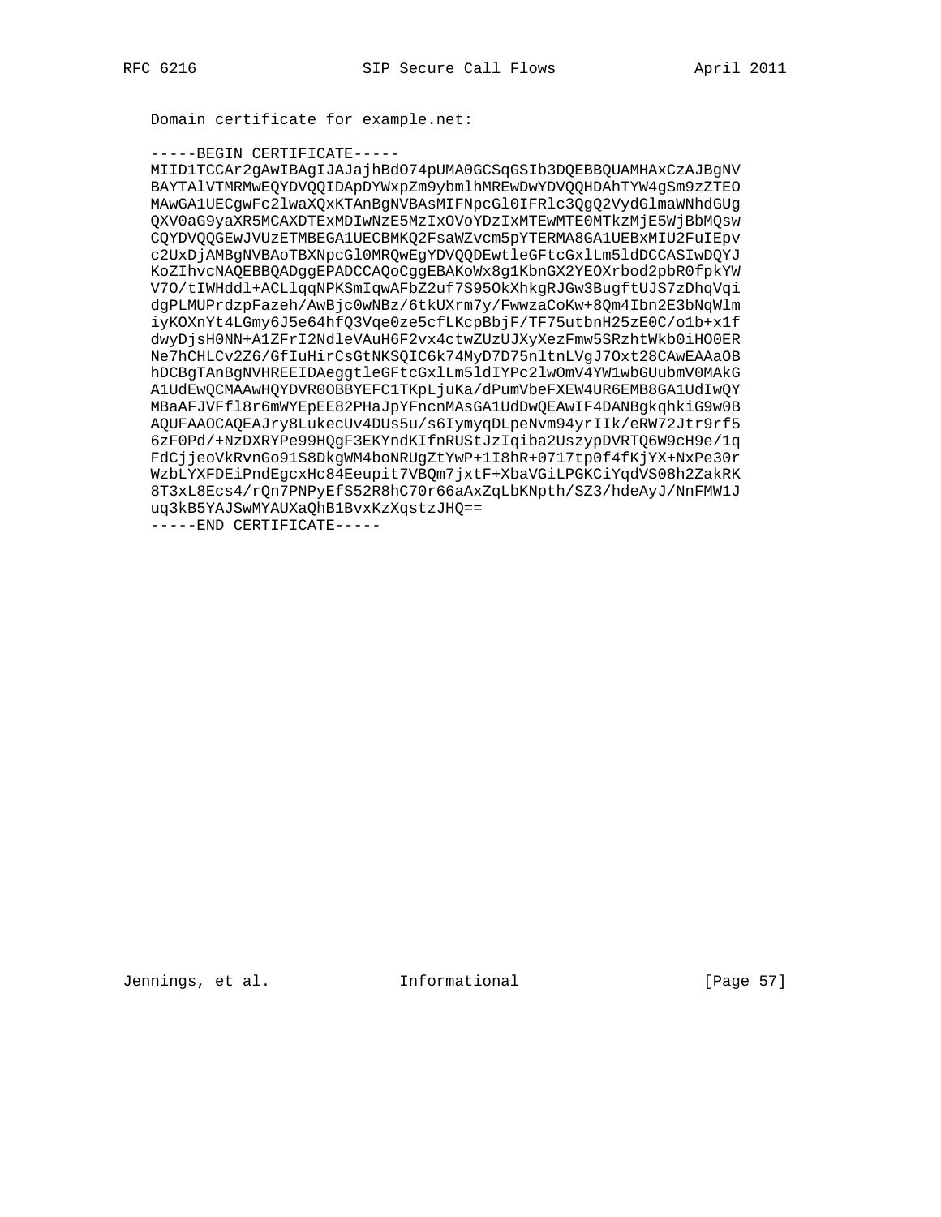Domain certificate for example.net:

```
-----BEGIN CERTIFICATE-----
MIID1TCCAr2gAwIBAgIJAJajhBdO74pUMA0GCSqGSIb3DQEBBQUAMHAxCzAJBgNV
BAYTAlVTMRMwEQYDVQQIDApDYWxpZm9ybmlhMREwDwYDVQQHDAhTYW4gSm9zZTEO
MAwGA1UECgwFc2lwaXQxKTAnBgNVBAsMIFNpcGl0IFRlc3QgQ2VydGlmaWNhdGUg
QXV0aG9yaXR5MCAXDTExMDIwNzE5MzIxOVoYDzIxMTEwMTE0MTkzMjE5WjBbMQsw
CQYDVQQGEwJVUzETMBEGA1UECBMKQ2FsaWZvcm5pYTERMA8GA1UEBxMIU2FuIEpv
c2UxDjAMBgNVBAoTBXNpcGl0MRQwEgYDVQQDEwtleGFtcGxlLm5ldDCCASIwDQYJ
KoZIhvcNAQEBBQADggEPADCCAQoCggEBAKoWx8g1KbnGX2YEOXrbod2pbR0fpkYW
V7O/tIWHddl+ACLlqqNPKSmIqwAFbZ2uf7S95OkXhkgRJGw3BugftUJS7zDhqVqi
dgPLMUPrdzpFazeh/AwBjc0wNBz/6tkUXrm7y/FwwzaCoKw+8Qm4Ibn2E3bNqWlm
iyKOXnYt4LGmy6J5e64hfQ3Vqe0ze5cfLKcpBbjF/TF75utbnH25zE0C/o1b+x1f
dwyDjsH0NN+A1ZFrI2NdleVAuH6F2vx4ctwZUzUJXyXezFmw5SRzhtWkb0iHO0ER
Ne7hCHLCv2Z6/GfIuHirCsGtNKSQIC6k74MyD7D75nltnLVgJ7Oxt28CAwEAAaOB
hDCBgTAnBgNVHREEIDAeggtleGFtcGxlLm5ldIYPc2lwOmV4YW1wbGUubmV0MAkG
A1UdEwQCMAAwHQYDVR0OBBYEFC1TKpLjuKa/dPumVbeFXEW4UR6EMB8GA1UdIwQY
MBaAFJVFfl8r6mWYEpEE82PHaJpYFncnMAsGA1UdDwQEAwIF4DANBgkqhkiG9w0B
AQUFAAOCAQEAJry8LukecUv4DUs5u/s6IymyqDLpeNvm94yrIIk/eRW72Jtr9rf5
6zF0Pd/+NzDXRYPe99HQgF3EKYndKIfnRUStJzIqiba2UszypDVRTQ6W9cH9e/1q
FdCjjeoVkRvnGo91S8DkgWM4boNRUgZtYwP+1I8hR+0717tp0f4fKjYX+NxPe30r
WzbLYXFDEiPndEgcxHc84Eeupit7VBQm7jxtF+XbaVGiLPGKCiYqdVS08h2ZakRK
8T3xL8Ecs4/rQn7PNPyEfS52R8hC70r66aAxZqLbKNpth/SZ3/hdeAyJ/NnFMW1J
uq3kB5YAJSwMYAUXaQhB1BvxKzXqstzJHQ==
-----END CERTIFICATE-----
```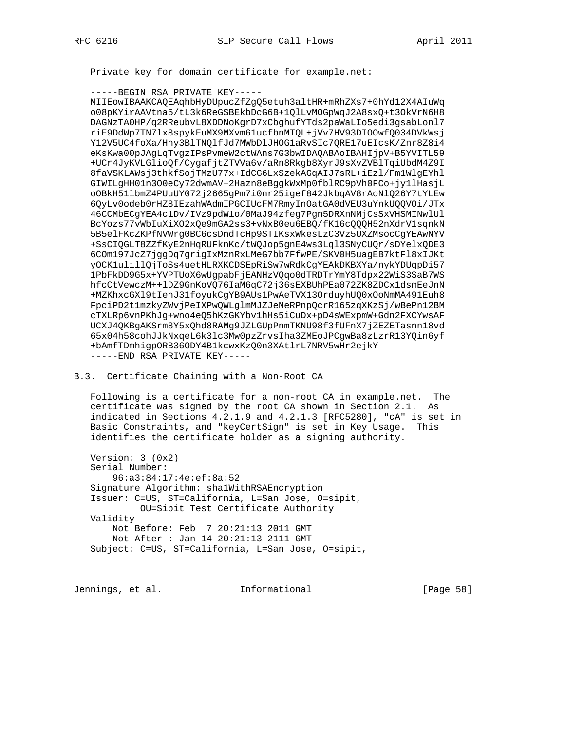Private key for domain certificate for example.net:

```
-----BEGIN RSA PRIVATE KEY-----
MIIEowIBAAKCAQEAqhbHyDUpucZfZgQ5etuh3altHR+mRhZXs7+0hYd12X4AIuWq
o08pKYirAAVtna5/tL3k6ReGSBEkbDcG6B+1QlLvMOGpWqJ2A8sxQ+t3OkVrN6H8
DAGNzTA0HP/q2RReubvL8XDDNoKgrD7xCbghufYTds2paWaLIo5edi3gsabLonl7
riF9DdWp7TN7lx8spykFuMX9MXvm61ucfbnMTQL+jVv7HV93DIOOwfQ034DVkWsj
Y12V5UC4foXa/Hhy3BlTNQlfJd7MWbDlJHOG1aRvSIc7QRE17uEIcsK/Znr8Z8i4
eKsKwa00pJAgLqTvgzIPsPvmeW2ctWAns7G3bwIDAQABAoIBAHIjpV+B5YVITL59
+UCr4JyKVLGlioQf/CygafjtZTVVa6v/aRn8Rkgb8XyrJ9sXvZVBlTqiUbdM4Z9I
8faVSKLAWsj3thkfSojTMzU77x+IdCG6LxSzekAGqAIJ7sRL+iEzl/Fm1WlgEYhl
GIWILgHH01n3O0eCy72dwmAV+2Hazn8eBggkWxMp0fblRC9pVh0FCo+jy1lHasjL
oOBkH51lbmZ4PUuUY072j2665gPm7i0nr25igef842JkbqAV8rAoNlQ26Y7tYLEw
6QyLv0odeb0rHZ8IEzahWAdmIPGCIUcFM7RmyInOatGA0dVEU3uYnkUQQVOi/JTx
46CCMbECgYEA4c1Dv/IVz9pdW1o/0MaJ94zfeg7Pgn5DRXnNMjCsSxVHSMINwlUl
BcYozs77vWbIuXiXO2xQe9mGA2ss3+vNxB0eu6EBQ/fK16cQQQH52nXdrV1sqnkN
5B5elFKcZKPfNVWrg0BC6csDndTcHp9STIKsxWkesLzC3Vz5UXZMsocCgYEAwNYV
+SsCIQGLT8ZZfKyE2nHqRUFknKc/tWQJop5gnE4ws3Lql3SNyCUQr/sDYelxQDE3
6COm197JcZ7jggDq7grigIxMznRxLMeG7bb7FfwPE/SKV0H5uagEB7ktFl8xIJKt
yOCK1ulillQjToSs4uetHLRXKCDSEpRiSw7wRdkCgYEAkDKBXYa/nykYDUqpDi57
1PbFkDD9G5x+YVPTUoX6wUgpabFjEANHzVQqo0dTRDTrYmY8Tdpx22WiS3SaB7WS
hfcCtVewczM++lDZ9GnKoVQ76IaM6qC72j36sEXBUhPEa072ZK8ZDCx1dsmEeJnN
+MZKhxcGXl9tIehJ31foyukCgYB9AUs1PwAeTVX13OrduyhUQ0xOoNmMA491Euh8
FpciPD2t1mzkyZWvjPeIXPwQWLglmMJZJeNeRPnpQcrR165zqXKzSj/wBePn12BM
cTXLRp6vnPKhJg+wno4eQ5hKzGKYbv1hHs5iCuDx+pD4sWExpmW+Gdn2FXCYwsAF
UCXJ4QKBgAKSrm8Y5xQhd8RAMg9JZLGUpPnmTKNU98f3fUFnX7jZEZETasnn18vd
65x04h58cohJJkNxqeL6k3lc3Mw0pzZrvsIha3ZMEoJPCgwBa8zLzrR13YQin6yf
+bAmfTDmhigpORB36ODY4B1kcwxKzQ0n3XAtlrL7NRV5wHr2ejkY
-----END RSA PRIVATE KEY-----
```

### B.3. Certificate Chaining with a Non-Root CA

Following is a certificate for a non-root CA in example.net. The certificate was signed by the root CA shown in Section 2.1. As indicated in Sections 4.2.1.9 and 4.2.1.3 [RFC5280], "cA" is set in Basic Constraints, and "keyCertSign" is set in Key Usage. This identifies the certificate holder as a signing authority.

```
Version: 3 (0x2)
Serial Number:
    96:a3:84:17:4e:ef:8a:52
Signature Algorithm: sha1WithRSAEncryption
Issuer: C=US, ST=California, L=San Jose, O=sipit,
         OU=Sipit Test Certificate Authority
Validity
    Not Before: Feb  7 20:21:13 2011 GMT
    Not After : Jan 14 20:21:13 2111 GMT
Subject: C=US, ST=California, L=San Jose, O=sipit,
```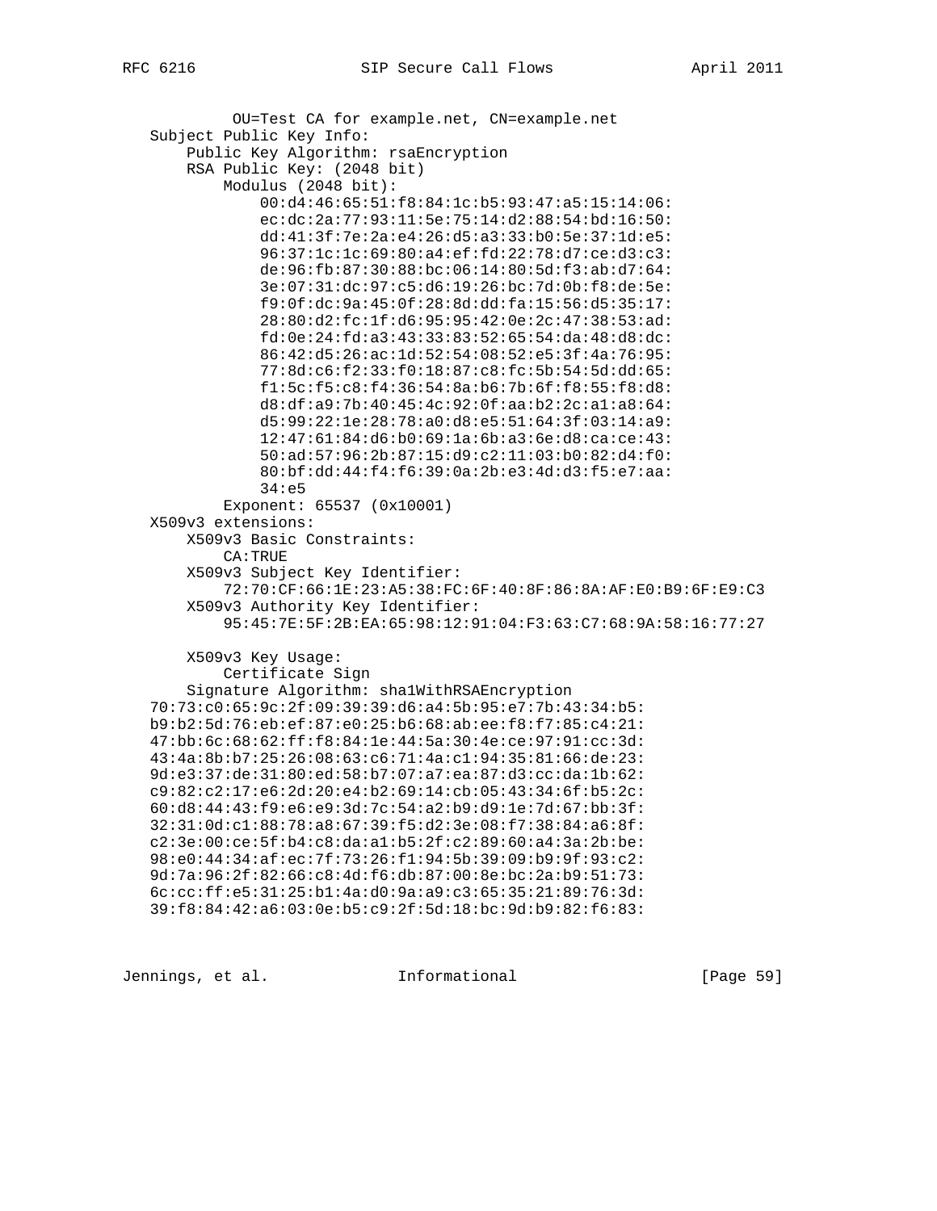```
            OU=Test CA for example.net, CN=example.net
    Subject Public Key Info:
        Public Key Algorithm: rsaEncryption
        RSA Public Key: (2048 bit)
            Modulus (2048 bit):
                00:d4:46:65:51:f8:84:1c:b5:93:47:a5:15:14:06:
                ec:dc:2a:77:93:11:5e:75:14:d2:88:54:bd:16:50:
                dd:41:3f:7e:2a:e4:26:d5:a3:33:b0:5e:37:1d:e5:
                96:37:1c:1c:69:80:a4:ef:fd:22:78:d7:ce:d3:c3:
                de:96:fb:87:30:88:bc:06:14:80:5d:f3:ab:d7:64:
                3e:07:31:dc:97:c5:d6:19:26:bc:7d:0b:f8:de:5e:
                f9:0f:dc:9a:45:0f:28:8d:dd:fa:15:56:d5:35:17:
                28:80:d2:fc:1f:d6:95:95:42:0e:2c:47:38:53:ad:
                fd:0e:24:fd:a3:43:33:83:52:65:54:da:48:d8:dc:
                86:42:d5:26:ac:1d:52:54:08:52:e5:3f:4a:76:95:
                77:8d:c6:f2:33:f0:18:87:c8:fc:5b:54:5d:dd:65:
                f1:5c:f5:c8:f4:36:54:8a:b6:7b:6f:f8:55:f8:d8:
                d8:df:a9:7b:40:45:4c:92:0f:aa:b2:2c:a1:a8:64:
                d5:99:22:1e:28:78:a0:d8:e5:51:64:3f:03:14:a9:
                12:47:61:84:d6:b0:69:1a:6b:a3:6e:d8:ca:ce:43:
                50:ad:57:96:2b:87:15:d9:c2:11:03:b0:82:d4:f0:
                80:bf:dd:44:f4:f6:39:0a:2b:e3:4d:d3:f5:e7:aa:
                34:e5
            Exponent: 65537 (0x10001)
    X509v3 extensions:
        X509v3 Basic Constraints:
            CA:TRUE
        X509v3 Subject Key Identifier:
            72:70:CF:66:1E:23:A5:38:FC:6F:40:8F:86:8A:AF:E0:B9:6F:E9:C3
        X509v3 Authority Key Identifier:
            95:45:7E:5F:2B:EA:65:98:12:91:04:F3:63:C7:68:9A:58:16:77:27

        X509v3 Key Usage:
            Certificate Sign
        Signature Algorithm: sha1WithRSAEncryption
    70:73:c0:65:9c:2f:09:39:39:d6:a4:5b:95:e7:7b:43:34:b5:
    b9:b2:5d:76:eb:ef:87:e0:25:b6:68:ab:ee:f8:f7:85:c4:21:
    47:bb:6c:68:62:ff:f8:84:1e:44:5a:30:4e:ce:97:91:cc:3d:
    43:4a:8b:b7:25:26:08:63:c6:71:4a:c1:94:35:81:66:de:23:
    9d:e3:37:de:31:80:ed:58:b7:07:a7:ea:87:d3:cc:da:1b:62:
    c9:82:c2:17:e6:2d:20:e4:b2:69:14:cb:05:43:34:6f:b5:2c:
    60:d8:44:43:f9:e6:e9:3d:7c:54:a2:b9:d9:1e:7d:67:bb:3f:
    32:31:0d:c1:88:78:a8:67:39:f5:d2:3e:08:f7:38:84:a6:8f:
    c2:3e:00:ce:5f:b4:c8:da:a1:b5:2f:c2:89:60:a4:3a:2b:be:
    98:e0:44:34:af:ec:7f:73:26:f1:94:5b:39:09:b9:9f:93:c2:
    9d:7a:96:2f:82:66:c8:4d:f6:db:87:00:8e:bc:2a:b9:51:73:
    6c:cc:ff:e5:31:25:b1:4a:d0:9a:a9:c3:65:35:21:89:76:3d:
    39:f8:84:42:a6:03:0e:b5:c9:2f:5d:18:bc:9d:b9:82:f6:83:
```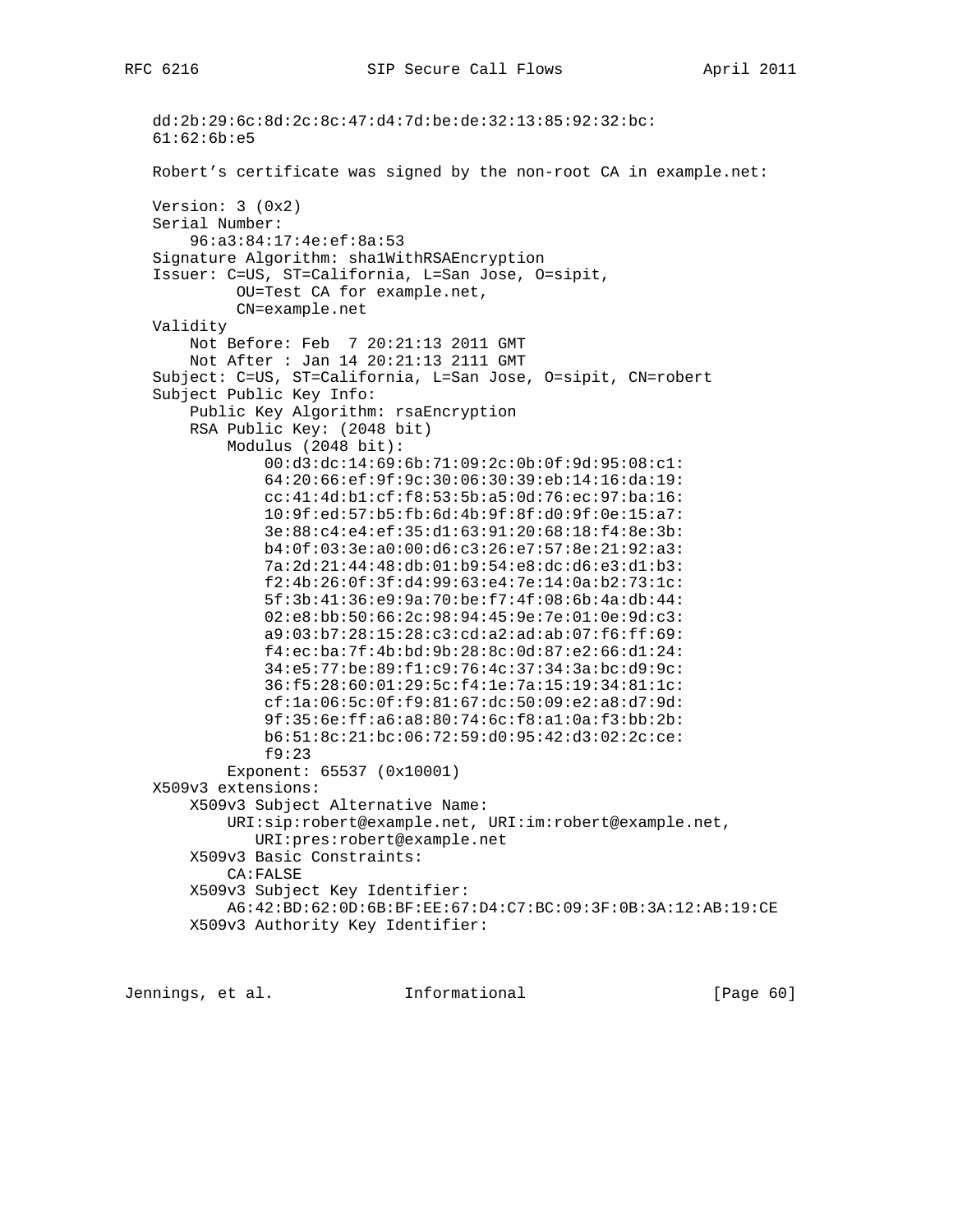```
dd:2b:29:6c:8d:2c:8c:47:d4:7d:be:de:32:13:85:92:32:bc:
61:62:6b:e5
```

Robert’s certificate was signed by the non-root CA in example.net:

```
Version: 3 (0x2)
Serial Number:
    96:a3:84:17:4e:ef:8a:53
Signature Algorithm: sha1WithRSAEncryption
Issuer: C=US, ST=California, L=San Jose, O=sipit,
         OU=Test CA for example.net,
         CN=example.net
Validity
    Not Before: Feb  7 20:21:13 2011 GMT
    Not After : Jan 14 20:21:13 2111 GMT
Subject: C=US, ST=California, L=San Jose, O=sipit, CN=robert
Subject Public Key Info:
    Public Key Algorithm: rsaEncryption
    RSA Public Key: (2048 bit)
        Modulus (2048 bit):
            00:d3:dc:14:69:6b:71:09:2c:0b:0f:9d:95:08:c1:
            64:20:66:ef:9f:9c:30:06:30:39:eb:14:16:da:19:
            cc:41:4d:b1:cf:f8:53:5b:a5:0d:76:ec:97:ba:16:
            10:9f:ed:57:b5:fb:6d:4b:9f:8f:d0:9f:0e:15:a7:
            3e:88:c4:e4:ef:35:d1:63:91:20:68:18:f4:8e:3b:
            b4:0f:03:3e:a0:00:d6:c3:26:e7:57:8e:21:92:a3:
            7a:2d:21:44:48:db:01:b9:54:e8:dc:d6:e3:d1:b3:
            f2:4b:26:0f:3f:d4:99:63:e4:7e:14:0a:b2:73:1c:
            5f:3b:41:36:e9:9a:70:be:f7:4f:08:6b:4a:db:44:
            02:e8:bb:50:66:2c:98:94:45:9e:7e:01:0e:9d:c3:
            a9:03:b7:28:15:28:c3:cd:a2:ad:ab:07:f6:ff:69:
            f4:ec:ba:7f:4b:bd:9b:28:8c:0d:87:e2:66:d1:24:
            34:e5:77:be:89:f1:c9:76:4c:37:34:3a:bc:d9:9c:
            36:f5:28:60:01:29:5c:f4:1e:7a:15:19:34:81:1c:
            cf:1a:06:5c:0f:f9:81:67:dc:50:09:e2:a8:d7:9d:
            9f:35:6e:ff:a6:a8:80:74:6c:f8:a1:0a:f3:bb:2b:
            b6:51:8c:21:bc:06:72:59:d0:95:42:d3:02:2c:ce:
            f9:23
        Exponent: 65537 (0x10001)
X509v3 extensions:
    X509v3 Subject Alternative Name:
        URI:sip:robert@example.net, URI:im:robert@example.net,
           URI:pres:robert@example.net
    X509v3 Basic Constraints:
        CA:FALSE
    X509v3 Subject Key Identifier:
        A6:42:BD:62:0D:6B:BF:EE:67:D4:C7:BC:09:3F:0B:3A:12:AB:19:CE
    X509v3 Authority Key Identifier:
```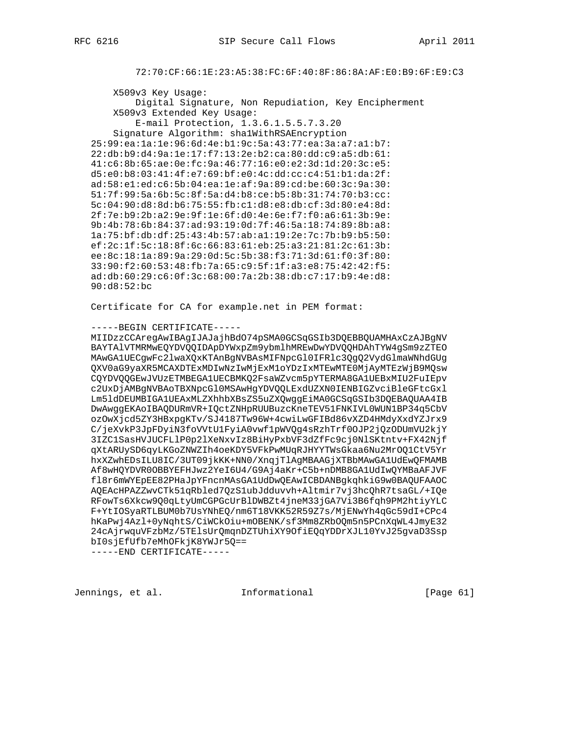```
          72:70:CF:66:1E:23:A5:38:FC:6F:40:8F:86:8A:AF:E0:B9:6F:E9:C3

      X509v3 Key Usage:
          Digital Signature, Non Repudiation, Key Encipherment
      X509v3 Extended Key Usage:
          E-mail Protection, 1.3.6.1.5.5.7.3.20
      Signature Algorithm: sha1WithRSAEncryption
   25:99:ea:1a:1e:96:6d:4e:b1:9c:5a:43:77:ea:3a:a7:a1:b7:
   22:db:b9:d4:9a:1e:17:f7:13:2e:b2:ca:80:dd:c9:a5:db:61:
   41:c6:8b:65:ae:0e:fc:9a:46:77:16:e0:e2:3d:1d:20:3c:e5:
   d5:e0:b8:03:41:4f:e7:69:bf:e0:4c:dd:cc:c4:51:b1:da:2f:
   ad:58:e1:ed:c6:5b:04:ea:1e:af:9a:89:cd:be:60:3c:9a:30:
   51:7f:99:5a:6b:5c:8f:5a:d4:b8:ce:b5:8b:31:74:70:b3:cc:
   5c:04:90:d8:8d:b6:75:55:fb:c1:d8:e8:db:cf:3d:80:e4:8d:
   2f:7e:b9:2b:a2:9e:9f:1e:6f:d0:4e:6e:f7:f0:a6:61:3b:9e:
   9b:4b:78:6b:84:37:ad:93:19:0d:7f:46:5a:18:74:89:8b:a8:
   1a:75:bf:db:df:25:43:4b:57:ab:a1:19:2e:7c:7b:b9:b5:50:
   ef:2c:1f:5c:18:8f:6c:66:83:61:eb:25:a3:21:81:2c:61:3b:
   ee:8c:18:1a:89:9a:29:0d:5c:5b:38:f3:71:3d:61:f0:3f:80:
   33:90:f2:60:53:48:fb:7a:65:c9:5f:1f:a3:e8:75:42:42:f5:
   ad:db:60:29:c6:0f:3c:68:00:7a:2b:38:db:c7:17:b9:4e:d8:
   90:d8:52:bc
```

Certificate for CA for example.net in PEM format:

```
-----BEGIN CERTIFICATE-----
MIIDzzCCAregAwIBAgIJAJajhBdO74pSMA0GCSqGSIb3DQEBBQUAMHAxCzAJBgNV
BAYTAlVTMRMwEQYDVQQIDApDYWxpZm9ybmlhMREwDwYDVQQHDAhTYW4gSm9zZTEO
MAwGA1UECgwFc2lwaXQxKTAnBgNVBAsMIFNpcGl0IFRlc3QgQ2VydGlmaWNhdGUg
QXV0aG9yaXR5MCAXDTExMDIwNzIwMjExM1oYDzIxMTEwMTE0MjAyMTEzWjB9MQsw
CQYDVQQGEwJVUzETMBEGA1UECBMKQ2FsaWZvcm5pYTERMA8GA1UEBxMIU2FuIEpv
c2UxDjAMBgNVBAoTBXNpcGl0MSAwHgYDVQQLExdUZXN0IENBIGZvciBleGFtcGxl
Lm5ldDEUMBIGA1UEAxMLZXhhbXBsZS5uZXQwggEiMA0GCSqGSIb3DQEBAQUAA4IB
DwAwggEKAoIBAQDURmVR+IQctZNHpRUUBuzcKneTEV51FNKIVL0WUN1BP34q5CbV
ozOwXjcd5ZY3HBxpgKTv/SJ4187Tw96W+4cwiLwGFIBd86vXZD4HMdyXxdYZJrx9
C/jeXvkP3JpFDyiN3foVVtU1FyiA0vwf1pWVQg4sRzhTrf0OJP2jQzODUmVU2kjY
3IZC1SasHVJUCFLlP0p2lXeNxvIz8BiHyPxbVF3dZfFc9cj0NlSKtntv+FX42Njf
qXtARUySD6qyLKGoZNWZIh4oeKDY5VFkPwMUqRJHYYTWsGkaa6Nu2MrOQ1CtV5Yr
hxXZwhEDsILU8IC/3UT09jkKK+NN0/XnqjTlAgMBAAGjXTBbMAwGA1UdEwQFMAMB
Af8wHQYDVR0OBBYEFHJwz2YeI6U4/G9Aj4aKr+C5b+nDMB8GA1UdIwQYMBaAFJVF
fl8r6mWYEpEE82PHaJpYFncnMAsGA1UdDwQEAwICBDANBgkqhkiG9w0BAQUFAAOC
AQEAcHPAZZwvCTk51qRbled7QzS1ubJdduvvh+Altmir7vj3hcQhR7tsaGL/+IQe
RFowTs6Xkcw9Q0qLtyUmCGPGcUrBlDWBZt4jneM33jGA7Vi3B6fqh9PM2htiyYLC
F+YtIOSyaRTLBUM0b7UsYNhEQ/nm6T18VKK52R59Z7s/MjENwYh4qGc59dI+CPc4
hKaPwj4Azl+0yNqhtS/CiWCkOiu+mOBENK/sf3Mm8ZRbOQm5n5PCnXqWL4JmyE32
24cAjrwquVFzbMz/5TElsUrQmqnDZTUhiXY9OfiEQqYDDrXJL10YvJ25gvaD3Ssp
bI0sjEfUfb7eMhOFkjK8YWJr5Q==
-----END CERTIFICATE-----
```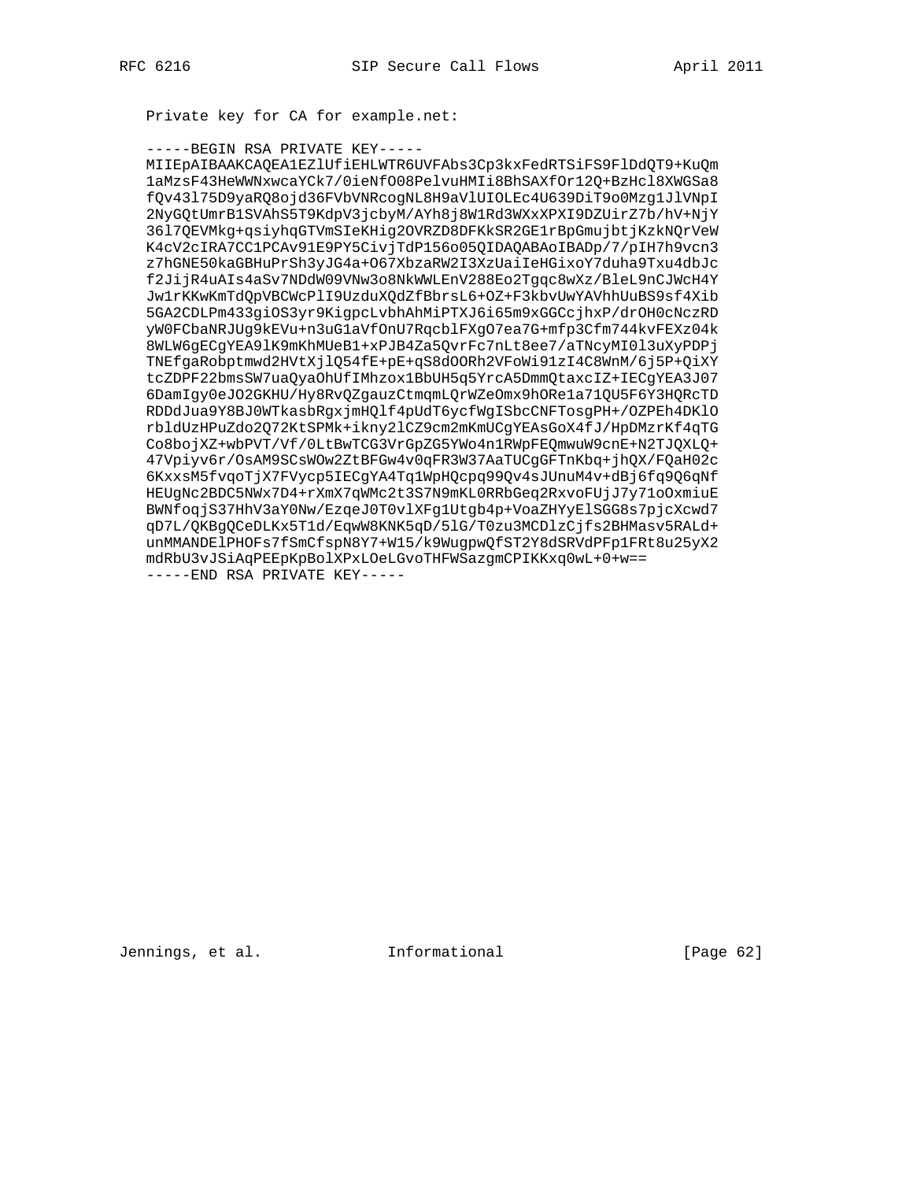Private key for CA for example.net:

```
-----BEGIN RSA PRIVATE KEY-----
MIIEpAIBAAKCAQEA1EZlUfiEHLWTR6UVFAbs3Cp3kxFedRTSiFS9FlDdQT9+KuQm
1aMzsF43HeWWNxwcaYCk7/0ieNfO08PelvuHMIi8BhSAXfOr12Q+BzHcl8XWGSa8
fQv43l75D9yaRQ8ojd36FVbVNRcogNL8H9aVlUIOLEc4U639DiT9o0Mzg1JlVNpI
2NyGQtUmrB1SVAhS5T9KdpV3jcbyM/AYh8j8W1Rd3WXxXPXI9DZUirZ7b/hV+NjY
36l7QEVMkg+qsiyhqGTVmSIeKHig2OVRZD8DFKkSR2GE1rBpGmujbtjKzkNQrVeW
K4cV2cIRA7CC1PCAv91E9PY5CivjTdP156o05QIDAQABAoIBADp/7/pIH7h9vcn3
z7hGNE50kaGBHuPrSh3yJG4a+O67XbzaRW2I3XzUaiIeHGixoY7duha9Txu4dbJc
f2JijR4uAIs4aSv7NDdW09VNw3o8NkWWLEnV288Eo2Tgqc8wXz/BleL9nCJWcH4Y
Jw1rKKwKmTdQpVBCWcPlI9UzduXQdZfBbrsL6+OZ+F3kbvUwYAVhhUuBS9sf4Xib
5GA2CDLPm433giOS3yr9KigpcLvbhAhMiPTXJ6i65m9xGGCcjhxP/drOH0cNczRD
yW0FCbaNRJUg9kEVu+n3uG1aVfOnU7RqcblFXgO7ea7G+mfp3Cfm744kvFEXz04k
8WLW6gECgYEA9lK9mKhMUeB1+xPJB4Za5QvrFc7nLt8ee7/aTNcyMI0l3uXyPDPj
TNEfgaRobptmwd2HVtXjlQ54fE+pE+qS8dOORh2VFoWi91zI4C8WnM/6j5P+QiXY
tcZDPF22bmsSW7uaQyaOhUfIMhzox1BbUH5q5YrcA5DmmQtaxcIZ+IECgYEA3J07
6DamIgy0eJO2GKHU/Hy8RvQZgauzCtmqmLQrWZeOmx9hORe1a71QU5F6Y3HQRcTD
RDDdJua9Y8BJ0WTkasbRgxjmHQlf4pUdT6ycfWgISbcCNFTosgPH+/OZPEh4DKlO
rbldUzHPuZdo2Q72KtSPMk+ikny2lCZ9cm2mKmUCgYEAsGoX4fJ/HpDMzrKf4qTG
Co8bojXZ+wbPVT/Vf/0LtBwTCG3VrGpZG5YWo4n1RWpFEQmwuW9cnE+N2TJQXLQ+
47Vpiyv6r/OsAM9SCsWOw2ZtBFGw4v0qFR3W37AaTUCgGFTnKbq+jhQX/FQaH02c
6KxxsM5fvqoTjX7FVycp5IECgYA4Tq1WpHQcpq99Qv4sJUnuM4v+dBj6fq9Q6qNf
HEUgNc2BDC5NWx7D4+rXmX7qWMc2t3S7N9mKL0RRbGeq2RxvoFUjJ7y71oOxmiuE
BWNfoqjS37HhV3aY0Nw/EzqeJ0T0vlXFg1Utgb4p+VoaZHYyElSGG8s7pjcXcwd7
qD7L/QKBgQCeDLKx5T1d/EqwW8KNK5qD/5lG/T0zu3MCDlzCjfs2BHMasv5RALd+
unMMANDElPHOFs7fSmCfspN8Y7+W15/k9WugpwQfST2Y8dSRVdPFp1FRt8u25yX2
mdRbU3vJSiAqPEEpKpBolXPxLOeLGvoTHFWSazgmCPIKKxq0wL+0+w==
-----END RSA PRIVATE KEY-----
```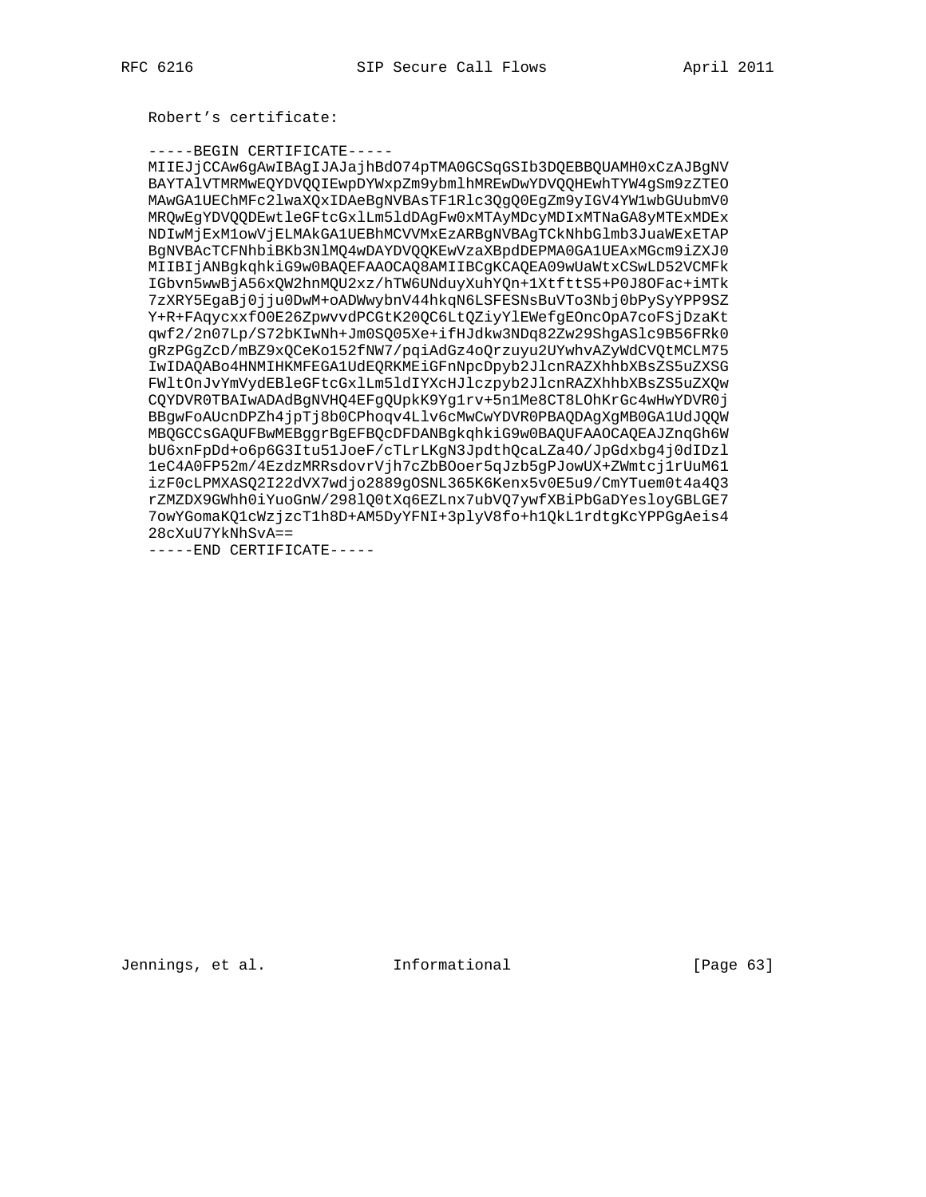Robert's certificate:

```
-----BEGIN CERTIFICATE-----
MIIEJjCCAw6gAwIBAgIJAJajhBdO74pTMA0GCSqGSIb3DQEBBQUAMH0xCzAJBgNV
BAYTAlVTMRMwEQYDVQQIEwpDYWxpZm9ybmlhMREwDwYDVQQHEwhTYW4gSm9zZTEO
MAwGA1UEChMFc2lwaXQxIDAeBgNVBAsTF1Rlc3QgQ0EgZm9yIGV4YW1wbGUubmV0
MRQwEgYDVQQDEwtleGFtcGxlLm5ldDAgFw0xMTAyMDcyMDIxMTNaGA8yMTExMDEx
NDIwMjExM1owVjELMAkGA1UEBhMCVVMxEzARBgNVBAgTCkNhbGlmb3JuaWExETAP
BgNVBAcTCFNhbiBKb3NlMQ4wDAYDVQQKEwVzaXBpdDEPMA0GA1UEAxMGcm9iZXJ0
MIIBIjANBgkqhkiG9w0BAQEFAAOCAQ8AMIIBCgKCAQEA09wUaWtxCSwLD52VCMFk
IGbvn5wwBjA56xQW2hnMQU2xz/hTW6UNduyXuhYQn+1XtfttS5+P0J8OFac+iMTk
7zXRY5EgaBj0jju0DwM+oADWwybnV44hkqN6LSFESNsBuVTo3Nbj0bPySyYPP9SZ
Y+R+FAqycxxfO0E26ZpwvvdPCGtK20QC6LtQZiyYlEWefgEOncOpA7coFSjDzaKt
qwf2/2n07Lp/S72bKIwNh+Jm0SQ05Xe+ifHJdkw3NDq82Zw29ShgASlc9B56FRk0
gRzPGgZcD/mBZ9xQCeKo152fNW7/pqiAdGz4oQrzuyu2UYwhvAZyWdCVQtMCLM75
IwIDAQABo4HNMIHKMFEGA1UdEQRKMEiGFnNpcDpyb2JlcnRAZXhhbXBsZS5uZXSG
FWltOnJvYmVydEBleGFtcGxlLm5ldIYXcHJlczpyb2JlcnRAZXhhbXBsZS5uZXQw
CQYDVR0TBAIwADAdBgNVHQ4EFgQUpkK9Yg1rv+5n1Me8CT8LOhKrGc4wHwYDVR0j
BBgwFoAUcnDPZh4jpTj8b0CPhoqv4Llv6cMwCwYDVR0PBAQDAgXgMB0GA1UdJQQW
MBQGCCsGAQUFBwMEBggrBgEFBQcDFDANBgkqhkiG9w0BAQUFAAOCAQEAJZnqGh6W
bU6xnFpDd+o6p6G3Itu51JoeF/cTLrLKgN3JpdthQcaLZa4O/JpGdxbg4j0dIDzl
1eC4A0FP52m/4EzdzMRRsdovrVjh7cZbBOoer5qJzb5gPJowUX+ZWmtcj1rUuM61
izF0cLPMXASQ2I22dVX7wdjo2889gOSNL365K6Kenx5v0E5u9/CmYTuem0t4a4Q3
rZMZDX9GWhh0iYuoGnW/298lQ0tXq6EZLnx7ubVQ7ywfXBiPbGaDYesloyGBLGE7
7owYGomaKQ1cWzjzcT1h8D+AM5DyYFNI+3plyV8fo+h1QkL1rdtgKcYPPGgAeis4
28cXuU7YkNhSvA==
-----END CERTIFICATE-----
```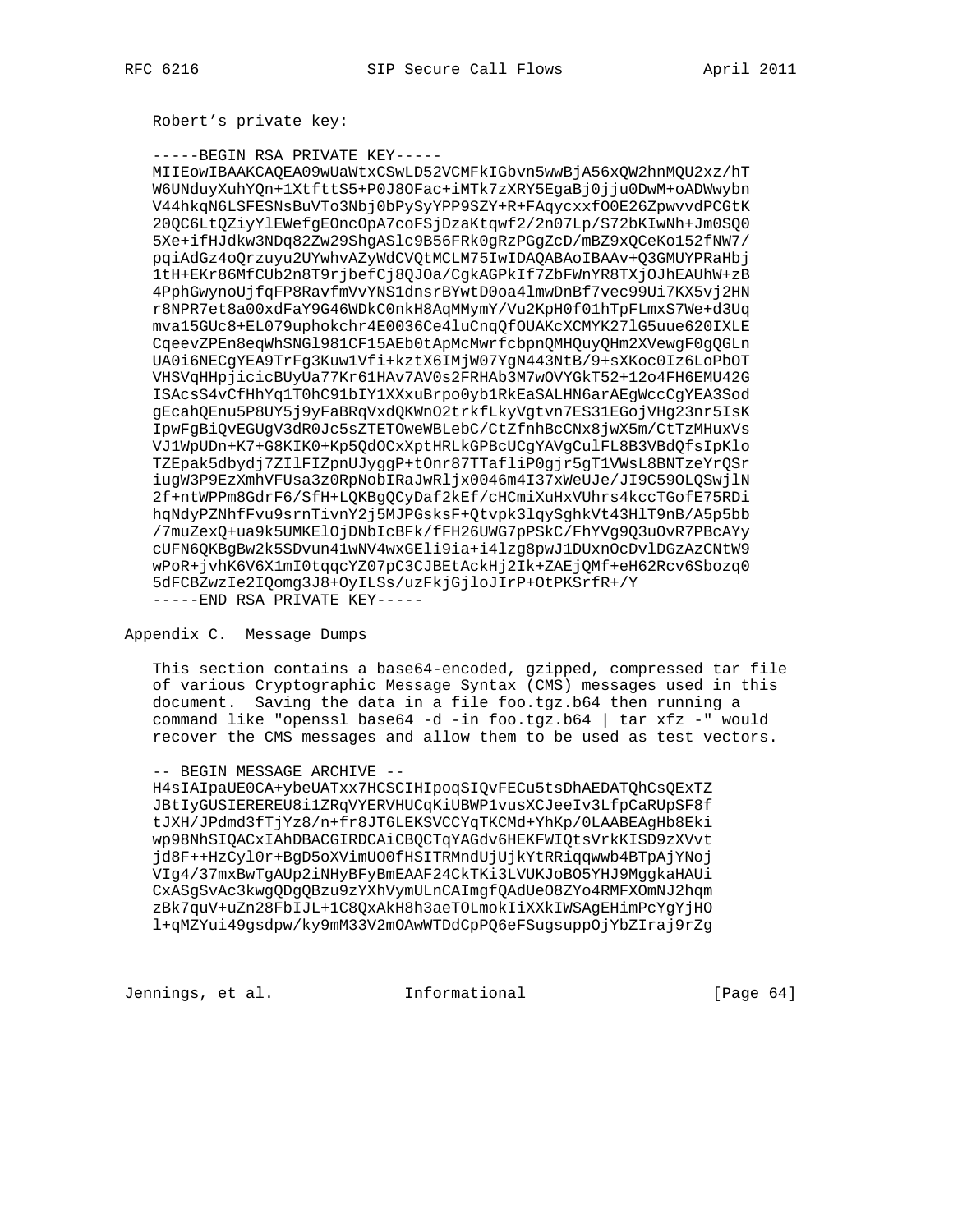Robert's private key:

```
-----BEGIN RSA PRIVATE KEY-----
MIIEowIBAAKCAQEA09wUaWtxCSwLD52VCMFkIGbvn5wwBjA56xQW2hnMQU2xz/hT
W6UNduyXuhYQn+1XtfttS5+P0J8OFac+iMTk7zXRY5EgaBj0jju0DwM+oADWwybn
V44hkqN6LSFESNsBuVTo3Nbj0bPySyYPP9SZY+R+FAqycxxfO0E26ZpwvvdPCGtK
20QC6LtQZiyYlEWefgEOncOpA7coFSjDzaKtqwf2/2n07Lp/S72bKIwNh+Jm0SQ0
5Xe+ifHJdkw3NDq82Zw29ShgASlc9B56FRk0gRzPGgZcD/mBZ9xQCeKo152fNW7/
pqiAdGz4oQrzuyu2UYwhvAZyWdCVQtMCLM75IwIDAQABAoIBAAv+Q3GMUYPRaHbj
1tH+EKr86MfCUb2n8T9rjbefCj8QJOa/CgkAGPkIf7ZbFWnYR8TXjOJhEAUhW+zB
4PphGwynoUjfqFP8RavfmVvYNS1dnsrBYwtD0oa4lmwDnBf7vec99Ui7KX5vj2HN
r8NPR7et8a00xdFaY9G46WDkC0nkH8AqMMymY/Vu2KpH0f01hTpFLmxS7We+d3Uq
mva15GUc8+EL079uphokchr4E0036Ce4luCnqQfOUAKcXCMYK27lG5uue620IXLE
CqeevZPEn8eqWhSNGl981CF15AEb0tApMcMwrfcbpnQMHQuyQHm2XVewgF0gQGLn
UA0i6NECgYEA9TrFg3Kuw1Vfi+kztX6IMjW07YgN443NtB/9+sXKoc0Iz6LoPbOT
VHSVqHHpjicicBUyUa77Kr61HAv7AV0s2FRHAb3M7wOVYGkT52+12o4FH6EMU42G
ISAcsS4vCfHhYq1T0hC91bIY1XXxuBrpo0yb1RkEaSALHN6arAEgWccCgYEA3Sod
gEcahQEnu5P8UY5j9yFaBRqVxdQKWnO2trkfLkyVgtvn7ES31EGojVHg23nr5IsK
IpwFgBiQvEGUgV3dR0Jc5sZTETOweWBLebC/CtZfnhBcCNx8jwX5m/CtTzMHuxVs
VJ1WpUDn+K7+G8KIK0+Kp5QdOCxXptHRLkGPBcUCgYAVgCulFL8B3VBdQfsIpKlo
TZEpak5dbydj7ZIlFIZpnUJyggP+tOnr87TTafliP0gjr5gT1VWsL8BNTzeYrQSr
iugW3P9EzXmhVFUsa3z0RpNobIRaJwRljx0046m4I37xWeUJe/JI9C59OLQSwjlN
2f+ntWPPm8GdrF6/SfH+LQKBgQCyDaf2kEf/cHCmiXuHxVUhrs4kccTGofE75RDi
hqNdyPZNhfFvu9srnTivnY2j5MJPGsksF+Qtvpk3lqySghkVt43HlT9nB/A5p5bb
/7muZexQ+ua9k5UMKElOjDNbIcBFk/fFH26UWG7pPSkC/FhYVg9Q3uOvR7PBcAYy
cUFN6QKBgBw2k5SDvun41wNV4wxGEli9ia+i4lzg8pwJ1DUxnOcDvlDGzAzCNtW9
wPoR+jvhK6V6X1mI0tqqcYZ07pC3CJBEtAckHj2Ik+ZAEjQMf+eH62Rcv6Sbozq0
5dFCBZwzIe2IQomg3J8+OyILSs/uzFkjGjloJIrP+OtPKSrfR+/Y
-----END RSA PRIVATE KEY-----
```

## Appendix C. Message Dumps

This section contains a base64-encoded, gzipped, compressed tar file of various Cryptographic Message Syntax (CMS) messages used in this document. Saving the data in a file foo.tgz.b64 then running a command like "openssl base64 -d -in foo.tgz.b64 | tar xfz -" would recover the CMS messages and allow them to be used as test vectors.

```
-- BEGIN MESSAGE ARCHIVE --
H4sIAIpaUE0CA+ybeUATxx7HCSCIHIpoqSIQvFECu5tsDhAEDATQhCsQExTZ
JBtIyGUSIEREREU8i1ZRqVYERVHUCqKiUBWP1vusXCJeeIv3LfpCaRUpSF8f
tJXH/JPdmd3fTjYz8/n+fr8JT6LEKSVCCYqTKCMd+YhKp/0LAABEAgHb8Eki
wp98NhSIQACxIAhDBACGIRDCAiCBQCTqYAGdv6HEKFWIQtsVrkKISD9zXVvt
jd8F++HzCyl0r+BgD5oXVimUO0fHSITRMndUjUjkYtRRiqqwwb4BTpAjYNoj
VIg4/37mxBwTgAUp2iNHyBFyBmEAAF24CkTKi3LVUKJoBO5YHJ9MggkaHAUi
CxASgSvAc3kwgQDgQBzu9zYXhVymULnCAImgfQAdUeO8ZYo4RMFXOmNJ2hqm
zBk7quV+uZn28FbIJL+1C8QxAkH8h3aeTOLmokIiXXkIWSAgEHimPcYgYjHO
l+qMZYui49gsdpw/ky9mM33V2mOAwWTDdCpPQ6eFSugsuppOjYbZIraj9rZg
```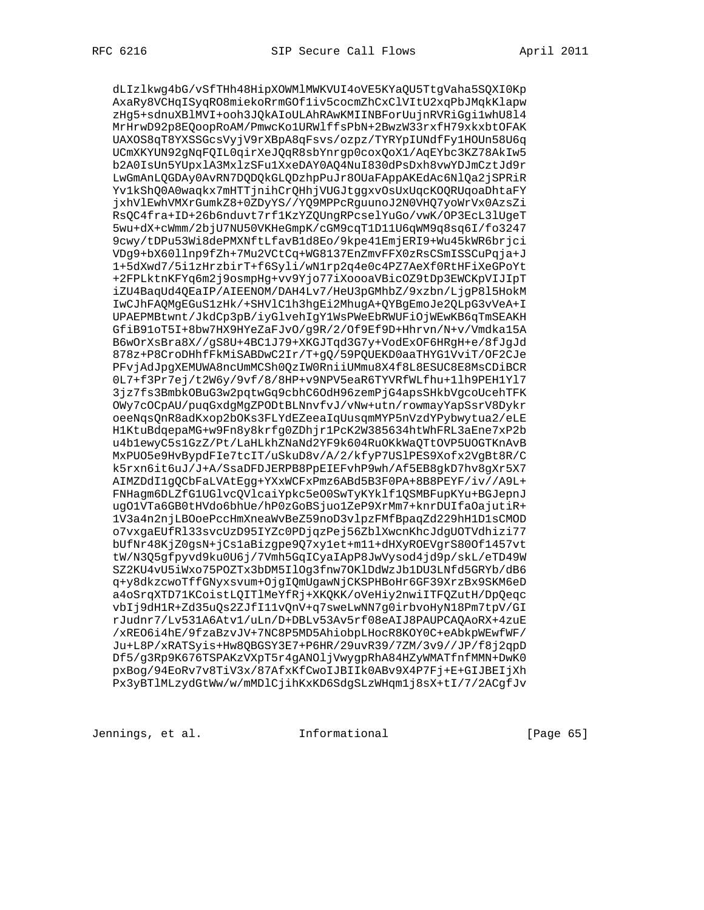```
dLIzlkwg4bG/vSfTHh48HipXOWMlMWKVUI4oVE5KYaQU5TtgVaha5SQXI0Kp
AxaRy8VCHqISyqRO8miekoRrmGOf1iv5cocmZhCxClVItU2xqPbJMqkKlapw
zHg5+sdnuXBlMVI+ooh3JQkAIoULAhRAwKMIINBForUujnRVRiGgi1whU8l4
MrHrwD92p8EQoopRoAM/PmwcKo1URWlffsPbN+2BwzW33rxfH79xkxbtOFAK
UAXOS8qT8YXSSGcsVyjV9rXBpA8qFsvs/ozpz/TYRYpIUNdfFy1HOUn58U6q
UCmXKYUN92gNqFQIL0qirXeJQqR8sbYnrgp0coxQoX1/AqEYbc3KZ78AkIw5
b2A0IsUn5YUpxlA3MxlzSFu1XxeDAY0AQ4NuI830dPsDxh8vwYDJmCztJd9r
LwGmAnLQGDAy0AvRN7DQDQkGLQDzhpPuJr8OUaFAppAKEdAc6NlQa2jSPRiR
Yv1kShQ0A0waqkx7mHTTjnihCrQHhjVUGJtggxvOsUxUqcKOQRUqoaDhtaFY
jxhVlEwhVMXrGumkZ8+0ZDyYS//YQ9MPPcRguunoJ2N0VHQ7yoWrVx0AzsZi
RsQC4fra+ID+26b6nduvt7rf1KzYZQUngRPcselYuGo/vwK/OP3EcL3lUgeT
5wu+dX+cWmm/2bjU7NU50VKHeGmpK/cGM9cqT1D11U6qWM9q8sq6I/fo3247
9cwy/tDPu53Wi8dePMXNftLfavB1d8Eo/9kpe41EmjERI9+Wu45kWR6brjci
VDg9+bX60llnp9fZh+7Mu2VCtCq+WG8137EnZmvFFX0zRsCSmISSCuPqja+J
1+5dXwd7/5i1zHrzbirT+f6Syli/wN1rp2q4e0c4PZ7AeXf0RtHFiXeGPoYt
+2FPLktnKFYq6m2j9osmpHg+vv9Yjo77iXoooaVBicOZ9tDp3EWCKpVIJIpT
iZU4BaqUd4QEaIP/AIEENOM/DAH4Lv7/HeU3pGMhbZ/9xzbn/LjgP8l5HokM
IwCJhFAQMgEGuS1zHk/+SHVlC1h3hgEi2MhugA+QYBgEmoJe2QLpG3vVeA+I
UPAEPMBtwnt/JkdCp3pB/iyGlvehIgY1WsPWeEbRWUFiOjWEwKB6qTmSEAKH
GfiB91oT5I+8bw7HX9HYeZaFJvO/g9R/2/Of9Ef9D+Hhrvn/N+v/Vmdka15A
B6wOrXsBra8X//gS8U+4BC1J79+XKGJTqd3G7y+VodExOF6HRgH+e/8fJgJd
878z+P8CroDHhfFkMiSABDwC2Ir/T+gQ/59PQUEKD0aaTHYG1VviT/OF2CJe
PFvjAdJpgXEMUWA8ncUmMCSh0QzIW0RniiUMmu8X4f8L8ESUC8E8MsCDiBCR
0L7+f3Pr7ej/t2W6y/9vf/8/8HP+v9NPV5eaR6TYVRfWLfhu+1lh9PEH1Yl7
3jz7fs3BmbkOBuG3w2pqtwGq9cbhC6OdH96zemPjG4apsSHkbVgcoUcehTFK
OWy7cOCpAU/puqGxdgMgZPODtBLNnvfvJ/vNw+utn/rowmayYapSsrV8Dykr
oeeNqsQnR8adKxop2bOKs3FLYdEZeeaIqUusqmMYP5nVzdYPybwytua2/eLE
H1KtuBdqepaMG+w9Fn8y8krfg0ZDhjr1PcK2W385634htWhFRL3aEne7xP2b
u4b1ewyC5s1GzZ/Pt/LaHLkhZNaNd2YF9k604RuOKkWaQTtOVP5UOGTKnAvB
MxPUO5e9HvBypdFIe7tcIT/uSkuD8v/A/2/kfyP7USlPES9Xofx2VgBt8R/C
k5rxn6it6uJ/J+A/SsaDFDJERPB8PpEIEFvhP9wh/Af5EB8gkD7hv8gXr5X7
AIMZDdI1gQCbFaLVAtEgg+YXxWCFxPmz6ABd5B3F0PA+8B8PEYF/iv//A9L+
FNHagm6DLZfG1UGlvcQVlcaiYpkc5eO0SwTyKYklf1QSMBFupKYu+BGJepnJ
ugO1VTa6GB0tHVdo6bhUe/hP0zGoBSjuo1ZeP9XrMm7+knrDUIfaOajutiR+
1V3a4n2njLBOoePccHmXneaWvBeZ59noD3vlpzFMfBpaqZd229hH1D1sCMOD
o7vxgaEUfRl33svcUzD95IYZc0PDjqzPej56ZblXwcnKhcJdgUOTVdhizi77
bUfNr48KjZ0gsN+jCs1aBizgpe9Q7xy1et+m11+dHXyROEVgrS80Of1457vt
tW/N3Q5gfpyvd9ku0U6j/7Vmh5GqICyaIApP8JwVysod4jd9p/skL/eTD49W
SZ2KU4vU5iWxo75POZTx3bDM5IlOg3fnw7OKlDdWzJb1DU3LNfd5GRYb/dB6
q+y8dkzcwoTffGNyxsvum+OjgIQmUgawNjCKSPHBoHr6GF39XrzBx9SKM6eD
a4oSrqXTD71KCoistLQITlMeYfRj+XKQKK/oVeHiy2nwiITFQZutH/DpQeqc
vbIj9dH1R+Zd35uQs2ZJfI11vQnV+q7sweLwNN7g0irbvoHyN18Pm7tpV/GI
rJudnr7/Lv531A6Atv1/uLn/D+DBLv53Av5rf08eAIJ8PAUPCAQAoRX+4zuE
/xREO6i4hE/9fzaBzvJV+7NC8P5MD5AhiobpLHocR8KOY0C+eAbkpWEwfWF/
Ju+L8P/xRATSyis+Hw8QBGSY3E7+P6HR/29uvR39/7ZM/3v9//JP/f8j2qpD
Df5/g3Rp9K676TSPAKzVXpT5r4gANOljVwygpRhA84HZyWMATfnfMMN+DwK0
pxBog/94EoRv7v8TiV3x/87AfxKfCwoIJBIIk0ABv9X4P7Fj+E+GIJBEIjXh
Px3yBTlMLzydGtWw/w/mMDlCjihKxKD6SdgSLzWHqm1j8sX+tI/7/2ACgfJv
```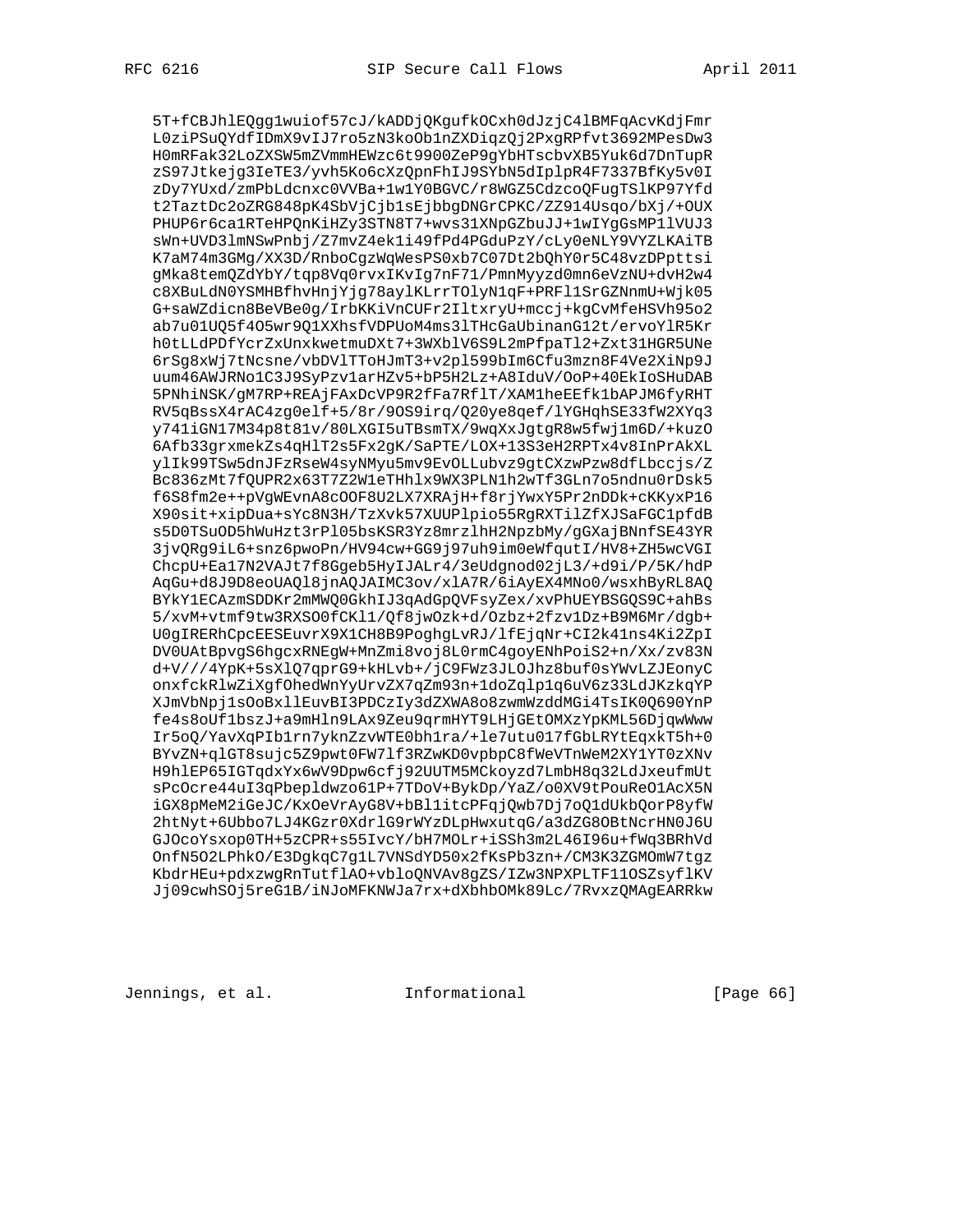```
   5T+fCBJhlEQgg1wuiof57cJ/kADDjQKgufkOCxh0dJzjC4lBMFqAcvKdjFmr
   L0ziPSuQYdfIDmX9vIJ7ro5zN3koOb1nZXDiqzQj2PxgRPfvt3692MPesDw3
   H0mRFak32LoZXSW5mZVmmHEWzc6t9900ZeP9gYbHTscbvXB5Yuk6d7DnTupR
   zS97Jtkejg3IeTE3/yvh5Ko6cXzQpnFhIJ9SYbN5dIplpR4F7337BfKy5v0I
   zDy7YUxd/zmPbLdcnxc0VVBa+1w1Y0BGVC/r8WGZ5CdzcoQFugTSlKP97Yfd
   t2TaztDc2oZRG848pK4SbVjCjb1sEjbbgDNGrCPKC/ZZ914Usqo/bXj/+OUX
   PHUP6r6ca1RTeHPQnKiHZy3STN8T7+wvs31XNpGZbuJJ+1wIYgGsMP1lVUJ3
   sWn+UVD3lmNSwPnbj/Z7mvZ4ek1i49fPd4PGduPzY/cLy0eNLY9VYZLKAiTB
   K7aM74m3GMg/XX3D/RnboCgzWqWesPS0xb7C07Dt2bQhY0r5C48vzDPpttsi
   gMka8temQZdYbY/tqp8Vq0rvxIKvIg7nF71/PmnMyyzd0mn6eVzNU+dvH2w4
   c8XBuLdN0YSMHBfhvHnjYjg78aylKLrrTOlyN1qF+PRFl1SrGZNnmU+Wjk05
   G+saWZdicn8BeVBe0g/IrbKKiVnCUFr2IltxryU+mccj+kgCvMfeHSVh95o2
   ab7u01UQ5f4O5wr9Q1XXhsfVDPUoM4ms3lTHcGaUbinanG12t/ervoYlR5Kr
   h0tLLdPDfYcrZxUnxkwetmuDXt7+3WXblV6S9L2mPfpaTl2+Zxt31HGR5UNe
   6rSg8xWj7tNcsne/vbDVlTToHJmT3+v2pl599bIm6Cfu3mzn8F4Ve2XiNp9J
   uum46AWJRNo1C3J9SyPzv1arHZv5+bP5H2Lz+A8IduV/OoP+40EkIoSHuDAB
   5PNhiNSK/gM7RP+REAjFAxDcVP9R2fFa7RflT/XAM1heEEfk1bAPJM6fyRHT
   RV5qBssX4rAC4zg0elf+5/8r/9OS9irq/Q20ye8qef/lYGHqhSE33fW2XYq3
   y741iGN17M34p8t81v/80LXGI5uTBsmTX/9wqXxJgtgR8w5fwj1m6D/+kuzO
   6Afb33grxmekZs4qHlT2s5Fx2gK/SaPTE/LOX+13S3eH2RPTx4v8InPrAkXL
   ylIk99TSw5dnJFzRseW4syNMyu5mv9EvOLLubvz9gtCXzwPzw8dfLbccjs/Z
   Bc836zMt7fQUPR2x63T7Z2W1eTHhlx9WX3PLN1h2wTf3GLn7o5ndnu0rDsk5
   f6S8fm2e++pVgWEvnA8cOOF8U2LX7XRAjH+f8rjYwxY5Pr2nDDk+cKKyxP16
   X90sit+xipDua+sYc8N3H/TzXvk57XUUPlpio55RgRXTilZfXJSaFGC1pfdB
   s5D0TSuOD5hWuHzt3rPl05bsKSR3Yz8mrzlhH2NpzbMy/gGXajBNnfSE43YR
   3jvQRg9iL6+snz6pwoPn/HV94cw+GG9j97uh9im0eWfqutI/HV8+ZH5wcVGI
   ChcpU+Ea17N2VAJt7f8Ggeb5HyIJALr4/3eUdgnod02jL3/+d9i/P/5K/hdP
   AqGu+d8J9D8eoUAQl8jnAQJAIMC3ov/xlA7R/6iAyEX4MNo0/wsxhByRL8AQ
   BYkY1ECAzmSDDKr2mMWQ0GkhIJ3qAdGpQVFsyZex/xvPhUEYBSGQS9C+ahBs
   5/xvM+vtmf9tw3RXSO0fCKl1/Qf8jwOzk+d/Ozbz+2fzv1Dz+B9M6Mr/dgb+
   U0gIRERhCpcEESEuvrX9X1CH8B9PoghgLvRJ/lfEjqNr+CI2k41ns4Ki2ZpI
   DV0UAtBpvgS6hgcxRNEgW+MnZmi8voj8L0rmC4goyENhPoiS2+n/Xx/zv83N
   d+V///4YpK+5sXlQ7qprG9+kHLvb+/jC9FWz3JLOJhz8buf0sYWvLZJEonyC
   onxfckRlwZiXgfOhedWnYyUrvZX7qZm93n+1doZqlp1q6uV6z33LdJKzkqYP
   XJmVbNpj1sOoBxllEuvBI3PDCzIy3dZXWA8o8zwmWzddMGi4TsIK0Q690YnP
   fe4s8oUf1bszJ+a9mHln9LAx9Zeu9qrmHYT9LHjGEtOMXzYpKML56DjqwWww
   Ir5oQ/YavXqPIb1rn7yknZzvWTE0bh1ra/+le7utu017fGbLRYtEqxkT5h+0
   BYvZN+qlGT8sujc5Z9pwt0FW7lf3RZwKD0vpbpC8fWeVTnWeM2XY1YT0zXNv
   H9hlEP65IGTqdxYx6wV9Dpw6cfj92UUTM5MCkoyzd7LmbH8q32LdJxeufmUt
   sPcOcre44uI3qPbepldwzo61P+7TDoV+BykDp/YaZ/o0XV9tPouReO1AcX5N
   iGX8pMeM2iGeJC/KxOeVrAyG8V+bBl1itcPFqjQwb7Dj7oQ1dUkbQorP8yfW
   2htNyt+6Ubbo7LJ4KGzr0XdrlG9rWYzDLpHwxutqG/a3dZG8OBtNcrHN0J6U
   GJOcoYsxop0TH+5zCPR+s55IvcY/bH7MOLr+iSSh3m2L46I96u+fWq3BRhVd
   OnfN5O2LPhkO/E3DgkqC7g1L7VNSdYD50x2fKsPb3zn+/CM3K3ZGMOmW7tgz
   KbdrHEu+pdxzwgRnTutflAO+vbloQNVAv8gZS/IZw3NPXPLTF11OSZsyflKV
   Jj09cwhSOj5reG1B/iNJoMFKNWJa7rx+dXbhbOMk89Lc/7RvxzQMAgEARRkw
```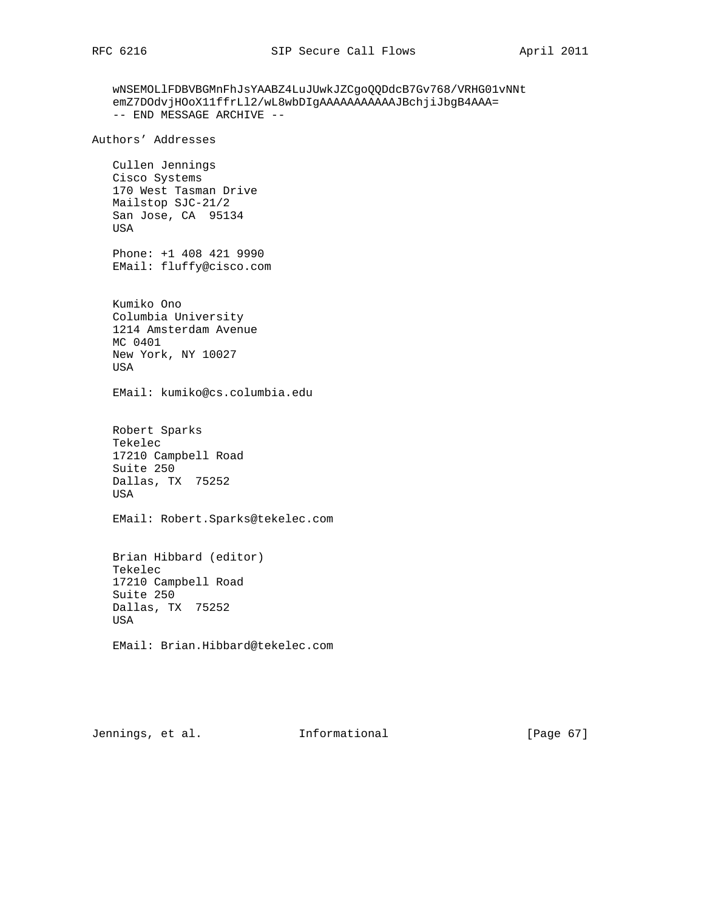```
   wNSEMOLlFDBVBGMnFhJsYAABZ4LuJUwkJZCgoQQDdcB7Gv768/VRHG01vNNt
   emZ7DOdvjHOoX11ffrLl2/wL8wbDIgAAAAAAAAAAAJBchjiJbgB4AAA=
   -- END MESSAGE ARCHIVE --
```

## Authors' Addresses

Cullen Jennings
Cisco Systems
170 West Tasman Drive
Mailstop SJC-21/2
San Jose, CA 95134
USA

Phone: +1 408 421 9990
EMail: fluffy@cisco.com

Kumiko Ono
Columbia University
1214 Amsterdam Avenue
MC 0401
New York, NY 10027
USA

EMail: kumiko@cs.columbia.edu

Robert Sparks
Tekelec
17210 Campbell Road
Suite 250
Dallas, TX 75252
USA

EMail: Robert.Sparks@tekelec.com

Brian Hibbard (editor)
Tekelec
17210 Campbell Road
Suite 250
Dallas, TX 75252
USA

EMail: Brian.Hibbard@tekelec.com